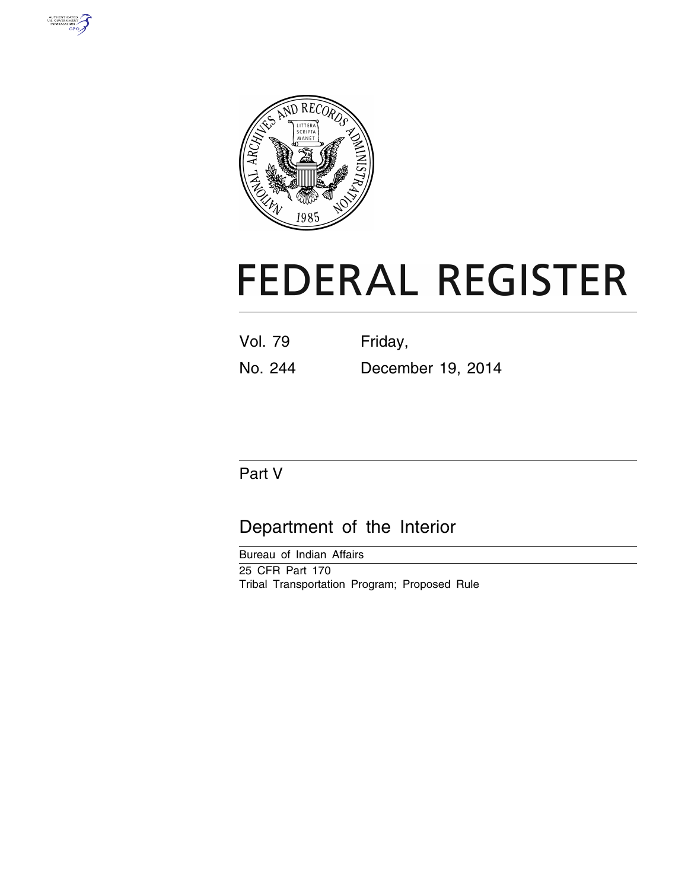# FEDERAL REGISTER

Vol. 79 Friday,

No. 244 December 19, 2014

## Part V

## Department of the Interior

Bureau of Indian Affairs

25 CFR Part 170

Tribal Transportation Program; Proposed Rule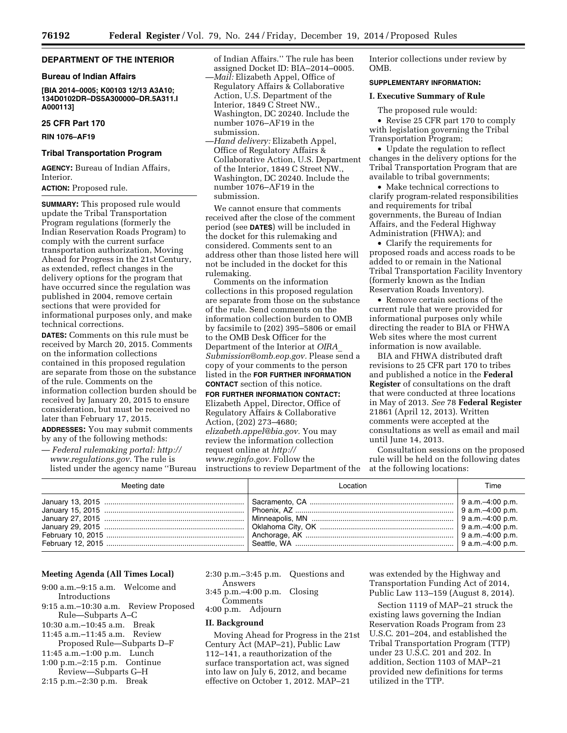## DEPARTMENT OF THE INTERIOR

### Bureau of Indian Affairs

**[BIA 2014–0005; K00103 12/13 A3A10; 134D0102DR–DS5A300000–DR.5A311.I A000113]**

### 25 CFR Part 170

**RIN 1076–AF19**

### Tribal Transportation Program

**AGENCY:** Bureau of Indian Affairs, Interior.

**ACTION:** Proposed rule.

**SUMMARY:** This proposed rule would update the Tribal Transportation Program regulations (formerly the Indian Reservation Roads Program) to comply with the current surface transportation authorization, Moving Ahead for Progress in the 21st Century, as extended, reflect changes in the delivery options for the program that have occurred since the regulation was published in 2004, remove certain sections that were provided for informational purposes only, and make technical corrections.

**DATES:** Comments on this rule must be received by March 20, 2015. Comments on the information collections contained in this proposed regulation are separate from those on the substance of the rule. Comments on the information collection burden should be received by January 20, 2015 to ensure consideration, but must be received no later than February 17, 2015.

**ADDRESSES:** You may submit comments by any of the following methods:

— *Federal rulemaking portal: http://www.regulations.gov.* The rule is listed under the agency name ''Bureau of Indian Affairs.'' The rule has been assigned Docket ID: BIA–2014–0005.

—*Mail:* Elizabeth Appel, Office of Regulatory Affairs & Collaborative Action, U.S. Department of the Interior, 1849 C Street NW., Washington, DC 20240. Include the number 1076–AF19 in the submission.

—*Hand delivery:* Elizabeth Appel, Office of Regulatory Affairs & Collaborative Action, U.S. Department of the Interior, 1849 C Street NW., Washington, DC 20240. Include the number 1076–AF19 in the submission.

We cannot ensure that comments received after the close of the comment period (see **DATES**) will be included in the docket for this rulemaking and considered. Comments sent to an address other than those listed here will not be included in the docket for this rulemaking.

Comments on the information collections in this proposed regulation are separate from those on the substance of the rule. Send comments on the information collection burden to OMB by facsimile to (202) 395–5806 or email to the OMB Desk Officer for the Department of the Interior at *OIRA_Submission@omb.eop.gov.* Please send a copy of your comments to the person listed in the **FOR FURTHER INFORMATION CONTACT** section of this notice.

**FOR FURTHER INFORMATION CONTACT:** Elizabeth Appel, Director, Office of Regulatory Affairs & Collaborative Action, (202) 273–4680; *elizabeth.appel@bia.gov.* You may review the information collection request online at *http://www.reginfo.gov.* Follow the instructions to review Department of the Interior collections under review by OMB.

**SUPPLEMENTARY INFORMATION:**

### I. Executive Summary of Rule

The proposed rule would:

- Revise 25 CFR part 170 to comply with legislation governing the Tribal Transportation Program;
- Update the regulation to reflect changes in the delivery options for the Tribal Transportation Program that are available to tribal governments;
- Make technical corrections to clarify program-related responsibilities and requirements for tribal governments, the Bureau of Indian Affairs, and the Federal Highway Administration (FHWA); and
- Clarify the requirements for proposed roads and access roads to be added to or remain in the National Tribal Transportation Facility Inventory (formerly known as the Indian Reservation Roads Inventory).
- Remove certain sections of the current rule that were provided for informational purposes only while directing the reader to BIA or FHWA Web sites where the most current information is now available.

BIA and FHWA distributed draft revisions to 25 CFR part 170 to tribes and published a notice in the **Federal Register** of consultations on the draft that were conducted at three locations in May of 2013. *See* 78 **Federal Register** 21861 (April 12, 2013). Written comments were accepted at the consultations as well as email and mail until June 14, 2013.

Consultation sessions on the proposed rule will be held on the following dates at the following locations:

| Meeting date | Location | Time |
|---|---|---|
| January 13, 2015 | Sacramento, CA | 9 a.m.–4:00 p.m. |
| January 15, 2015 | Phoenix, AZ | 9 a.m.–4:00 p.m. |
| January 27, 2015 | Minneapolis, MN | 9 a.m.–4:00 p.m. |
| January 29, 2015 | Oklahoma City, OK | 9 a.m.–4:00 p.m. |
| February 10, 2015 | Anchorage, AK | 9 a.m.–4:00 p.m. |
| February 12, 2015 | Seattle, WA | 9 a.m.–4:00 p.m. |

#### Meeting Agenda (All Times Local)

9:00 a.m.–9:15 a.m. Welcome and Introductions
9:15 a.m.–10:30 a.m. Review Proposed Rule—Subparts A–C
10:30 a.m.–10:45 a.m. Break
11:45 a.m.–11:45 a.m. Review Proposed Rule—Subparts D–F
11:45 a.m.–1:00 p.m. Lunch
1:00 p.m.–2:15 p.m. Continue Review—Subparts G–H
2:15 p.m.–2:30 p.m. Break
2:30 p.m.–3:45 p.m. Questions and Answers
3:45 p.m.–4:00 p.m. Closing Comments
4:00 p.m. Adjourn

### II. Background

Moving Ahead for Progress in the 21st Century Act (MAP–21), Public Law 112–141, a reauthorization of the surface transportation act, was signed into law on July 6, 2012, and became effective on October 1, 2012. MAP–21 was extended by the Highway and Transportation Funding Act of 2014, Public Law 113–159 (August 8, 2014).

Section 1119 of MAP–21 struck the existing laws governing the Indian Reservation Roads Program from 23 U.S.C. 201–204, and established the Tribal Transportation Program (TTP) under 23 U.S.C. 201 and 202. In addition, Section 1103 of MAP–21 provided new definitions for terms utilized in the TTP.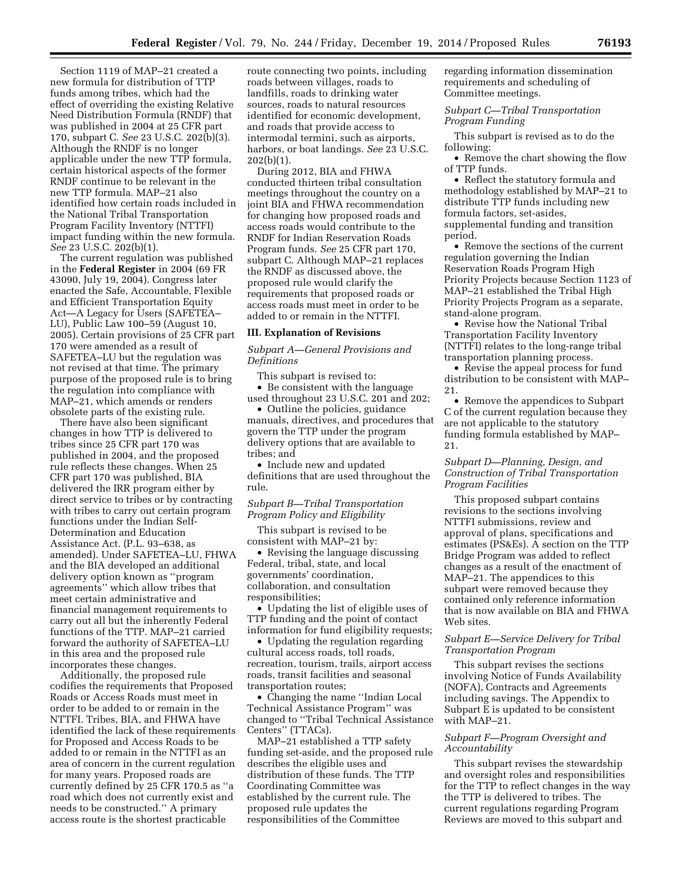Section 1119 of MAP–21 created a new formula for distribution of TTP funds among tribes, which had the effect of overriding the existing Relative Need Distribution Formula (RNDF) that was published in 2004 at 25 CFR part 170, subpart C. *See* 23 U.S.C. 202(b)(3). Although the RNDF is no longer applicable under the new TTP formula, certain historical aspects of the former RNDF continue to be relevant in the new TTP formula. MAP–21 also identified how certain roads included in the National Tribal Transportation Program Facility Inventory (NTTFI) impact funding within the new formula. *See* 23 U.S.C. 202(b)(1).

The current regulation was published in the **Federal Register** in 2004 (69 FR 43090, July 19, 2004). Congress later enacted the Safe, Accountable, Flexible and Efficient Transportation Equity Act—A Legacy for Users (SAFETEA–LU), Public Law 100–59 (August 10, 2005). Certain provisions of 25 CFR part 170 were amended as a result of SAFETEA–LU but the regulation was not revised at that time. The primary purpose of the proposed rule is to bring the regulation into compliance with MAP–21, which amends or renders obsolete parts of the existing rule.

There have also been significant changes in how TTP is delivered to tribes since 25 CFR part 170 was published in 2004, and the proposed rule reflects these changes. When 25 CFR part 170 was published, BIA delivered the IRR program either by direct service to tribes or by contracting with tribes to carry out certain program functions under the Indian Self-Determination and Education Assistance Act. (P.L. 93–638, as amended). Under SAFETEA–LU, FHWA and the BIA developed an additional delivery option known as ''program agreements'' which allow tribes that meet certain administrative and financial management requirements to carry out all but the inherently Federal functions of the TTP. MAP–21 carried forward the authority of SAFETEA–LU in this area and the proposed rule incorporates these changes.

Additionally, the proposed rule codifies the requirements that Proposed Roads or Access Roads must meet in order to be added to or remain in the NTTFI. Tribes, BIA, and FHWA have identified the lack of these requirements for Proposed and Access Roads to be added to or remain in the NTTFI as an area of concern in the current regulation for many years. Proposed roads are currently defined by 25 CFR 170.5 as ''a road which does not currently exist and needs to be constructed.'' A primary access route is the shortest practicable route connecting two points, including roads between villages, roads to landfills, roads to drinking water sources, roads to natural resources identified for economic development, and roads that provide access to intermodal termini, such as airports, harbors, or boat landings. *See* 23 U.S.C. 202(b)(1).

During 2012, BIA and FHWA conducted thirteen tribal consultation meetings throughout the country on a joint BIA and FHWA recommendation for changing how proposed roads and access roads would contribute to the RNDF for Indian Reservation Roads Program funds. *See* 25 CFR part 170, subpart C. Although MAP–21 replaces the RNDF as discussed above, the proposed rule would clarify the requirements that proposed roads or access roads must meet in order to be added to or remain in the NTTFI.

## III. Explanation of Revisions

### *Subpart A—General Provisions and Definitions*

This subpart is revised to:

- Be consistent with the language used throughout 23 U.S.C. 201 and 202;
- Outline the policies, guidance manuals, directives, and procedures that govern the TTP under the program delivery options that are available to tribes; and
- Include new and updated definitions that are used throughout the rule.

### *Subpart B—Tribal Transportation Program Policy and Eligibility*

This subpart is revised to be consistent with MAP–21 by:

- Revising the language discussing Federal, tribal, state, and local governments' coordination, collaboration, and consultation responsibilities;
- Updating the list of eligible uses of TTP funding and the point of contact information for fund eligibility requests;
- Updating the regulation regarding cultural access roads, toll roads, recreation, tourism, trails, airport access roads, transit facilities and seasonal transportation routes;
- Changing the name ''Indian Local Technical Assistance Program'' was changed to ''Tribal Technical Assistance Centers'' (TTACs).

MAP–21 established a TTP safety funding set-aside, and the proposed rule describes the eligible uses and distribution of these funds. The TTP Coordinating Committee was established by the current rule. The proposed rule updates the responsibilities of the Committee regarding information dissemination requirements and scheduling of Committee meetings.

### *Subpart C—Tribal Transportation Program Funding*

This subpart is revised as to do the following:

- Remove the chart showing the flow of TTP funds.
- Reflect the statutory formula and methodology established by MAP–21 to distribute TTP funds including new formula factors, set-asides, supplemental funding and transition period.
- Remove the sections of the current regulation governing the Indian Reservation Roads Program High Priority Projects because Section 1123 of MAP–21 established the Tribal High Priority Projects Program as a separate, stand-alone program.
- Revise how the National Tribal Transportation Facility Inventory (NTTFI) relates to the long-range tribal transportation planning process.
- Revise the appeal process for fund distribution to be consistent with MAP–21.
- Remove the appendices to Subpart C of the current regulation because they are not applicable to the statutory funding formula established by MAP–21.

### *Subpart D—Planning, Design, and Construction of Tribal Transportation Program Facilities*

This proposed subpart contains revisions to the sections involving NTTFI submissions, review and approval of plans, specifications and estimates (PS&Es). A section on the TTP Bridge Program was added to reflect changes as a result of the enactment of MAP–21. The appendices to this subpart were removed because they contained only reference information that is now available on BIA and FHWA Web sites.

### *Subpart E—Service Delivery for Tribal Transportation Program*

This subpart revises the sections involving Notice of Funds Availability (NOFA), Contracts and Agreements including savings. The Appendix to Subpart E is updated to be consistent with MAP–21.

### *Subpart F—Program Oversight and Accountability*

This subpart revises the stewardship and oversight roles and responsibilities for the TTP to reflect changes in the way the TTP is delivered to tribes. The current regulations regarding Program Reviews are moved to this subpart and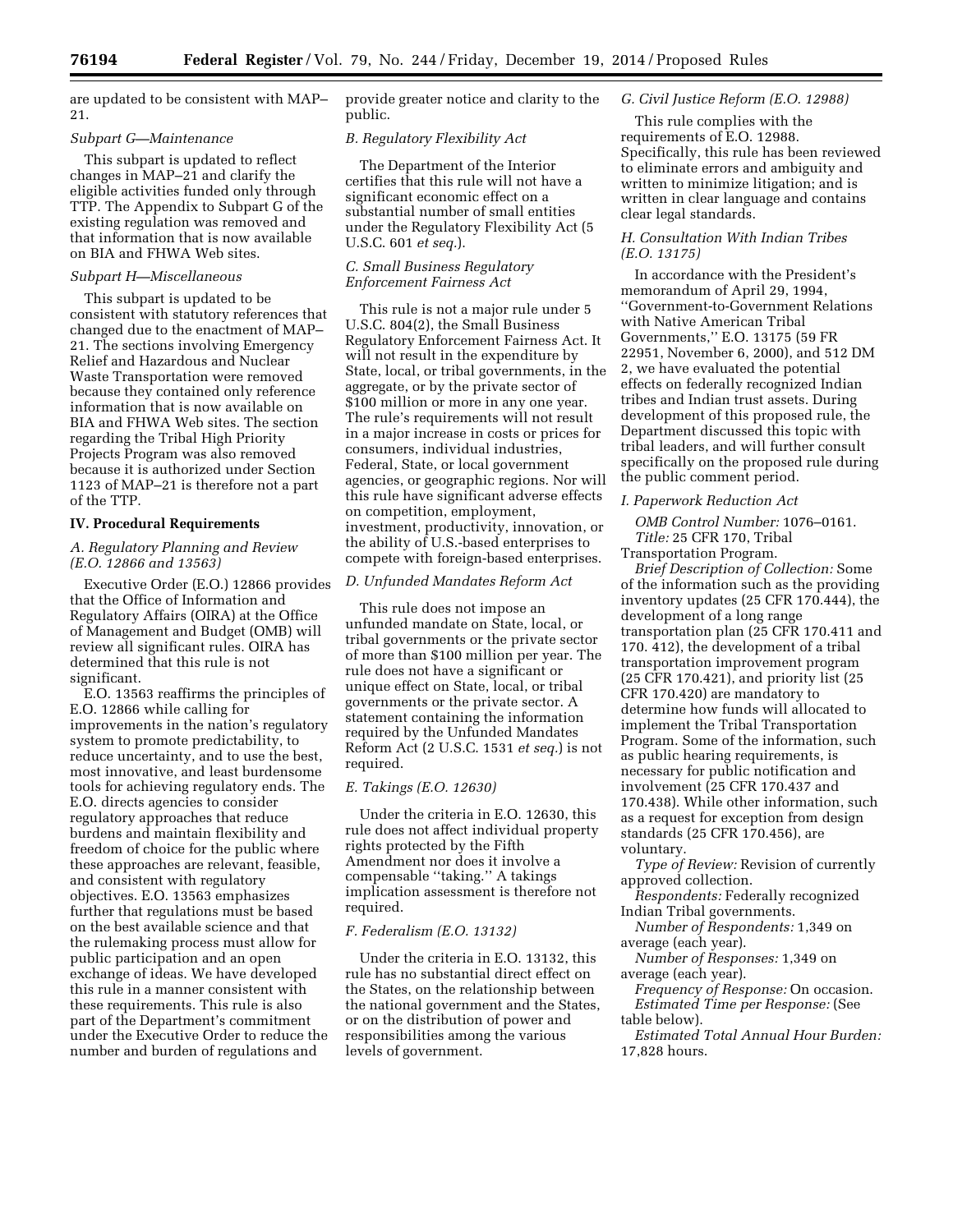are updated to be consistent with MAP–21.

*Subpart G—Maintenance*

This subpart is updated to reflect changes in MAP–21 and clarify the eligible activities funded only through TTP. The Appendix to Subpart G of the existing regulation was removed and that information that is now available on BIA and FHWA Web sites.

*Subpart H—Miscellaneous*

This subpart is updated to be consistent with statutory references that changed due to the enactment of MAP–21. The sections involving Emergency Relief and Hazardous and Nuclear Waste Transportation were removed because they contained only reference information that is now available on BIA and FHWA Web sites. The section regarding the Tribal High Priority Projects Program was also removed because it is authorized under Section 1123 of MAP–21 is therefore not a part of the TTP.

## IV. Procedural Requirements

### *A. Regulatory Planning and Review (E.O. 12866 and 13563)*

Executive Order (E.O.) 12866 provides that the Office of Information and Regulatory Affairs (OIRA) at the Office of Management and Budget (OMB) will review all significant rules. OIRA has determined that this rule is not significant.

E.O. 13563 reaffirms the principles of E.O. 12866 while calling for improvements in the nation's regulatory system to promote predictability, to reduce uncertainty, and to use the best, most innovative, and least burdensome tools for achieving regulatory ends. The E.O. directs agencies to consider regulatory approaches that reduce burdens and maintain flexibility and freedom of choice for the public where these approaches are relevant, feasible, and consistent with regulatory objectives. E.O. 13563 emphasizes further that regulations must be based on the best available science and that the rulemaking process must allow for public participation and an open exchange of ideas. We have developed this rule in a manner consistent with these requirements. This rule is also part of the Department's commitment under the Executive Order to reduce the number and burden of regulations and provide greater notice and clarity to the public.

### *B. Regulatory Flexibility Act*

The Department of the Interior certifies that this rule will not have a significant economic effect on a substantial number of small entities under the Regulatory Flexibility Act (5 U.S.C. 601 *et seq.*).

### *C. Small Business Regulatory Enforcement Fairness Act*

This rule is not a major rule under 5 U.S.C. 804(2), the Small Business Regulatory Enforcement Fairness Act. It will not result in the expenditure by State, local, or tribal governments, in the aggregate, or by the private sector of $100 million or more in any one year. The rule's requirements will not result in a major increase in costs or prices for consumers, individual industries, Federal, State, or local government agencies, or geographic regions. Nor will this rule have significant adverse effects on competition, employment, investment, productivity, innovation, or the ability of U.S.-based enterprises to compete with foreign-based enterprises.

### *D. Unfunded Mandates Reform Act*

This rule does not impose an unfunded mandate on State, local, or tribal governments or the private sector of more than $100 million per year. The rule does not have a significant or unique effect on State, local, or tribal governments or the private sector. A statement containing the information required by the Unfunded Mandates Reform Act (2 U.S.C. 1531 *et seq.*) is not required.

### *E. Takings (E.O. 12630)*

Under the criteria in E.O. 12630, this rule does not affect individual property rights protected by the Fifth Amendment nor does it involve a compensable ''taking.'' A takings implication assessment is therefore not required.

### *F. Federalism (E.O. 13132)*

Under the criteria in E.O. 13132, this rule has no substantial direct effect on the States, on the relationship between the national government and the States, or on the distribution of power and responsibilities among the various levels of government.

### *G. Civil Justice Reform (E.O. 12988)*

This rule complies with the requirements of E.O. 12988. Specifically, this rule has been reviewed to eliminate errors and ambiguity and written to minimize litigation; and is written in clear language and contains clear legal standards.

### *H. Consultation With Indian Tribes (E.O. 13175)*

In accordance with the President's memorandum of April 29, 1994, ''Government-to-Government Relations with Native American Tribal Governments,'' E.O. 13175 (59 FR 22951, November 6, 2000), and 512 DM 2, we have evaluated the potential effects on federally recognized Indian tribes and Indian trust assets. During development of this proposed rule, the Department discussed this topic with tribal leaders, and will further consult specifically on the proposed rule during the public comment period.

### *I. Paperwork Reduction Act*

*OMB Control Number:* 1076–0161.

*Title:* 25 CFR 170, Tribal Transportation Program.

*Brief Description of Collection:* Some of the information such as the providing inventory updates (25 CFR 170.444), the development of a long range transportation plan (25 CFR 170.411 and 170. 412), the development of a tribal transportation improvement program (25 CFR 170.421), and priority list (25 CFR 170.420) are mandatory to determine how funds will allocated to implement the Tribal Transportation Program. Some of the information, such as public hearing requirements, is necessary for public notification and involvement (25 CFR 170.437 and 170.438). While other information, such as a request for exception from design standards (25 CFR 170.456), are voluntary.

*Type of Review:* Revision of currently approved collection.

*Respondents:* Federally recognized Indian Tribal governments.

*Number of Respondents:* 1,349 on average (each year).

*Number of Responses:* 1,349 on average (each year).

*Frequency of Response:* On occasion.

*Estimated Time per Response:* (See table below).

*Estimated Total Annual Hour Burden:* 17,828 hours.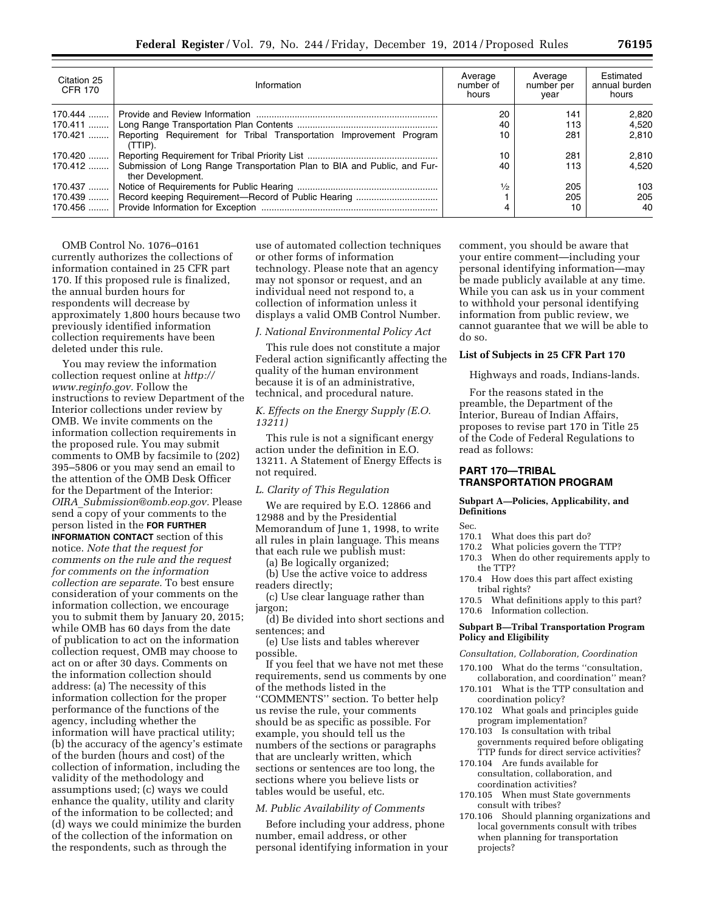| Citation 25 CFR 170 | Information | Average number of hours | Average number per year | Estimated annual burden hours |
|---|---|---|---|---|
| 170.444 | Provide and Review Information | 20 | 141 | 2,820 |
| 170.411 | Long Range Transportation Plan Contents | 40 | 113 | 4,520 |
| 170.421 | Reporting Requirement for Tribal Transportation Improvement Program (TTIP). | 10 | 281 | 2,810 |
| 170.420 | Reporting Requirement for Tribal Priority List | 10 | 281 | 2,810 |
| 170.412 | Submission of Long Range Transportation Plan to BIA and Public, and Further Development. | 40 | 113 | 4,520 |
| 170.437 | Notice of Requirements for Public Hearing | ½ | 205 | 103 |
| 170.439 | Record keeping Requirement—Record of Public Hearing | 1 | 205 | 205 |
| 170.456 | Provide Information for Exception | 4 | 10 | 40 |

OMB Control No. 1076–0161 currently authorizes the collections of information contained in 25 CFR part 170. If this proposed rule is finalized, the annual burden hours for respondents will decrease by approximately 1,800 hours because two previously identified information collection requirements have been deleted under this rule.

You may review the information collection request online at *http://www.reginfo.gov.* Follow the instructions to review Department of the Interior collections under review by OMB. We invite comments on the information collection requirements in the proposed rule. You may submit comments to OMB by facsimile to (202) 395–5806 or you may send an email to the attention of the OMB Desk Officer for the Department of the Interior: *OIRA_Submission@omb.eop.gov.* Please send a copy of your comments to the person listed in the **FOR FURTHER INFORMATION CONTACT** section of this notice. *Note that the request for comments on the rule and the request for comments on the information collection are separate.* To best ensure consideration of your comments on the information collection, we encourage you to submit them by January 20, 2015; while OMB has 60 days from the date of publication to act on the information collection request, OMB may choose to act on or after 30 days. Comments on the information collection should address: (a) The necessity of this information collection for the proper performance of the functions of the agency, including whether the information will have practical utility; (b) the accuracy of the agency's estimate of the burden (hours and cost) of the collection of information, including the validity of the methodology and assumptions used; (c) ways we could enhance the quality, utility and clarity of the information to be collected; and (d) ways we could minimize the burden of the collection of the information on the respondents, such as through the use of automated collection techniques or other forms of information technology. Please note that an agency may not sponsor or request, and an individual need not respond to, a collection of information unless it displays a valid OMB Control Number.

### *J. National Environmental Policy Act*

This rule does not constitute a major Federal action significantly affecting the quality of the human environment because it is of an administrative, technical, and procedural nature.

### *K. Effects on the Energy Supply (E.O. 13211)*

This rule is not a significant energy action under the definition in E.O. 13211. A Statement of Energy Effects is not required.

### *L. Clarity of This Regulation*

We are required by E.O. 12866 and 12988 and by the Presidential Memorandum of June 1, 1998, to write all rules in plain language. This means that each rule we publish must:

(a) Be logically organized;

(b) Use the active voice to address readers directly;

(c) Use clear language rather than jargon;

(d) Be divided into short sections and sentences; and

(e) Use lists and tables wherever possible.

If you feel that we have not met these requirements, send us comments by one of the methods listed in the ''COMMENTS'' section. To better help us revise the rule, your comments should be as specific as possible. For example, you should tell us the numbers of the sections or paragraphs that are unclearly written, which sections or sentences are too long, the sections where you believe lists or tables would be useful, etc.

### *M. Public Availability of Comments*

Before including your address, phone number, email address, or other personal identifying information in your comment, you should be aware that your entire comment—including your personal identifying information—may be made publicly available at any time. While you can ask us in your comment to withhold your personal identifying information from public review, we cannot guarantee that we will be able to do so.

**List of Subjects in 25 CFR Part 170**

Highways and roads, Indians-lands.

For the reasons stated in the preamble, the Department of the Interior, Bureau of Indian Affairs, proposes to revise part 170 in Title 25 of the Code of Federal Regulations to read as follows:

## PART 170—TRIBAL TRANSPORTATION PROGRAM

### Subpart A—Policies, Applicability, and Definitions

Sec.

170.1 What does this part do?
170.2 What policies govern the TTP?
170.3 When do other requirements apply to the TTP?
170.4 How does this part affect existing tribal rights?
170.5 What definitions apply to this part?
170.6 Information collection.

### Subpart B—Tribal Transportation Program Policy and Eligibility

*Consultation, Collaboration, Coordination*

170.100 What do the terms ''consultation, collaboration, and coordination'' mean?
170.101 What is the TTP consultation and coordination policy?
170.102 What goals and principles guide program implementation?
170.103 Is consultation with tribal governments required before obligating TTP funds for direct service activities?
170.104 Are funds available for consultation, collaboration, and coordination activities?
170.105 When must State governments consult with tribes?
170.106 Should planning organizations and local governments consult with tribes when planning for transportation projects?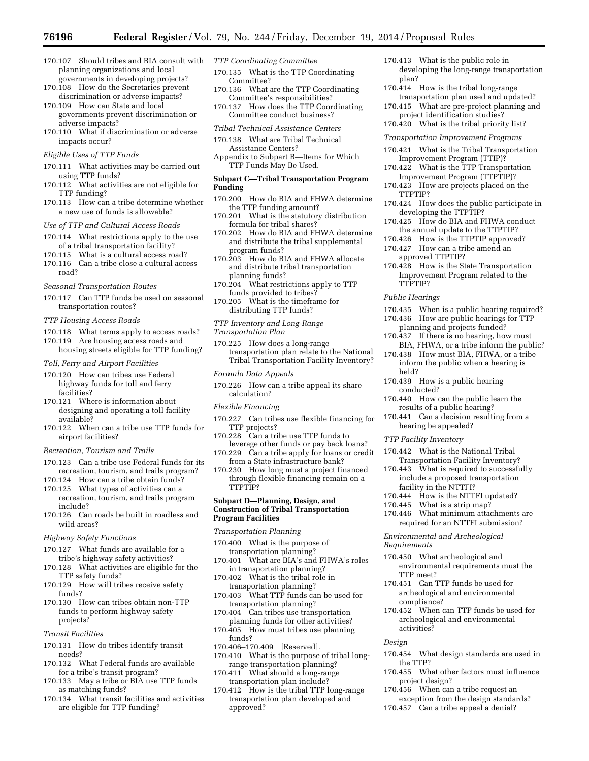170.107 Should tribes and BIA consult with planning organizations and local governments in developing projects?
170.108 How do the Secretaries prevent discrimination or adverse impacts?
170.109 How can State and local governments prevent discrimination or adverse impacts?
170.110 What if discrimination or adverse impacts occur?

*Eligible Uses of TTP Funds*

170.111 What activities may be carried out using TTP funds?
170.112 What activities are not eligible for TTP funding?
170.113 How can a tribe determine whether a new use of funds is allowable?

*Use of TTP and Cultural Access Roads*

170.114 What restrictions apply to the use of a tribal transportation facility?
170.115 What is a cultural access road?
170.116 Can a tribe close a cultural access road?

*Seasonal Transportation Routes*

170.117 Can TTP funds be used on seasonal transportation routes?

*TTP Housing Access Roads*

170.118 What terms apply to access roads?
170.119 Are housing access roads and housing streets eligible for TTP funding?

*Toll, Ferry and Airport Facilities*

170.120 How can tribes use Federal highway funds for toll and ferry facilities?
170.121 Where is information about designing and operating a toll facility available?
170.122 When can a tribe use TTP funds for airport facilities?

*Recreation, Tourism and Trails*

170.123 Can a tribe use Federal funds for its recreation, tourism, and trails program?
170.124 How can a tribe obtain funds?
170.125 What types of activities can a recreation, tourism, and trails program include?
170.126 Can roads be built in roadless and wild areas?

*Highway Safety Functions*

170.127 What funds are available for a tribe's highway safety activities?
170.128 What activities are eligible for the TTP safety funds?
170.129 How will tribes receive safety funds?
170.130 How can tribes obtain non-TTP funds to perform highway safety projects?

*Transit Facilities*

170.131 How do tribes identify transit needs?
170.132 What Federal funds are available for a tribe's transit program?
170.133 May a tribe or BIA use TTP funds as matching funds?
170.134 What transit facilities and activities are eligible for TTP funding?

*TTP Coordinating Committee*

170.135 What is the TTP Coordinating Committee?
170.136 What are the TTP Coordinating Committee's responsibilities?
170.137 How does the TTP Coordinating Committee conduct business?

*Tribal Technical Assistance Centers*

170.138 What are Tribal Technical Assistance Centers?

Appendix to Subpart B—Items for Which TTP Funds May Be Used.

**Subpart C—Tribal Transportation Program Funding**

170.200 How do BIA and FHWA determine the TTP funding amount?
170.201 What is the statutory distribution formula for tribal shares?
170.202 How do BIA and FHWA determine and distribute the tribal supplemental program funds?
170.203 How do BIA and FHWA allocate and distribute tribal transportation planning funds?
170.204 What restrictions apply to TTP funds provided to tribes?
170.205 What is the timeframe for distributing TTP funds?

*TTP Inventory and Long-Range Transportation Plan*

170.225 How does a long-range transportation plan relate to the National Tribal Transportation Facility Inventory?

*Formula Data Appeals*

170.226 How can a tribe appeal its share calculation?

*Flexible Financing*

170.227 Can tribes use flexible financing for TTP projects?
170.228 Can a tribe use TTP funds to leverage other funds or pay back loans?
170.229 Can a tribe apply for loans or credit from a State infrastructure bank?
170.230 How long must a project financed through flexible financing remain on a TTPTIP?

**Subpart D—Planning, Design, and Construction of Tribal Transportation Program Facilities**

*Transportation Planning*

170.400 What is the purpose of transportation planning?
170.401 What are BIA's and FHWA's roles in transportation planning?
170.402 What is the tribal role in transportation planning?
170.403 What TTP funds can be used for transportation planning?
170.404 Can tribes use transportation planning funds for other activities?
170.405 How must tribes use planning funds?
170.406–170.409 [Reserved].
170.410 What is the purpose of tribal long-range transportation planning?
170.411 What should a long-range transportation plan include?
170.412 How is the tribal TTP long-range transportation plan developed and approved?
170.413 What is the public role in developing the long-range transportation plan?
170.414 How is the tribal long-range transportation plan used and updated?
170.415 What are pre-project planning and project identification studies?
170.420 What is the tribal priority list?

*Transportation Improvement Programs*

170.421 What is the Tribal Transportation Improvement Program (TTIP)?
170.422 What is the TTP Transportation Improvement Program (TTPTIP)?
170.423 How are projects placed on the TTPTIP?
170.424 How does the public participate in developing the TTPTIP?
170.425 How do BIA and FHWA conduct the annual update to the TTPTIP?
170.426 How is the TTPTIP approved?
170.427 How can a tribe amend an approved TTPTIP?
170.428 How is the State Transportation Improvement Program related to the TTPTIP?

*Public Hearings*

170.435 When is a public hearing required?
170.436 How are public hearings for TTP planning and projects funded?
170.437 If there is no hearing, how must BIA, FHWA, or a tribe inform the public?
170.438 How must BIA, FHWA, or a tribe inform the public when a hearing is held?
170.439 How is a public hearing conducted?
170.440 How can the public learn the results of a public hearing?
170.441 Can a decision resulting from a hearing be appealed?

*TTP Facility Inventory*

170.442 What is the National Tribal Transportation Facility Inventory?
170.443 What is required to successfully include a proposed transportation facility in the NTTFI?
170.444 How is the NTTFI updated?
170.445 What is a strip map?
170.446 What minimum attachments are required for an NTTFI submission?

*Environmental and Archeological Requirements*

170.450 What archeological and environmental requirements must the TTP meet?
170.451 Can TTP funds be used for archeological and environmental compliance?
170.452 When can TTP funds be used for archeological and environmental activities?

*Design*

170.454 What design standards are used in the TTP?
170.455 What other factors must influence project design?
170.456 When can a tribe request an exception from the design standards?
170.457 Can a tribe appeal a denial?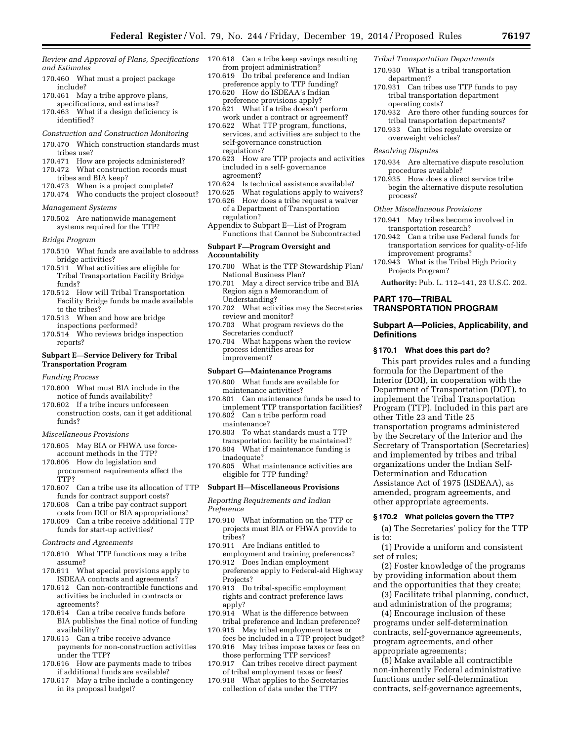*Review and Approval of Plans, Specifications and Estimates*

170.460 What must a project package include?
170.461 May a tribe approve plans, specifications, and estimates?
170.463 What if a design deficiency is identified?

*Construction and Construction Monitoring*

170.470 Which construction standards must tribes use?
170.471 How are projects administered?
170.472 What construction records must tribes and BIA keep?
170.473 When is a project complete?
170.474 Who conducts the project closeout?

*Management Systems*

170.502 Are nationwide management systems required for the TTP?

*Bridge Program*

170.510 What funds are available to address bridge activities?
170.511 What activities are eligible for Tribal Transportation Facility Bridge funds?
170.512 How will Tribal Transportation Facility Bridge funds be made available to the tribes?
170.513 When and how are bridge inspections performed?
170.514 Who reviews bridge inspection reports?

**Subpart E—Service Delivery for Tribal Transportation Program**

*Funding Process*

170.600 What must BIA include in the notice of funds availability?
170.602 If a tribe incurs unforeseen construction costs, can it get additional funds?

*Miscellaneous Provisions*

170.605 May BIA or FHWA use force-account methods in the TTP?
170.606 How do legislation and procurement requirements affect the TTP?
170.607 Can a tribe use its allocation of TTP funds for contract support costs?
170.608 Can a tribe pay contract support costs from DOI or BIA appropriations?
170.609 Can a tribe receive additional TTP funds for start-up activities?

*Contracts and Agreements*

170.610 What TTP functions may a tribe assume?
170.611 What special provisions apply to ISDEAA contracts and agreements?
170.612 Can non-contractible functions and activities be included in contracts or agreements?
170.614 Can a tribe receive funds before BIA publishes the final notice of funding availability?
170.615 Can a tribe receive advance payments for non-construction activities under the TTP?
170.616 How are payments made to tribes if additional funds are available?
170.617 May a tribe include a contingency in its proposal budget?
170.618 Can a tribe keep savings resulting from project administration?
170.619 Do tribal preference and Indian preference apply to TTP funding?
170.620 How do ISDEAA's Indian preference provisions apply?
170.621 What if a tribe doesn't perform work under a contract or agreement?
170.622 What TTP program, functions, services, and activities are subject to the self-governance construction regulations?
170.623 How are TTP projects and activities included in a self- governance agreement?
170.624 Is technical assistance available?
170.625 What regulations apply to waivers?
170.626 How does a tribe request a waiver of a Department of Transportation regulation?

Appendix to Subpart E—List of Program Functions that Cannot be Subcontracted

**Subpart F—Program Oversight and Accountability**

170.700 What is the TTP Stewardship Plan/National Business Plan?
170.701 May a direct service tribe and BIA Region sign a Memorandum of Understanding?
170.702 What activities may the Secretaries review and monitor?
170.703 What program reviews do the Secretaries conduct?
170.704 What happens when the review process identifies areas for improvement?

**Subpart G—Maintenance Programs**

170.800 What funds are available for maintenance activities?
170.801 Can maintenance funds be used to implement TTP transportation facilities?
170.802 Can a tribe perform road maintenance?
170.803 To what standards must a TTP transportation facility be maintained?
170.804 What if maintenance funding is inadequate?
170.805 What maintenance activities are eligible for TTP funding?

**Subpart H—Miscellaneous Provisions**

*Reporting Requirements and Indian Preference*

170.910 What information on the TTP or projects must BIA or FHWA provide to tribes?
170.911 Are Indians entitled to employment and training preferences?
170.912 Does Indian employment preference apply to Federal-aid Highway Projects?
170.913 Do tribal-specific employment rights and contract preference laws apply?
170.914 What is the difference between tribal preference and Indian preference?
170.915 May tribal employment taxes or fees be included in a TTP project budget?
170.916 May tribes impose taxes or fees on those performing TTP services?
170.917 Can tribes receive direct payment of tribal employment taxes or fees?
170.918 What applies to the Secretaries collection of data under the TTP?

*Tribal Transportation Departments*

170.930 What is a tribal transportation department?
170.931 Can tribes use TTP funds to pay tribal transportation department operating costs?
170.932 Are there other funding sources for tribal transportation departments?
170.933 Can tribes regulate oversize or overweight vehicles?

*Resolving Disputes*

170.934 Are alternative dispute resolution procedures available?
170.935 How does a direct service tribe begin the alternative dispute resolution process?

*Other Miscellaneous Provisions*

170.941 May tribes become involved in transportation research?
170.942 Can a tribe use Federal funds for transportation services for quality-of-life improvement programs?
170.943 What is the Tribal High Priority Projects Program?

**Authority:** Pub. L. 112–141, 23 U.S.C. 202.

## PART 170—TRIBAL TRANSPORTATION PROGRAM

### Subpart A—Policies, Applicability, and Definitions

#### § 170.1 What does this part do?

This part provides rules and a funding formula for the Department of the Interior (DOI), in cooperation with the Department of Transportation (DOT), to implement the Tribal Transportation Program (TTP). Included in this part are other Title 23 and Title 25 transportation programs administered by the Secretary of the Interior and the Secretary of Transportation (Secretaries) and implemented by tribes and tribal organizations under the Indian Self-Determination and Education Assistance Act of 1975 (ISDEAA), as amended, program agreements, and other appropriate agreements.

#### § 170.2 What policies govern the TTP?

(a) The Secretaries' policy for the TTP is to:

(1) Provide a uniform and consistent set of rules;

(2) Foster knowledge of the programs by providing information about them and the opportunities that they create;

(3) Facilitate tribal planning, conduct, and administration of the programs;

(4) Encourage inclusion of these programs under self-determination contracts, self-governance agreements, program agreements, and other appropriate agreements;

(5) Make available all contractible non-inherently Federal administrative functions under self-determination contracts, self-governance agreements,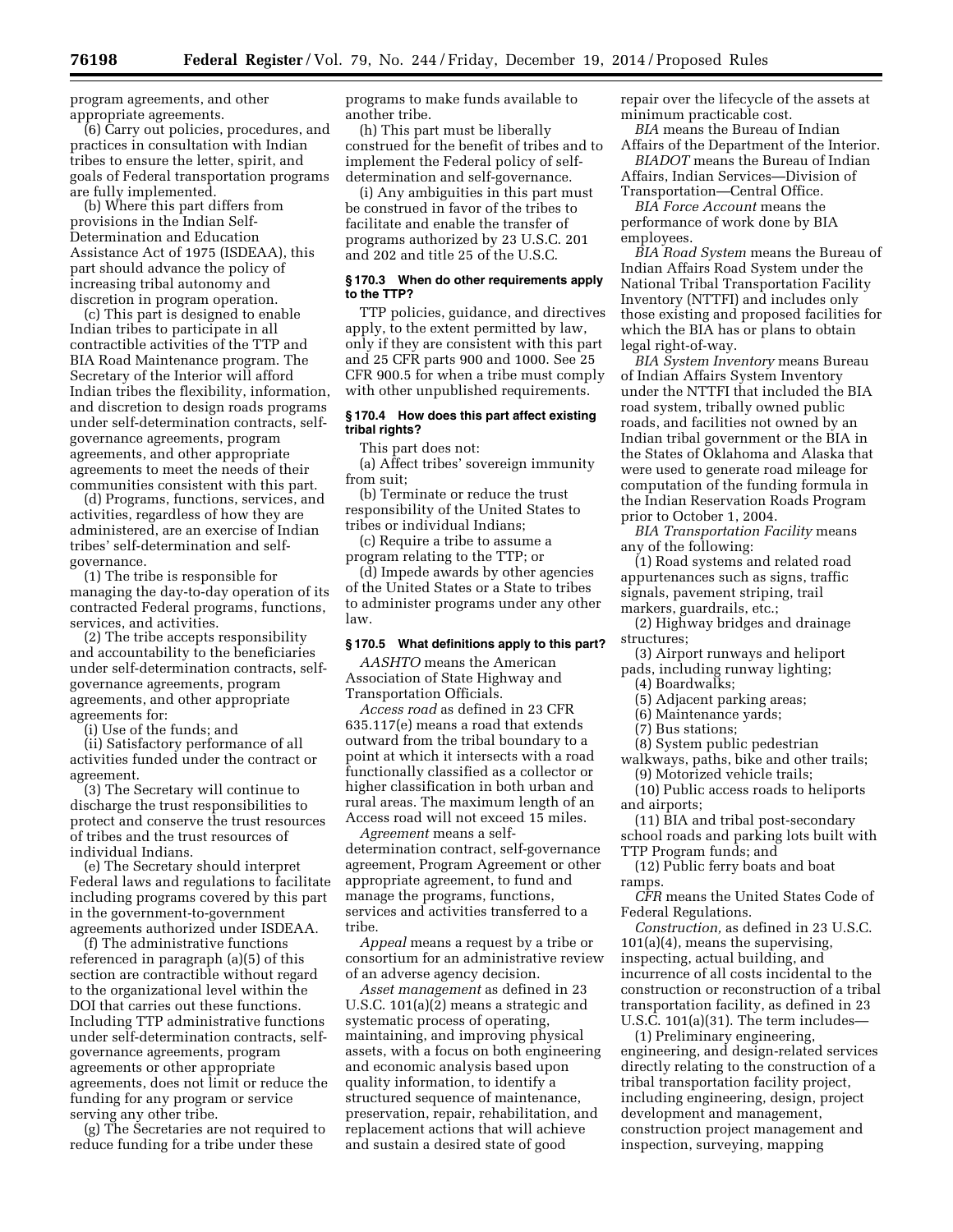program agreements, and other appropriate agreements.

(6) Carry out policies, procedures, and practices in consultation with Indian tribes to ensure the letter, spirit, and goals of Federal transportation programs are fully implemented.

(b) Where this part differs from provisions in the Indian Self-Determination and Education Assistance Act of 1975 (ISDEAA), this part should advance the policy of increasing tribal autonomy and discretion in program operation.

(c) This part is designed to enable Indian tribes to participate in all contractible activities of the TTP and BIA Road Maintenance program. The Secretary of the Interior will afford Indian tribes the flexibility, information, and discretion to design roads programs under self-determination contracts, self-governance agreements, program agreements, and other appropriate agreements to meet the needs of their communities consistent with this part.

(d) Programs, functions, services, and activities, regardless of how they are administered, are an exercise of Indian tribes' self-determination and self-governance.

(1) The tribe is responsible for managing the day-to-day operation of its contracted Federal programs, functions, services, and activities.

(2) The tribe accepts responsibility and accountability to the beneficiaries under self-determination contracts, self-governance agreements, program agreements, and other appropriate agreements for:

(i) Use of the funds; and

(ii) Satisfactory performance of all activities funded under the contract or agreement.

(3) The Secretary will continue to discharge the trust responsibilities to protect and conserve the trust resources of tribes and the trust resources of individual Indians.

(e) The Secretary should interpret Federal laws and regulations to facilitate including programs covered by this part in the government-to-government agreements authorized under ISDEAA.

(f) The administrative functions referenced in paragraph (a)(5) of this section are contractible without regard to the organizational level within the DOI that carries out these functions. Including TTP administrative functions under self-determination contracts, self-governance agreements, program agreements or other appropriate agreements, does not limit or reduce the funding for any program or service serving any other tribe.

(g) The Secretaries are not required to reduce funding for a tribe under these programs to make funds available to another tribe.

(h) This part must be liberally construed for the benefit of tribes and to implement the Federal policy of self-determination and self-governance.

(i) Any ambiguities in this part must be construed in favor of the tribes to facilitate and enable the transfer of programs authorized by 23 U.S.C. 201 and 202 and title 25 of the U.S.C.

### § 170.3 When do other requirements apply to the TTP?

TTP policies, guidance, and directives apply, to the extent permitted by law, only if they are consistent with this part and 25 CFR parts 900 and 1000. See 25 CFR 900.5 for when a tribe must comply with other unpublished requirements.

### § 170.4 How does this part affect existing tribal rights?

This part does not:

(a) Affect tribes' sovereign immunity from suit;

(b) Terminate or reduce the trust responsibility of the United States to tribes or individual Indians;

(c) Require a tribe to assume a program relating to the TTP; or

(d) Impede awards by other agencies of the United States or a State to tribes to administer programs under any other law.

### § 170.5 What definitions apply to this part?

*AASHTO* means the American Association of State Highway and Transportation Officials.

*Access road* as defined in 23 CFR 635.117(e) means a road that extends outward from the tribal boundary to a point at which it intersects with a road functionally classified as a collector or higher classification in both urban and rural areas. The maximum length of an Access road will not exceed 15 miles.

*Agreement* means a self-determination contract, self-governance agreement, Program Agreement or other appropriate agreement, to fund and manage the programs, functions, services and activities transferred to a tribe.

*Appeal* means a request by a tribe or consortium for an administrative review of an adverse agency decision.

*Asset management* as defined in 23 U.S.C. 101(a)(2) means a strategic and systematic process of operating, maintaining, and improving physical assets, with a focus on both engineering and economic analysis based upon quality information, to identify a structured sequence of maintenance, preservation, repair, rehabilitation, and replacement actions that will achieve and sustain a desired state of good repair over the lifecycle of the assets at minimum practicable cost.

*BIA* means the Bureau of Indian Affairs of the Department of the Interior.

*BIADOT* means the Bureau of Indian Affairs, Indian Services—Division of Transportation—Central Office.

*BIA Force Account* means the performance of work done by BIA employees.

*BIA Road System* means the Bureau of Indian Affairs Road System under the National Tribal Transportation Facility Inventory (NTTFI) and includes only those existing and proposed facilities for which the BIA has or plans to obtain legal right-of-way.

*BIA System Inventory* means Bureau of Indian Affairs System Inventory under the NTTFI that included the BIA road system, tribally owned public roads, and facilities not owned by an Indian tribal government or the BIA in the States of Oklahoma and Alaska that were used to generate road mileage for computation of the funding formula in the Indian Reservation Roads Program prior to October 1, 2004.

*BIA Transportation Facility* means any of the following:

(1) Road systems and related road appurtenances such as signs, traffic signals, pavement striping, trail markers, guardrails, etc.;

(2) Highway bridges and drainage structures;

(3) Airport runways and heliport pads, including runway lighting;

(4) Boardwalks;

(5) Adjacent parking areas;

(6) Maintenance yards;

(7) Bus stations;

(8) System public pedestrian walkways, paths, bike and other trails;

(9) Motorized vehicle trails;

(10) Public access roads to heliports and airports;

(11) BIA and tribal post-secondary school roads and parking lots built with TTP Program funds; and

(12) Public ferry boats and boat ramps.

*CFR* means the United States Code of Federal Regulations.

*Construction,* as defined in 23 U.S.C. 101(a)(4), means the supervising, inspecting, actual building, and incurrence of all costs incidental to the construction or reconstruction of a tribal transportation facility, as defined in 23 U.S.C. 101(a)(31). The term includes—

(1) Preliminary engineering, engineering, and design-related services directly relating to the construction of a tribal transportation facility project, including engineering, design, project development and management, construction project management and inspection, surveying, mapping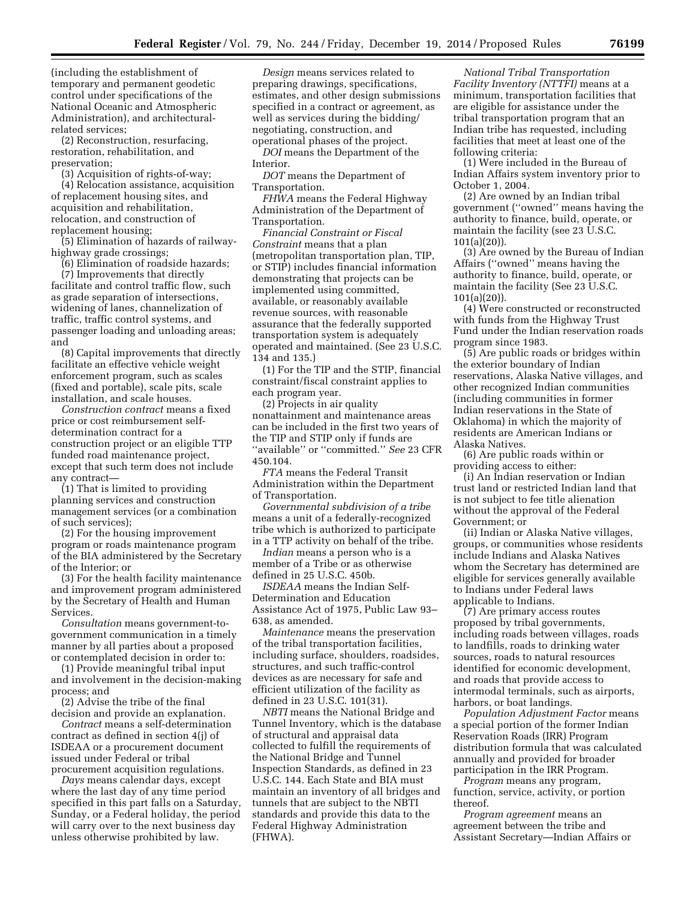(including the establishment of temporary and permanent geodetic control under specifications of the National Oceanic and Atmospheric Administration), and architectural-related services;

(2) Reconstruction, resurfacing, restoration, rehabilitation, and preservation;

(3) Acquisition of rights-of-way;

(4) Relocation assistance, acquisition of replacement housing sites, and acquisition and rehabilitation, relocation, and construction of replacement housing;

(5) Elimination of hazards of railway-highway grade crossings;

(6) Elimination of roadside hazards;

(7) Improvements that directly facilitate and control traffic flow, such as grade separation of intersections, widening of lanes, channelization of traffic, traffic control systems, and passenger loading and unloading areas; and

(8) Capital improvements that directly facilitate an effective vehicle weight enforcement program, such as scales (fixed and portable), scale pits, scale installation, and scale houses.

*Construction contract* means a fixed price or cost reimbursement self-determination contract for a construction project or an eligible TTP funded road maintenance project, except that such term does not include any contract—

(1) That is limited to providing planning services and construction management services (or a combination of such services);

(2) For the housing improvement program or roads maintenance program of the BIA administered by the Secretary of the Interior; or

(3) For the health facility maintenance and improvement program administered by the Secretary of Health and Human Services.

*Consultation* means government-to-government communication in a timely manner by all parties about a proposed or contemplated decision in order to:

(1) Provide meaningful tribal input and involvement in the decision-making process; and

(2) Advise the tribe of the final decision and provide an explanation.

*Contract* means a self-determination contract as defined in section 4(j) of ISDEAA or a procurement document issued under Federal or tribal procurement acquisition regulations.

*Days* means calendar days, except where the last day of any time period specified in this part falls on a Saturday, Sunday, or a Federal holiday, the period will carry over to the next business day unless otherwise prohibited by law.

*Design* means services related to preparing drawings, specifications, estimates, and other design submissions specified in a contract or agreement, as well as services during the bidding/negotiating, construction, and operational phases of the project.

*DOI* means the Department of the Interior.

*DOT* means the Department of Transportation.

*FHWA* means the Federal Highway Administration of the Department of Transportation.

*Financial Constraint or Fiscal Constraint* means that a plan (metropolitan transportation plan, TIP, or STIP) includes financial information demonstrating that projects can be implemented using committed, available, or reasonably available revenue sources, with reasonable assurance that the federally supported transportation system is adequately operated and maintained. (See 23 U.S.C. 134 and 135.)

(1) For the TIP and the STIP, financial constraint/fiscal constraint applies to each program year.

(2) Projects in air quality nonattainment and maintenance areas can be included in the first two years of the TIP and STIP only if funds are ''available'' or ''committed.'' *See* 23 CFR 450.104.

*FTA* means the Federal Transit Administration within the Department of Transportation.

*Governmental subdivision of a tribe* means a unit of a federally-recognized tribe which is authorized to participate in a TTP activity on behalf of the tribe.

*Indian* means a person who is a member of a Tribe or as otherwise defined in 25 U.S.C. 450b.

*ISDEAA* means the Indian Self-Determination and Education Assistance Act of 1975, Public Law 93–638, as amended.

*Maintenance* means the preservation of the tribal transportation facilities, including surface, shoulders, roadsides, structures, and such traffic-control devices as are necessary for safe and efficient utilization of the facility as defined in 23 U.S.C. 101(31).

*NBTI* means the National Bridge and Tunnel Inventory, which is the database of structural and appraisal data collected to fulfill the requirements of the National Bridge and Tunnel Inspection Standards, as defined in 23 U.S.C. 144. Each State and BIA must maintain an inventory of all bridges and tunnels that are subject to the NBTI standards and provide this data to the Federal Highway Administration (FHWA).

*National Tribal Transportation Facility Inventory (NTTFI)* means at a minimum, transportation facilities that are eligible for assistance under the tribal transportation program that an Indian tribe has requested, including facilities that meet at least one of the following criteria:

(1) Were included in the Bureau of Indian Affairs system inventory prior to October 1, 2004.

(2) Are owned by an Indian tribal government (''owned'' means having the authority to finance, build, operate, or maintain the facility (see 23 U.S.C. 101(a)(20)).

(3) Are owned by the Bureau of Indian Affairs (''owned'' means having the authority to finance, build, operate, or maintain the facility (See 23 U.S.C. 101(a)(20)).

(4) Were constructed or reconstructed with funds from the Highway Trust Fund under the Indian reservation roads program since 1983.

(5) Are public roads or bridges within the exterior boundary of Indian reservations, Alaska Native villages, and other recognized Indian communities (including communities in former Indian reservations in the State of Oklahoma) in which the majority of residents are American Indians or Alaska Natives.

(6) Are public roads within or providing access to either:

(i) An Indian reservation or Indian trust land or restricted Indian land that is not subject to fee title alienation without the approval of the Federal Government; or

(ii) Indian or Alaska Native villages, groups, or communities whose residents include Indians and Alaska Natives whom the Secretary has determined are eligible for services generally available to Indians under Federal laws applicable to Indians.

(7) Are primary access routes proposed by tribal governments, including roads between villages, roads to landfills, roads to drinking water sources, roads to natural resources identified for economic development, and roads that provide access to intermodal terminals, such as airports, harbors, or boat landings.

*Population Adjustment Factor* means a special portion of the former Indian Reservation Roads (IRR) Program distribution formula that was calculated annually and provided for broader participation in the IRR Program.

*Program* means any program, function, service, activity, or portion thereof.

*Program agreement* means an agreement between the tribe and Assistant Secretary—Indian Affairs or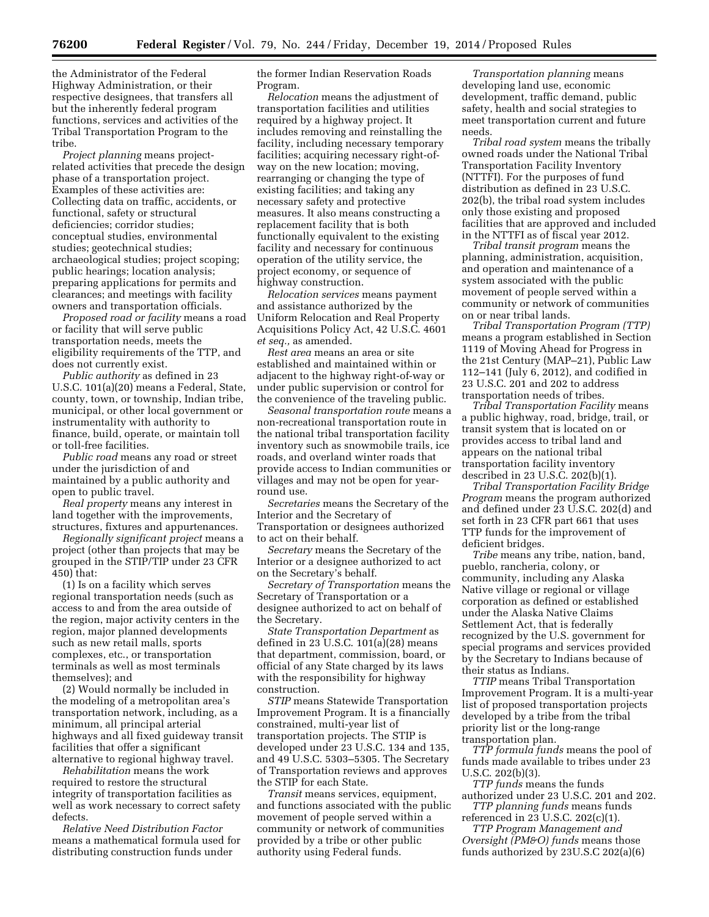the Administrator of the Federal Highway Administration, or their respective designees, that transfers all but the inherently federal program functions, services and activities of the Tribal Transportation Program to the tribe.

*Project planning* means project-related activities that precede the design phase of a transportation project. Examples of these activities are: Collecting data on traffic, accidents, or functional, safety or structural deficiencies; corridor studies; conceptual studies, environmental studies; geotechnical studies; archaeological studies; project scoping; public hearings; location analysis; preparing applications for permits and clearances; and meetings with facility owners and transportation officials.

*Proposed road or facility* means a road or facility that will serve public transportation needs, meets the eligibility requirements of the TTP, and does not currently exist.

*Public authority* as defined in 23 U.S.C. 101(a)(20) means a Federal, State, county, town, or township, Indian tribe, municipal, or other local government or instrumentality with authority to finance, build, operate, or maintain toll or toll-free facilities.

*Public road* means any road or street under the jurisdiction of and maintained by a public authority and open to public travel.

*Real property* means any interest in land together with the improvements, structures, fixtures and appurtenances.

*Regionally significant project* means a project (other than projects that may be grouped in the STIP/TIP under 23 CFR 450) that:

(1) Is on a facility which serves regional transportation needs (such as access to and from the area outside of the region, major activity centers in the region, major planned developments such as new retail malls, sports complexes, etc., or transportation terminals as well as most terminals themselves); and

(2) Would normally be included in the modeling of a metropolitan area's transportation network, including, as a minimum, all principal arterial highways and all fixed guideway transit facilities that offer a significant alternative to regional highway travel.

*Rehabilitation* means the work required to restore the structural integrity of transportation facilities as well as work necessary to correct safety defects.

*Relative Need Distribution Factor* means a mathematical formula used for distributing construction funds under the former Indian Reservation Roads Program.

*Relocation* means the adjustment of transportation facilities and utilities required by a highway project. It includes removing and reinstalling the facility, including necessary temporary facilities; acquiring necessary right-of-way on the new location; moving, rearranging or changing the type of existing facilities; and taking any necessary safety and protective measures. It also means constructing a replacement facility that is both functionally equivalent to the existing facility and necessary for continuous operation of the utility service, the project economy, or sequence of highway construction.

*Relocation services* means payment and assistance authorized by the Uniform Relocation and Real Property Acquisitions Policy Act, 42 U.S.C. 4601 *et seq.,* as amended.

*Rest area* means an area or site established and maintained within or adjacent to the highway right-of-way or under public supervision or control for the convenience of the traveling public.

*Seasonal transportation route* means a non-recreational transportation route in the national tribal transportation facility inventory such as snowmobile trails, ice roads, and overland winter roads that provide access to Indian communities or villages and may not be open for year-round use.

*Secretaries* means the Secretary of the Interior and the Secretary of Transportation or designees authorized to act on their behalf.

*Secretary* means the Secretary of the Interior or a designee authorized to act on the Secretary's behalf.

*Secretary of Transportation* means the Secretary of Transportation or a designee authorized to act on behalf of the Secretary.

*State Transportation Department* as defined in 23 U.S.C. 101(a)(28) means that department, commission, board, or official of any State charged by its laws with the responsibility for highway construction.

*STIP* means Statewide Transportation Improvement Program. It is a financially constrained, multi-year list of transportation projects. The STIP is developed under 23 U.S.C. 134 and 135, and 49 U.S.C. 5303–5305. The Secretary of Transportation reviews and approves the STIP for each State.

*Transit* means services, equipment, and functions associated with the public movement of people served within a community or network of communities provided by a tribe or other public authority using Federal funds.

*Transportation planning* means developing land use, economic development, traffic demand, public safety, health and social strategies to meet transportation current and future needs.

*Tribal road system* means the tribally owned roads under the National Tribal Transportation Facility Inventory (NTTFI). For the purposes of fund distribution as defined in 23 U.S.C. 202(b), the tribal road system includes only those existing and proposed facilities that are approved and included in the NTTFI as of fiscal year 2012.

*Tribal transit program* means the planning, administration, acquisition, and operation and maintenance of a system associated with the public movement of people served within a community or network of communities on or near tribal lands.

*Tribal Transportation Program (TTP)* means a program established in Section 1119 of Moving Ahead for Progress in the 21st Century (MAP–21), Public Law 112–141 (July 6, 2012), and codified in 23 U.S.C. 201 and 202 to address transportation needs of tribes.

*Tribal Transportation Facility* means a public highway, road, bridge, trail, or transit system that is located on or provides access to tribal land and appears on the national tribal transportation facility inventory described in 23 U.S.C. 202(b)(1).

*Tribal Transportation Facility Bridge Program* means the program authorized and defined under 23 U.S.C. 202(d) and set forth in 23 CFR part 661 that uses TTP funds for the improvement of deficient bridges.

*Tribe* means any tribe, nation, band, pueblo, rancheria, colony, or community, including any Alaska Native village or regional or village corporation as defined or established under the Alaska Native Claims Settlement Act, that is federally recognized by the U.S. government for special programs and services provided by the Secretary to Indians because of their status as Indians.

*TTIP* means Tribal Transportation Improvement Program. It is a multi-year list of proposed transportation projects developed by a tribe from the tribal priority list or the long-range transportation plan.

*TTP formula funds* means the pool of funds made available to tribes under 23 U.S.C. 202(b)(3).

*TTP funds* means the funds authorized under 23 U.S.C. 201 and 202.

*TTP planning funds* means funds referenced in 23 U.S.C. 202(c)(1).

*TTP Program Management and Oversight (PM&O) funds* means those funds authorized by 23U.S.C 202(a)(6)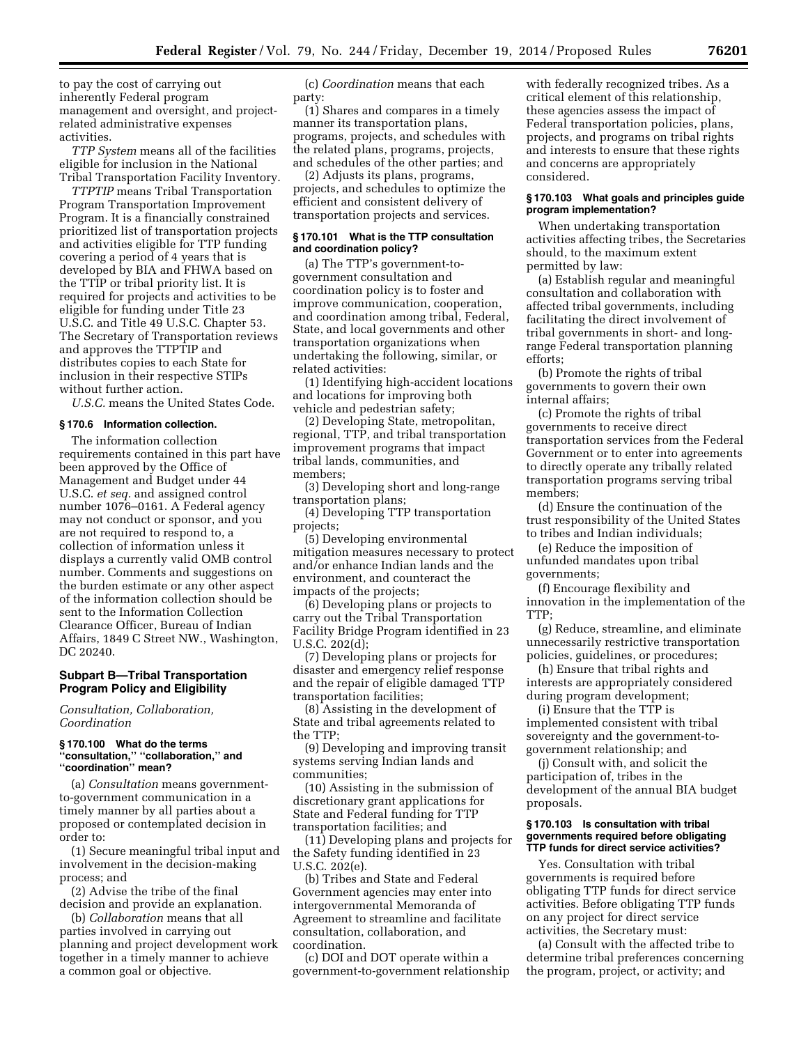to pay the cost of carrying out inherently Federal program management and oversight, and project-related administrative expenses activities.

*TTP System* means all of the facilities eligible for inclusion in the National Tribal Transportation Facility Inventory.

*TTPTIP* means Tribal Transportation Program Transportation Improvement Program. It is a financially constrained prioritized list of transportation projects and activities eligible for TTP funding covering a period of 4 years that is developed by BIA and FHWA based on the TTIP or tribal priority list. It is required for projects and activities to be eligible for funding under Title 23 U.S.C. and Title 49 U.S.C. Chapter 53. The Secretary of Transportation reviews and approves the TTPTIP and distributes copies to each State for inclusion in their respective STIPs without further action.

*U.S.C.* means the United States Code.

#### § 170.6 Information collection.

The information collection requirements contained in this part have been approved by the Office of Management and Budget under 44 U.S.C. *et seq.* and assigned control number 1076–0161. A Federal agency may not conduct or sponsor, and you are not required to respond to, a collection of information unless it displays a currently valid OMB control number. Comments and suggestions on the burden estimate or any other aspect of the information collection should be sent to the Information Collection Clearance Officer, Bureau of Indian Affairs, 1849 C Street NW., Washington, DC 20240.

### Subpart B—Tribal Transportation Program Policy and Eligibility

*Consultation, Collaboration, Coordination*

#### § 170.100 What do the terms "consultation," "collaboration," and "coordination" mean?

(a) *Consultation* means government-to-government communication in a timely manner by all parties about a proposed or contemplated decision in order to:

(1) Secure meaningful tribal input and involvement in the decision-making process; and

(2) Advise the tribe of the final decision and provide an explanation.

(b) *Collaboration* means that all parties involved in carrying out planning and project development work together in a timely manner to achieve a common goal or objective.

(c) *Coordination* means that each party:

(1) Shares and compares in a timely manner its transportation plans, programs, projects, and schedules with the related plans, programs, projects, and schedules of the other parties; and

(2) Adjusts its plans, programs, projects, and schedules to optimize the efficient and consistent delivery of transportation projects and services.

#### § 170.101 What is the TTP consultation and coordination policy?

(a) The TTP's government-to-government consultation and coordination policy is to foster and improve communication, cooperation, and coordination among tribal, Federal, State, and local governments and other transportation organizations when undertaking the following, similar, or related activities:

(1) Identifying high-accident locations and locations for improving both vehicle and pedestrian safety;

(2) Developing State, metropolitan, regional, TTP, and tribal transportation improvement programs that impact tribal lands, communities, and members;

(3) Developing short and long-range transportation plans;

(4) Developing TTP transportation projects;

(5) Developing environmental mitigation measures necessary to protect and/or enhance Indian lands and the environment, and counteract the impacts of the projects;

(6) Developing plans or projects to carry out the Tribal Transportation Facility Bridge Program identified in 23 U.S.C. 202(d);

(7) Developing plans or projects for disaster and emergency relief response and the repair of eligible damaged TTP transportation facilities;

(8) Assisting in the development of State and tribal agreements related to the TTP;

(9) Developing and improving transit systems serving Indian lands and communities;

(10) Assisting in the submission of discretionary grant applications for State and Federal funding for TTP transportation facilities; and

(11) Developing plans and projects for the Safety funding identified in 23 U.S.C. 202(e).

(b) Tribes and State and Federal Government agencies may enter into intergovernmental Memoranda of Agreement to streamline and facilitate consultation, collaboration, and coordination.

(c) DOI and DOT operate within a government-to-government relationship with federally recognized tribes. As a critical element of this relationship, these agencies assess the impact of Federal transportation policies, plans, projects, and programs on tribal rights and interests to ensure that these rights and concerns are appropriately considered.

#### § 170.103 What goals and principles guide program implementation?

When undertaking transportation activities affecting tribes, the Secretaries should, to the maximum extent permitted by law:

(a) Establish regular and meaningful consultation and collaboration with affected tribal governments, including facilitating the direct involvement of tribal governments in short- and long-range Federal transportation planning efforts;

(b) Promote the rights of tribal governments to govern their own internal affairs;

(c) Promote the rights of tribal governments to receive direct transportation services from the Federal Government or to enter into agreements to directly operate any tribally related transportation programs serving tribal members;

(d) Ensure the continuation of the trust responsibility of the United States to tribes and Indian individuals;

(e) Reduce the imposition of unfunded mandates upon tribal governments;

(f) Encourage flexibility and innovation in the implementation of the TTP;

(g) Reduce, streamline, and eliminate unnecessarily restrictive transportation policies, guidelines, or procedures;

(h) Ensure that tribal rights and interests are appropriately considered during program development;

(i) Ensure that the TTP is implemented consistent with tribal sovereignty and the government-to-government relationship; and

(j) Consult with, and solicit the participation of, tribes in the development of the annual BIA budget proposals.

#### § 170.103 Is consultation with tribal governments required before obligating TTP funds for direct service activities?

Yes. Consultation with tribal governments is required before obligating TTP funds for direct service activities. Before obligating TTP funds on any project for direct service activities, the Secretary must:

(a) Consult with the affected tribe to determine tribal preferences concerning the program, project, or activity; and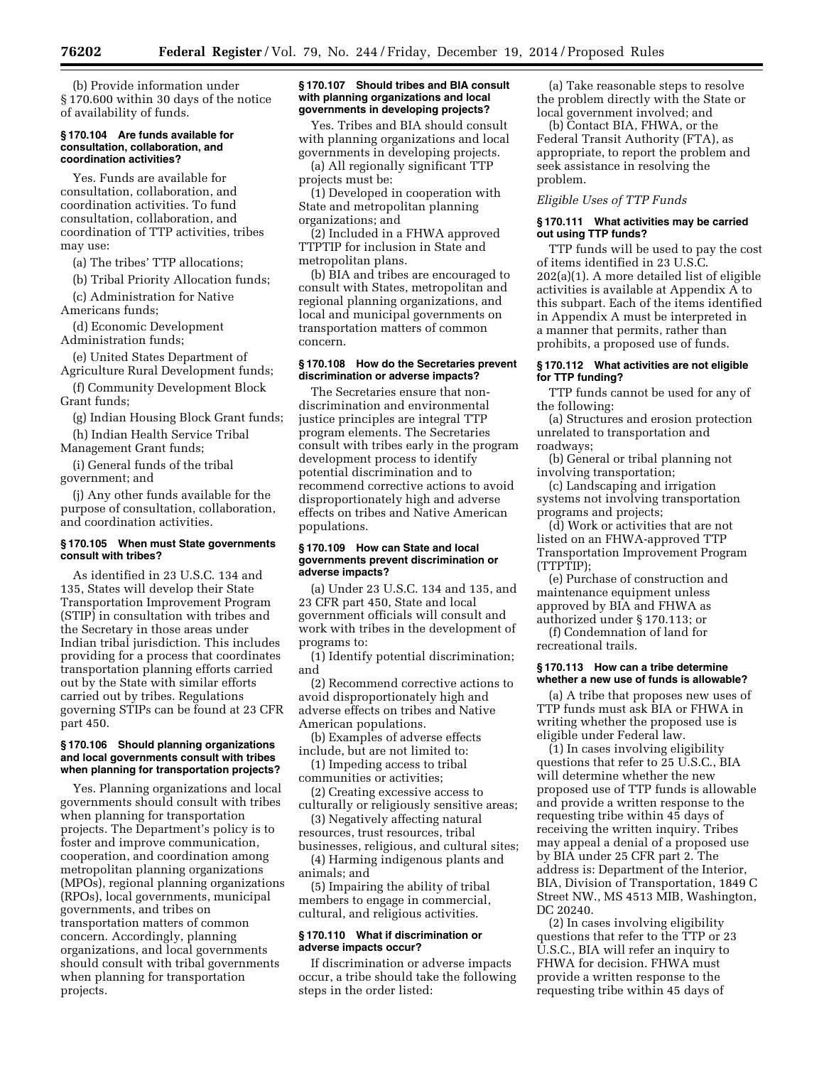(b) Provide information under § 170.600 within 30 days of the notice of availability of funds.

### § 170.104 Are funds available for consultation, collaboration, and coordination activities?

Yes. Funds are available for consultation, collaboration, and coordination activities. To fund consultation, collaboration, and coordination of TTP activities, tribes may use:

(a) The tribes' TTP allocations;

(b) Tribal Priority Allocation funds;

(c) Administration for Native Americans funds;

(d) Economic Development Administration funds;

(e) United States Department of Agriculture Rural Development funds;

(f) Community Development Block Grant funds;

(g) Indian Housing Block Grant funds;

(h) Indian Health Service Tribal Management Grant funds;

(i) General funds of the tribal government; and

(j) Any other funds available for the purpose of consultation, collaboration, and coordination activities.

### § 170.105 When must State governments consult with tribes?

As identified in 23 U.S.C. 134 and 135, States will develop their State Transportation Improvement Program (STIP) in consultation with tribes and the Secretary in those areas under Indian tribal jurisdiction. This includes providing for a process that coordinates transportation planning efforts carried out by the State with similar efforts carried out by tribes. Regulations governing STIPs can be found at 23 CFR part 450.

### § 170.106 Should planning organizations and local governments consult with tribes when planning for transportation projects?

Yes. Planning organizations and local governments should consult with tribes when planning for transportation projects. The Department's policy is to foster and improve communication, cooperation, and coordination among metropolitan planning organizations (MPOs), regional planning organizations (RPOs), local governments, municipal governments, and tribes on transportation matters of common concern. Accordingly, planning organizations, and local governments should consult with tribal governments when planning for transportation projects.

### § 170.107 Should tribes and BIA consult with planning organizations and local governments in developing projects?

Yes. Tribes and BIA should consult with planning organizations and local governments in developing projects.

(a) All regionally significant TTP projects must be:

(1) Developed in cooperation with State and metropolitan planning organizations; and

(2) Included in a FHWA approved TTPTIP for inclusion in State and metropolitan plans.

(b) BIA and tribes are encouraged to consult with States, metropolitan and regional planning organizations, and local and municipal governments on transportation matters of common concern.

### § 170.108 How do the Secretaries prevent discrimination or adverse impacts?

The Secretaries ensure that non-discrimination and environmental justice principles are integral TTP program elements. The Secretaries consult with tribes early in the program development process to identify potential discrimination and to recommend corrective actions to avoid disproportionately high and adverse effects on tribes and Native American populations.

### § 170.109 How can State and local governments prevent discrimination or adverse impacts?

(a) Under 23 U.S.C. 134 and 135, and 23 CFR part 450, State and local government officials will consult and work with tribes in the development of programs to:

(1) Identify potential discrimination; and

(2) Recommend corrective actions to avoid disproportionately high and adverse effects on tribes and Native American populations.

(b) Examples of adverse effects include, but are not limited to:

(1) Impeding access to tribal communities or activities;

(2) Creating excessive access to culturally or religiously sensitive areas;

(3) Negatively affecting natural resources, trust resources, tribal businesses, religious, and cultural sites;

(4) Harming indigenous plants and animals; and

(5) Impairing the ability of tribal members to engage in commercial, cultural, and religious activities.

### § 170.110 What if discrimination or adverse impacts occur?

If discrimination or adverse impacts occur, a tribe should take the following steps in the order listed:

(a) Take reasonable steps to resolve the problem directly with the State or local government involved; and

(b) Contact BIA, FHWA, or the Federal Transit Authority (FTA), as appropriate, to report the problem and seek assistance in resolving the problem.

*Eligible Uses of TTP Funds*

### § 170.111 What activities may be carried out using TTP funds?

TTP funds will be used to pay the cost of items identified in 23 U.S.C. 202(a)(1). A more detailed list of eligible activities is available at Appendix A to this subpart. Each of the items identified in Appendix A must be interpreted in a manner that permits, rather than prohibits, a proposed use of funds.

### § 170.112 What activities are not eligible for TTP funding?

TTP funds cannot be used for any of the following:

(a) Structures and erosion protection unrelated to transportation and roadways;

(b) General or tribal planning not involving transportation;

(c) Landscaping and irrigation systems not involving transportation programs and projects;

(d) Work or activities that are not listed on an FHWA-approved TTP Transportation Improvement Program (TTPTIP);

(e) Purchase of construction and maintenance equipment unless approved by BIA and FHWA as authorized under § 170.113; or

(f) Condemnation of land for recreational trails.

### § 170.113 How can a tribe determine whether a new use of funds is allowable?

(a) A tribe that proposes new uses of TTP funds must ask BIA or FHWA in writing whether the proposed use is eligible under Federal law.

(1) In cases involving eligibility questions that refer to 25 U.S.C., BIA will determine whether the new proposed use of TTP funds is allowable and provide a written response to the requesting tribe within 45 days of receiving the written inquiry. Tribes may appeal a denial of a proposed use by BIA under 25 CFR part 2. The address is: Department of the Interior, BIA, Division of Transportation, 1849 C Street NW., MS 4513 MIB, Washington, DC 20240.

(2) In cases involving eligibility questions that refer to the TTP or 23 U.S.C., BIA will refer an inquiry to FHWA for decision. FHWA must provide a written response to the requesting tribe within 45 days of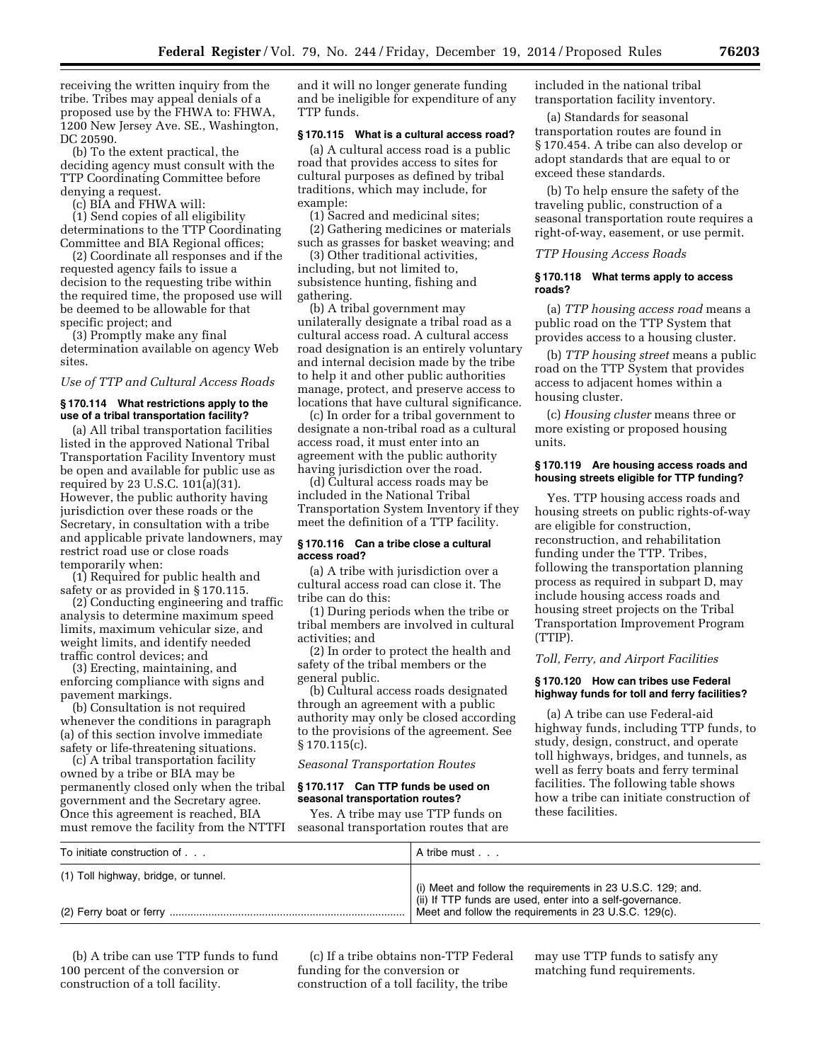receiving the written inquiry from the tribe. Tribes may appeal denials of a proposed use by the FHWA to: FHWA, 1200 New Jersey Ave. SE., Washington, DC 20590.

(b) To the extent practical, the deciding agency must consult with the TTP Coordinating Committee before denying a request.

(c) BIA and FHWA will:

(1) Send copies of all eligibility determinations to the TTP Coordinating Committee and BIA Regional offices;

(2) Coordinate all responses and if the requested agency fails to issue a decision to the requesting tribe within the required time, the proposed use will be deemed to be allowable for that specific project; and

(3) Promptly make any final determination available on agency Web sites.

*Use of TTP and Cultural Access Roads*

#### § 170.114 What restrictions apply to the use of a tribal transportation facility?

(a) All tribal transportation facilities listed in the approved National Tribal Transportation Facility Inventory must be open and available for public use as required by 23 U.S.C. 101(a)(31). However, the public authority having jurisdiction over these roads or the Secretary, in consultation with a tribe and applicable private landowners, may restrict road use or close roads temporarily when:

(1) Required for public health and safety or as provided in § 170.115.

(2) Conducting engineering and traffic analysis to determine maximum speed limits, maximum vehicular size, and weight limits, and identify needed traffic control devices; and

(3) Erecting, maintaining, and enforcing compliance with signs and pavement markings.

(b) Consultation is not required whenever the conditions in paragraph (a) of this section involve immediate safety or life-threatening situations.

(c) A tribal transportation facility owned by a tribe or BIA may be permanently closed only when the tribal government and the Secretary agree. Once this agreement is reached, BIA must remove the facility from the NTTFI and it will no longer generate funding and be ineligible for expenditure of any TTP funds.

#### § 170.115 What is a cultural access road?

(a) A cultural access road is a public road that provides access to sites for cultural purposes as defined by tribal traditions, which may include, for example:

(1) Sacred and medicinal sites;

(2) Gathering medicines or materials such as grasses for basket weaving; and

(3) Other traditional activities, including, but not limited to, subsistence hunting, fishing and gathering.

(b) A tribal government may unilaterally designate a tribal road as a cultural access road. A cultural access road designation is an entirely voluntary and internal decision made by the tribe to help it and other public authorities manage, protect, and preserve access to locations that have cultural significance.

(c) In order for a tribal government to designate a non-tribal road as a cultural access road, it must enter into an agreement with the public authority having jurisdiction over the road.

(d) Cultural access roads may be included in the National Tribal Transportation System Inventory if they meet the definition of a TTP facility.

#### § 170.116 Can a tribe close a cultural access road?

(a) A tribe with jurisdiction over a cultural access road can close it. The tribe can do this:

(1) During periods when the tribe or tribal members are involved in cultural activities; and

(2) In order to protect the health and safety of the tribal members or the general public.

(b) Cultural access roads designated through an agreement with a public authority may only be closed according to the provisions of the agreement. See § 170.115(c).

*Seasonal Transportation Routes*

#### § 170.117 Can TTP funds be used on seasonal transportation routes?

Yes. A tribe may use TTP funds on seasonal transportation routes that are included in the national tribal transportation facility inventory.

(a) Standards for seasonal transportation routes are found in § 170.454. A tribe can also develop or adopt standards that are equal to or exceed these standards.

(b) To help ensure the safety of the traveling public, construction of a seasonal transportation route requires a right-of-way, easement, or use permit.

*TTP Housing Access Roads*

#### § 170.118 What terms apply to access roads?

(a) *TTP housing access road* means a public road on the TTP System that provides access to a housing cluster.

(b) *TTP housing street* means a public road on the TTP System that provides access to adjacent homes within a housing cluster.

(c) *Housing cluster* means three or more existing or proposed housing units.

#### § 170.119 Are housing access roads and housing streets eligible for TTP funding?

Yes. TTP housing access roads and housing streets on public rights-of-way are eligible for construction, reconstruction, and rehabilitation funding under the TTP. Tribes, following the transportation planning process as required in subpart D, may include housing access roads and housing street projects on the Tribal Transportation Improvement Program (TTIP).

*Toll, Ferry, and Airport Facilities*

#### § 170.120 How can tribes use Federal highway funds for toll and ferry facilities?

(a) A tribe can use Federal-aid highway funds, including TTP funds, to study, design, construct, and operate toll highways, bridges, and tunnels, as well as ferry boats and ferry terminal facilities. The following table shows how a tribe can initiate construction of these facilities.

| To initiate construction of . . . | A tribe must . . . |
|---|---|
| (1) Toll highway, bridge, or tunnel. | (i) Meet and follow the requirements in 23 U.S.C. 129; and. (ii) If TTP funds are used, enter into a self-governance. |
| (2) Ferry boat or ferry | Meet and follow the requirements in 23 U.S.C. 129(c). |

(b) A tribe can use TTP funds to fund 100 percent of the conversion or construction of a toll facility.

(c) If a tribe obtains non-TTP Federal funding for the conversion or construction of a toll facility, the tribe may use TTP funds to satisfy any matching fund requirements.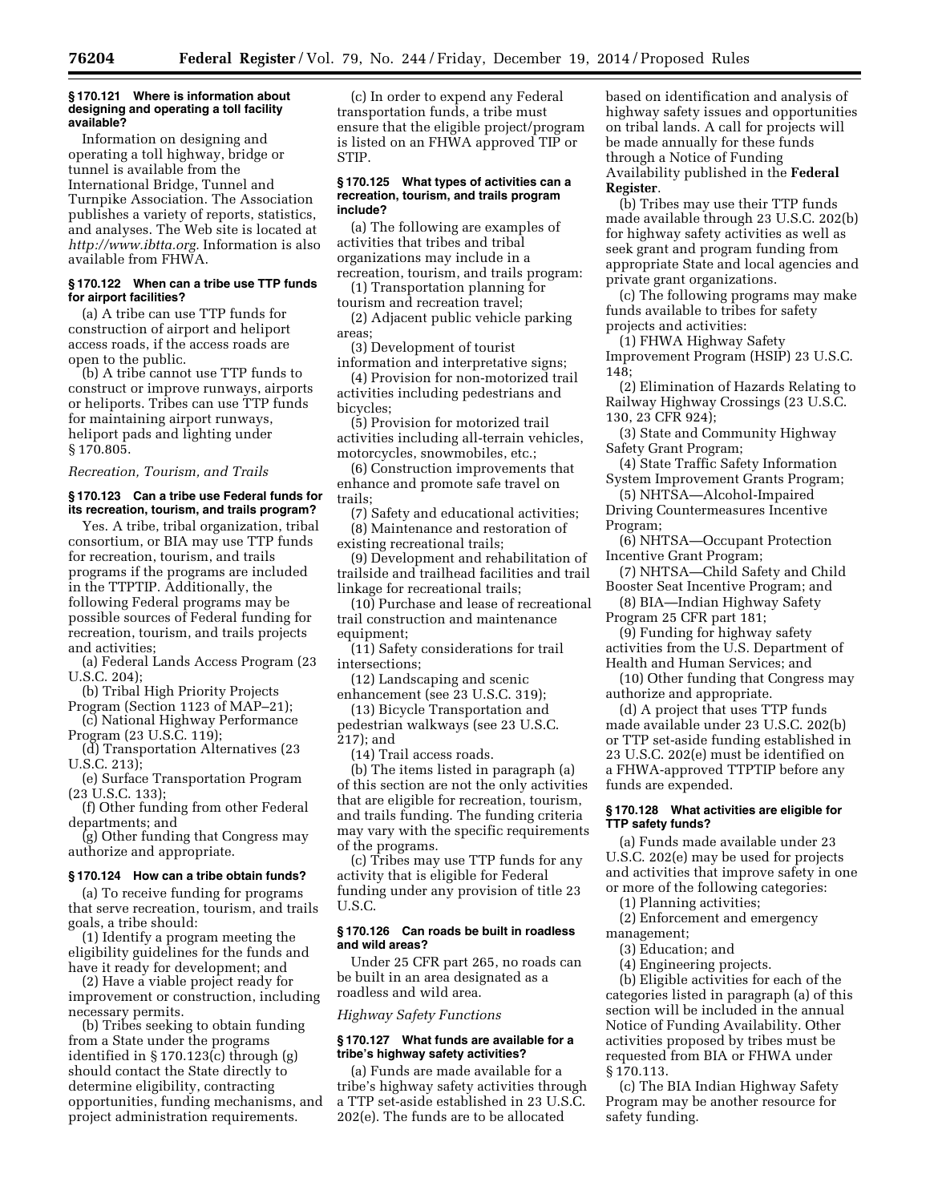#### § 170.121 Where is information about designing and operating a toll facility available?

Information on designing and operating a toll highway, bridge or tunnel is available from the International Bridge, Tunnel and Turnpike Association. The Association publishes a variety of reports, statistics, and analyses. The Web site is located at *http://www.ibtta.org.* Information is also available from FHWA.

#### § 170.122 When can a tribe use TTP funds for airport facilities?

(a) A tribe can use TTP funds for construction of airport and heliport access roads, if the access roads are open to the public.

(b) A tribe cannot use TTP funds to construct or improve runways, airports or heliports. Tribes can use TTP funds for maintaining airport runways, heliport pads and lighting under § 170.805.

*Recreation, Tourism, and Trails*

#### § 170.123 Can a tribe use Federal funds for its recreation, tourism, and trails program?

Yes. A tribe, tribal organization, tribal consortium, or BIA may use TTP funds for recreation, tourism, and trails programs if the programs are included in the TTPTIP. Additionally, the following Federal programs may be possible sources of Federal funding for recreation, tourism, and trails projects and activities;

(a) Federal Lands Access Program (23 U.S.C. 204);

(b) Tribal High Priority Projects Program (Section 1123 of MAP–21);

(c) National Highway Performance Program (23 U.S.C. 119);

(d) Transportation Alternatives (23 U.S.C. 213);

(e) Surface Transportation Program (23 U.S.C. 133);

(f) Other funding from other Federal departments; and

(g) Other funding that Congress may authorize and appropriate.

#### § 170.124 How can a tribe obtain funds?

(a) To receive funding for programs that serve recreation, tourism, and trails goals, a tribe should:

(1) Identify a program meeting the eligibility guidelines for the funds and have it ready for development; and

(2) Have a viable project ready for improvement or construction, including necessary permits.

(b) Tribes seeking to obtain funding from a State under the programs identified in § 170.123(c) through (g) should contact the State directly to determine eligibility, contracting opportunities, funding mechanisms, and project administration requirements.

(c) In order to expend any Federal transportation funds, a tribe must ensure that the eligible project/program is listed on an FHWA approved TIP or STIP.

#### § 170.125 What types of activities can a recreation, tourism, and trails program include?

(a) The following are examples of activities that tribes and tribal organizations may include in a recreation, tourism, and trails program:

(1) Transportation planning for tourism and recreation travel;

(2) Adjacent public vehicle parking areas;

(3) Development of tourist information and interpretative signs;

(4) Provision for non-motorized trail activities including pedestrians and bicycles;

(5) Provision for motorized trail activities including all-terrain vehicles, motorcycles, snowmobiles, etc.;

(6) Construction improvements that enhance and promote safe travel on trails;

(7) Safety and educational activities;

(8) Maintenance and restoration of existing recreational trails;

(9) Development and rehabilitation of trailside and trailhead facilities and trail linkage for recreational trails;

(10) Purchase and lease of recreational trail construction and maintenance equipment;

(11) Safety considerations for trail intersections;

(12) Landscaping and scenic enhancement (see 23 U.S.C. 319);

(13) Bicycle Transportation and pedestrian walkways (see 23 U.S.C. 217); and

(14) Trail access roads.

(b) The items listed in paragraph (a) of this section are not the only activities that are eligible for recreation, tourism, and trails funding. The funding criteria may vary with the specific requirements of the programs.

(c) Tribes may use TTP funds for any activity that is eligible for Federal funding under any provision of title 23 U.S.C.

#### § 170.126 Can roads be built in roadless and wild areas?

Under 25 CFR part 265, no roads can be built in an area designated as a roadless and wild area.

*Highway Safety Functions*

#### § 170.127 What funds are available for a tribe's highway safety activities?

(a) Funds are made available for a tribe's highway safety activities through a TTP set-aside established in 23 U.S.C. 202(e). The funds are to be allocated based on identification and analysis of highway safety issues and opportunities on tribal lands. A call for projects will be made annually for these funds through a Notice of Funding Availability published in the **Federal Register**.

(b) Tribes may use their TTP funds made available through 23 U.S.C. 202(b) for highway safety activities as well as seek grant and program funding from appropriate State and local agencies and private grant organizations.

(c) The following programs may make funds available to tribes for safety projects and activities:

(1) FHWA Highway Safety Improvement Program (HSIP) 23 U.S.C. 148;

(2) Elimination of Hazards Relating to Railway Highway Crossings (23 U.S.C. 130, 23 CFR 924);

(3) State and Community Highway Safety Grant Program;

(4) State Traffic Safety Information System Improvement Grants Program;

(5) NHTSA—Alcohol-Impaired Driving Countermeasures Incentive Program;

(6) NHTSA—Occupant Protection Incentive Grant Program;

(7) NHTSA—Child Safety and Child Booster Seat Incentive Program; and

(8) BIA—Indian Highway Safety Program 25 CFR part 181;

(9) Funding for highway safety activities from the U.S. Department of Health and Human Services; and

(10) Other funding that Congress may authorize and appropriate.

(d) A project that uses TTP funds made available under 23 U.S.C. 202(b) or TTP set-aside funding established in 23 U.S.C. 202(e) must be identified on a FHWA-approved TTPTIP before any funds are expended.

#### § 170.128 What activities are eligible for TTP safety funds?

(a) Funds made available under 23 U.S.C. 202(e) may be used for projects and activities that improve safety in one or more of the following categories:

(1) Planning activities;

(2) Enforcement and emergency management;

(3) Education; and

(4) Engineering projects.

(b) Eligible activities for each of the categories listed in paragraph (a) of this section will be included in the annual Notice of Funding Availability. Other activities proposed by tribes must be requested from BIA or FHWA under § 170.113.

(c) The BIA Indian Highway Safety Program may be another resource for safety funding.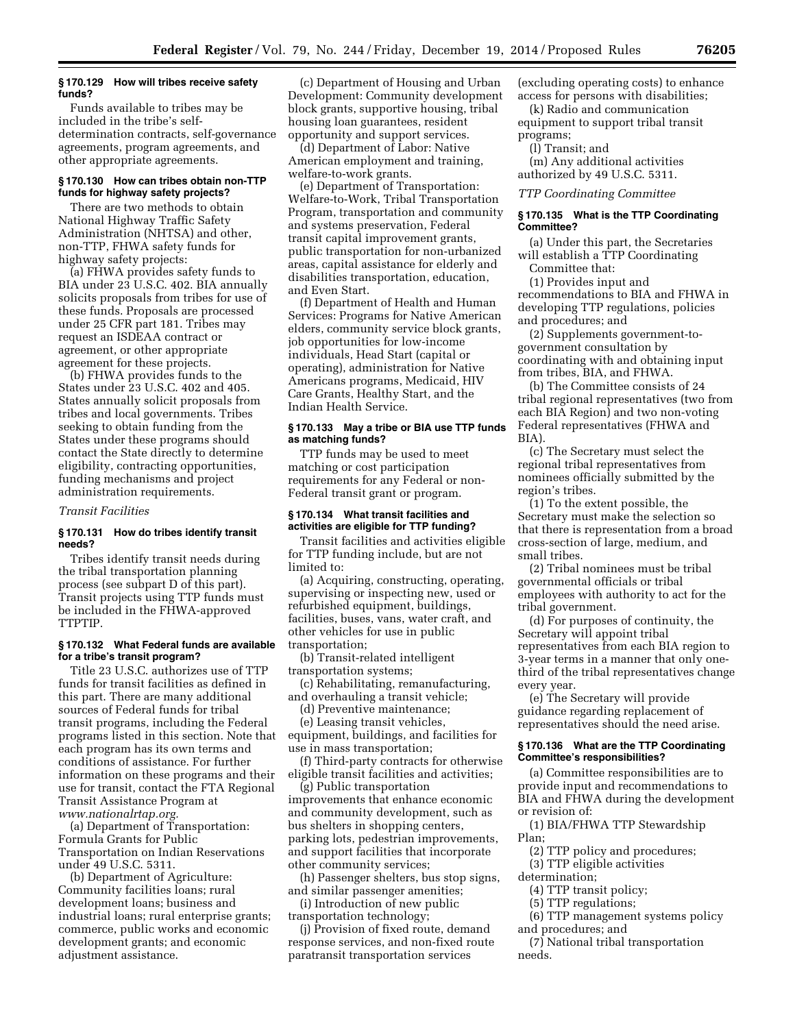### § 170.129 How will tribes receive safety funds?

Funds available to tribes may be included in the tribe's self-determination contracts, self-governance agreements, program agreements, and other appropriate agreements.

### § 170.130 How can tribes obtain non-TTP funds for highway safety projects?

There are two methods to obtain National Highway Traffic Safety Administration (NHTSA) and other, non-TTP, FHWA safety funds for highway safety projects:

(a) FHWA provides safety funds to BIA under 23 U.S.C. 402. BIA annually solicits proposals from tribes for use of these funds. Proposals are processed under 25 CFR part 181. Tribes may request an ISDEAA contract or agreement, or other appropriate agreement for these projects.

(b) FHWA provides funds to the States under 23 U.S.C. 402 and 405. States annually solicit proposals from tribes and local governments. Tribes seeking to obtain funding from the States under these programs should contact the State directly to determine eligibility, contracting opportunities, funding mechanisms and project administration requirements.

*Transit Facilities*

### § 170.131 How do tribes identify transit needs?

Tribes identify transit needs during the tribal transportation planning process (see subpart D of this part). Transit projects using TTP funds must be included in the FHWA-approved TTPTIP.

### § 170.132 What Federal funds are available for a tribe's transit program?

Title 23 U.S.C. authorizes use of TTP funds for transit facilities as defined in this part. There are many additional sources of Federal funds for tribal transit programs, including the Federal programs listed in this section. Note that each program has its own terms and conditions of assistance. For further information on these programs and their use for transit, contact the FTA Regional Transit Assistance Program at *www.nationalrtap.org.*

(a) Department of Transportation: Formula Grants for Public Transportation on Indian Reservations under 49 U.S.C. 5311.

(b) Department of Agriculture: Community facilities loans; rural development loans; business and industrial loans; rural enterprise grants; commerce, public works and economic development grants; and economic adjustment assistance.

(c) Department of Housing and Urban Development: Community development block grants, supportive housing, tribal housing loan guarantees, resident opportunity and support services.

(d) Department of Labor: Native American employment and training, welfare-to-work grants.

(e) Department of Transportation: Welfare-to-Work, Tribal Transportation Program, transportation and community and systems preservation, Federal transit capital improvement grants, public transportation for non-urbanized areas, capital assistance for elderly and disabilities transportation, education, and Even Start.

(f) Department of Health and Human Services: Programs for Native American elders, community service block grants, job opportunities for low-income individuals, Head Start (capital or operating), administration for Native Americans programs, Medicaid, HIV Care Grants, Healthy Start, and the Indian Health Service.

### § 170.133 May a tribe or BIA use TTP funds as matching funds?

TTP funds may be used to meet matching or cost participation requirements for any Federal or non-Federal transit grant or program.

### § 170.134 What transit facilities and activities are eligible for TTP funding?

Transit facilities and activities eligible for TTP funding include, but are not limited to:

(a) Acquiring, constructing, operating, supervising or inspecting new, used or refurbished equipment, buildings, facilities, buses, vans, water craft, and other vehicles for use in public transportation;

(b) Transit-related intelligent transportation systems;

(c) Rehabilitating, remanufacturing, and overhauling a transit vehicle;

(d) Preventive maintenance;

(e) Leasing transit vehicles, equipment, buildings, and facilities for use in mass transportation;

(f) Third-party contracts for otherwise eligible transit facilities and activities;

(g) Public transportation improvements that enhance economic and community development, such as bus shelters in shopping centers, parking lots, pedestrian improvements, and support facilities that incorporate other community services;

(h) Passenger shelters, bus stop signs, and similar passenger amenities;

(i) Introduction of new public transportation technology;

(j) Provision of fixed route, demand response services, and non-fixed route paratransit transportation services (excluding operating costs) to enhance access for persons with disabilities;

(k) Radio and communication equipment to support tribal transit programs;

(l) Transit; and

(m) Any additional activities authorized by 49 U.S.C. 5311.

*TTP Coordinating Committee*

### § 170.135 What is the TTP Coordinating Committee?

(a) Under this part, the Secretaries will establish a TTP Coordinating Committee that:

(1) Provides input and recommendations to BIA and FHWA in developing TTP regulations, policies and procedures; and

(2) Supplements government-to-government consultation by coordinating with and obtaining input from tribes, BIA, and FHWA.

(b) The Committee consists of 24 tribal regional representatives (two from each BIA Region) and two non-voting Federal representatives (FHWA and BIA).

(c) The Secretary must select the regional tribal representatives from nominees officially submitted by the region's tribes.

(1) To the extent possible, the Secretary must make the selection so that there is representation from a broad cross-section of large, medium, and small tribes.

(2) Tribal nominees must be tribal governmental officials or tribal employees with authority to act for the tribal government.

(d) For purposes of continuity, the Secretary will appoint tribal representatives from each BIA region to 3-year terms in a manner that only one-third of the tribal representatives change every year.

(e) The Secretary will provide guidance regarding replacement of representatives should the need arise.

### § 170.136 What are the TTP Coordinating Committee's responsibilities?

(a) Committee responsibilities are to provide input and recommendations to BIA and FHWA during the development or revision of:

(1) BIA/FHWA TTP Stewardship Plan;

(2) TTP policy and procedures;

(3) TTP eligible activities determination;

(4) TTP transit policy;

(5) TTP regulations;

(6) TTP management systems policy and procedures; and

(7) National tribal transportation needs.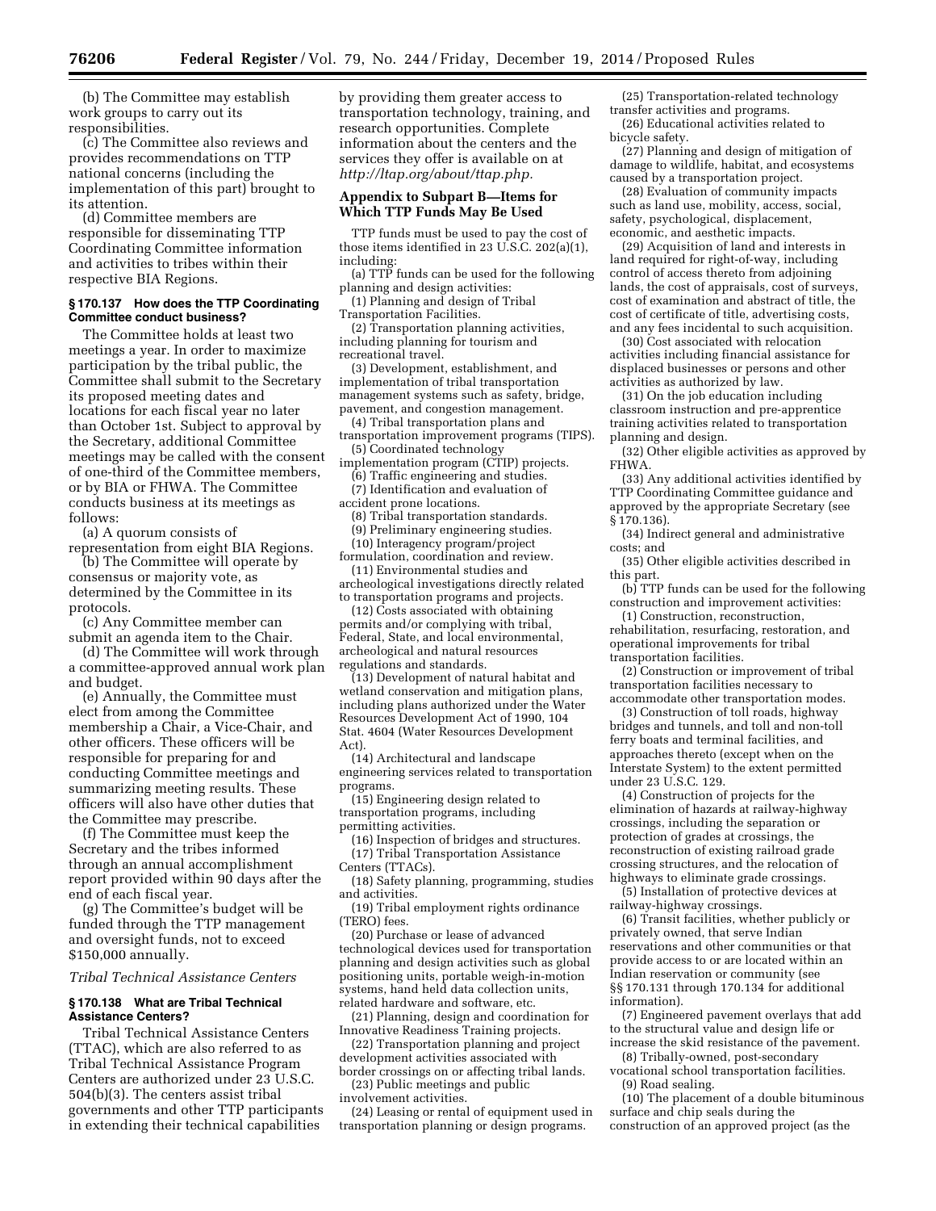(b) The Committee may establish work groups to carry out its responsibilities.

(c) The Committee also reviews and provides recommendations on TTP national concerns (including the implementation of this part) brought to its attention.

(d) Committee members are responsible for disseminating TTP Coordinating Committee information and activities to tribes within their respective BIA Regions.

### § 170.137 How does the TTP Coordinating Committee conduct business?

The Committee holds at least two meetings a year. In order to maximize participation by the tribal public, the Committee shall submit to the Secretary its proposed meeting dates and locations for each fiscal year no later than October 1st. Subject to approval by the Secretary, additional Committee meetings may be called with the consent of one-third of the Committee members, or by BIA or FHWA. The Committee conducts business at its meetings as follows:

(a) A quorum consists of representation from eight BIA Regions.

(b) The Committee will operate by consensus or majority vote, as determined by the Committee in its protocols.

(c) Any Committee member can submit an agenda item to the Chair.

(d) The Committee will work through a committee-approved annual work plan and budget.

(e) Annually, the Committee must elect from among the Committee membership a Chair, a Vice-Chair, and other officers. These officers will be responsible for preparing for and conducting Committee meetings and summarizing meeting results. These officers will also have other duties that the Committee may prescribe.

(f) The Committee must keep the Secretary and the tribes informed through an annual accomplishment report provided within 90 days after the end of each fiscal year.

(g) The Committee's budget will be funded through the TTP management and oversight funds, not to exceed $150,000 annually.

*Tribal Technical Assistance Centers*

### § 170.138 What are Tribal Technical Assistance Centers?

Tribal Technical Assistance Centers (TTAC), which are also referred to as Tribal Technical Assistance Program Centers are authorized under 23 U.S.C. 504(b)(3). The centers assist tribal governments and other TTP participants in extending their technical capabilities by providing them greater access to transportation technology, training, and research opportunities. Complete information about the centers and the services they offer is available on at *http://ltap.org/about/ttap.php.*

### Appendix to Subpart B—Items for Which TTP Funds May Be Used

TTP funds must be used to pay the cost of those items identified in 23 U.S.C. 202(a)(1), including:

(a) TTP funds can be used for the following planning and design activities:

(1) Planning and design of Tribal Transportation Facilities.

(2) Transportation planning activities, including planning for tourism and recreational travel.

(3) Development, establishment, and implementation of tribal transportation management systems such as safety, bridge, pavement, and congestion management.

(4) Tribal transportation plans and transportation improvement programs (TIPS).

(5) Coordinated technology implementation program (CTIP) projects.

(6) Traffic engineering and studies.

(7) Identification and evaluation of accident prone locations.

(8) Tribal transportation standards.

(9) Preliminary engineering studies.

(10) Interagency program/project formulation, coordination and review.

(11) Environmental studies and archeological investigations directly related to transportation programs and projects.

(12) Costs associated with obtaining permits and/or complying with tribal, Federal, State, and local environmental, archeological and natural resources regulations and standards.

(13) Development of natural habitat and wetland conservation and mitigation plans, including plans authorized under the Water Resources Development Act of 1990, 104 Stat. 4604 (Water Resources Development Act).

(14) Architectural and landscape engineering services related to transportation programs.

(15) Engineering design related to transportation programs, including permitting activities.

(16) Inspection of bridges and structures.

(17) Tribal Transportation Assistance Centers (TTACs).

(18) Safety planning, programming, studies and activities.

(19) Tribal employment rights ordinance (TERO) fees.

(20) Purchase or lease of advanced technological devices used for transportation planning and design activities such as global positioning units, portable weigh-in-motion systems, hand held data collection units, related hardware and software, etc.

(21) Planning, design and coordination for Innovative Readiness Training projects.

(22) Transportation planning and project development activities associated with border crossings on or affecting tribal lands.

(23) Public meetings and public involvement activities.

(24) Leasing or rental of equipment used in transportation planning or design programs.

(25) Transportation-related technology transfer activities and programs.

(26) Educational activities related to bicycle safety.

(27) Planning and design of mitigation of damage to wildlife, habitat, and ecosystems caused by a transportation project.

(28) Evaluation of community impacts such as land use, mobility, access, social, safety, psychological, displacement, economic, and aesthetic impacts.

(29) Acquisition of land and interests in land required for right-of-way, including control of access thereto from adjoining lands, the cost of appraisals, cost of surveys, cost of examination and abstract of title, the cost of certificate of title, advertising costs, and any fees incidental to such acquisition.

(30) Cost associated with relocation activities including financial assistance for displaced businesses or persons and other activities as authorized by law.

(31) On the job education including classroom instruction and pre-apprentice training activities related to transportation planning and design.

(32) Other eligible activities as approved by FHWA.

(33) Any additional activities identified by TTP Coordinating Committee guidance and approved by the appropriate Secretary (see § 170.136).

(34) Indirect general and administrative costs; and

(35) Other eligible activities described in this part.

(b) TTP funds can be used for the following construction and improvement activities:

(1) Construction, reconstruction, rehabilitation, resurfacing, restoration, and operational improvements for tribal transportation facilities.

(2) Construction or improvement of tribal transportation facilities necessary to accommodate other transportation modes.

(3) Construction of toll roads, highway bridges and tunnels, and toll and non-toll ferry boats and terminal facilities, and approaches thereto (except when on the Interstate System) to the extent permitted under 23 U.S.C. 129.

(4) Construction of projects for the elimination of hazards at railway-highway crossings, including the separation or protection of grades at crossings, the reconstruction of existing railroad grade crossing structures, and the relocation of highways to eliminate grade crossings.

(5) Installation of protective devices at railway-highway crossings.

(6) Transit facilities, whether publicly or privately owned, that serve Indian reservations and other communities or that provide access to or are located within an Indian reservation or community (see §§ 170.131 through 170.134 for additional information).

(7) Engineered pavement overlays that add to the structural value and design life or increase the skid resistance of the pavement.

(8) Tribally-owned, post-secondary vocational school transportation facilities.

(9) Road sealing.

(10) The placement of a double bituminous surface and chip seals during the construction of an approved project (as the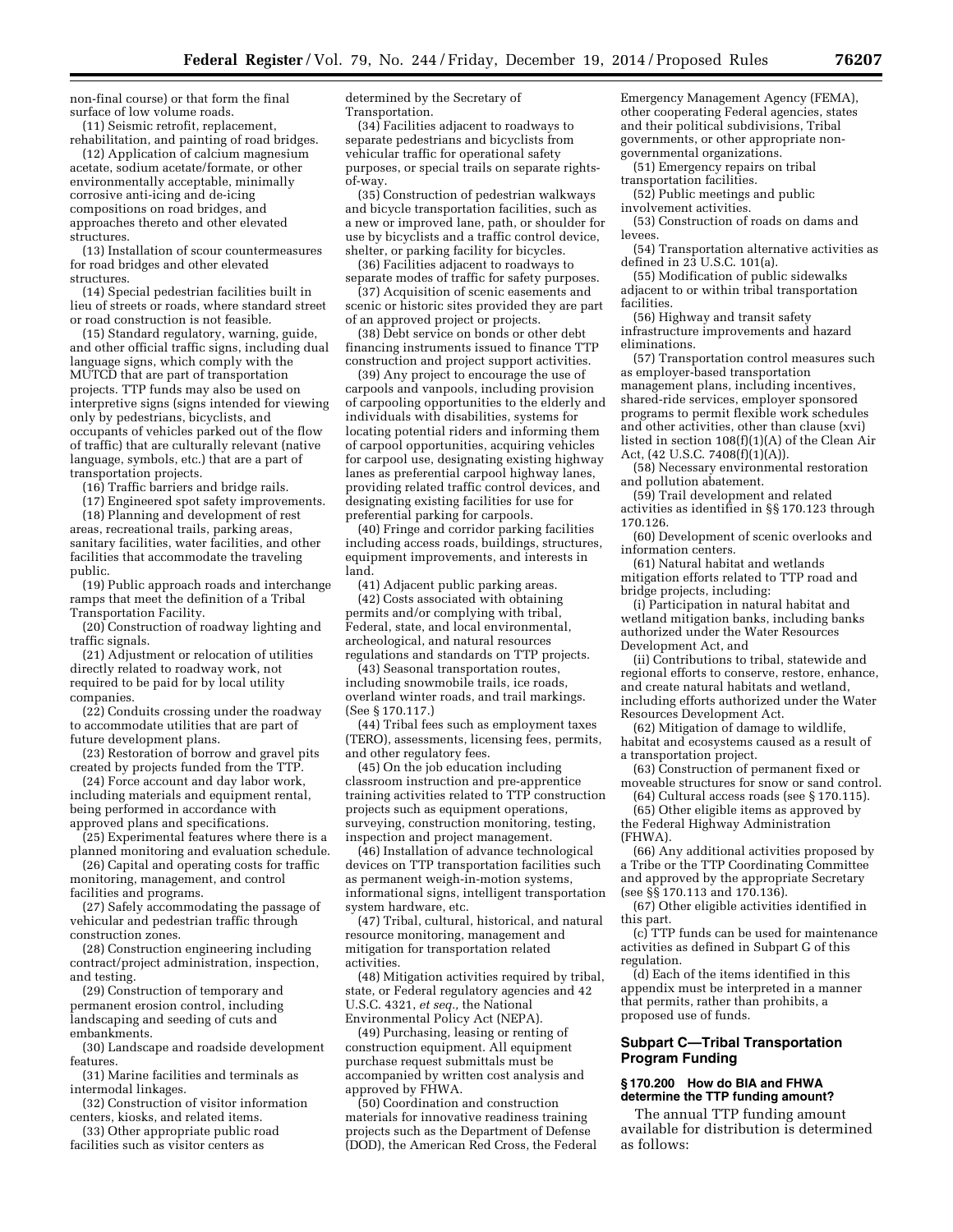non-final course) or that form the final surface of low volume roads.

(11) Seismic retrofit, replacement, rehabilitation, and painting of road bridges.

(12) Application of calcium magnesium acetate, sodium acetate/formate, or other environmentally acceptable, minimally corrosive anti-icing and de-icing compositions on road bridges, and approaches thereto and other elevated structures.

(13) Installation of scour countermeasures for road bridges and other elevated structures.

(14) Special pedestrian facilities built in lieu of streets or roads, where standard street or road construction is not feasible.

(15) Standard regulatory, warning, guide, and other official traffic signs, including dual language signs, which comply with the MUTCD that are part of transportation projects. TTP funds may also be used on interpretive signs (signs intended for viewing only by pedestrians, bicyclists, and occupants of vehicles parked out of the flow of traffic) that are culturally relevant (native language, symbols, etc.) that are a part of transportation projects.

(16) Traffic barriers and bridge rails.

(17) Engineered spot safety improvements.

(18) Planning and development of rest areas, recreational trails, parking areas, sanitary facilities, water facilities, and other facilities that accommodate the traveling public.

(19) Public approach roads and interchange ramps that meet the definition of a Tribal Transportation Facility.

(20) Construction of roadway lighting and traffic signals.

(21) Adjustment or relocation of utilities directly related to roadway work, not required to be paid for by local utility companies.

(22) Conduits crossing under the roadway to accommodate utilities that are part of future development plans.

(23) Restoration of borrow and gravel pits created by projects funded from the TTP.

(24) Force account and day labor work, including materials and equipment rental, being performed in accordance with approved plans and specifications.

(25) Experimental features where there is a planned monitoring and evaluation schedule.

(26) Capital and operating costs for traffic monitoring, management, and control facilities and programs.

(27) Safely accommodating the passage of vehicular and pedestrian traffic through construction zones.

(28) Construction engineering including contract/project administration, inspection, and testing.

(29) Construction of temporary and permanent erosion control, including landscaping and seeding of cuts and embankments.

(30) Landscape and roadside development features.

(31) Marine facilities and terminals as intermodal linkages.

(32) Construction of visitor information centers, kiosks, and related items.

(33) Other appropriate public road facilities such as visitor centers as determined by the Secretary of Transportation.

(34) Facilities adjacent to roadways to separate pedestrians and bicyclists from vehicular traffic for operational safety purposes, or special trails on separate rights-of-way.

(35) Construction of pedestrian walkways and bicycle transportation facilities, such as a new or improved lane, path, or shoulder for use by bicyclists and a traffic control device, shelter, or parking facility for bicycles.

(36) Facilities adjacent to roadways to separate modes of traffic for safety purposes.

(37) Acquisition of scenic easements and scenic or historic sites provided they are part of an approved project or projects.

(38) Debt service on bonds or other debt financing instruments issued to finance TTP construction and project support activities.

(39) Any project to encourage the use of carpools and vanpools, including provision of carpooling opportunities to the elderly and individuals with disabilities, systems for locating potential riders and informing them of carpool opportunities, acquiring vehicles for carpool use, designating existing highway lanes as preferential carpool highway lanes, providing related traffic control devices, and designating existing facilities for use for preferential parking for carpools.

(40) Fringe and corridor parking facilities including access roads, buildings, structures, equipment improvements, and interests in land.

(41) Adjacent public parking areas.

(42) Costs associated with obtaining permits and/or complying with tribal, Federal, state, and local environmental, archeological, and natural resources regulations and standards on TTP projects.

(43) Seasonal transportation routes, including snowmobile trails, ice roads, overland winter roads, and trail markings. (See § 170.117.)

(44) Tribal fees such as employment taxes (TERO), assessments, licensing fees, permits, and other regulatory fees.

(45) On the job education including classroom instruction and pre-apprentice training activities related to TTP construction projects such as equipment operations, surveying, construction monitoring, testing, inspection and project management.

(46) Installation of advance technological devices on TTP transportation facilities such as permanent weigh-in-motion systems, informational signs, intelligent transportation system hardware, etc.

(47) Tribal, cultural, historical, and natural resource monitoring, management and mitigation for transportation related activities.

(48) Mitigation activities required by tribal, state, or Federal regulatory agencies and 42 U.S.C. 4321, *et seq.,* the National Environmental Policy Act (NEPA).

(49) Purchasing, leasing or renting of construction equipment. All equipment purchase request submittals must be accompanied by written cost analysis and approved by FHWA.

(50) Coordination and construction materials for innovative readiness training projects such as the Department of Defense (DOD), the American Red Cross, the Federal Emergency Management Agency (FEMA), other cooperating Federal agencies, states and their political subdivisions, Tribal governments, or other appropriate non-governmental organizations.

(51) Emergency repairs on tribal transportation facilities.

(52) Public meetings and public involvement activities.

(53) Construction of roads on dams and levees.

(54) Transportation alternative activities as defined in 23 U.S.C. 101(a).

(55) Modification of public sidewalks adjacent to or within tribal transportation facilities.

(56) Highway and transit safety infrastructure improvements and hazard eliminations.

(57) Transportation control measures such as employer-based transportation management plans, including incentives, shared-ride services, employer sponsored programs to permit flexible work schedules and other activities, other than clause (xvi) listed in section 108(f)(1)(A) of the Clean Air Act, (42 U.S.C. 7408(f)(1)(A)).

(58) Necessary environmental restoration and pollution abatement.

(59) Trail development and related activities as identified in §§ 170.123 through 170.126.

(60) Development of scenic overlooks and information centers.

(61) Natural habitat and wetlands mitigation efforts related to TTP road and bridge projects, including:

(i) Participation in natural habitat and wetland mitigation banks, including banks authorized under the Water Resources Development Act, and

(ii) Contributions to tribal, statewide and regional efforts to conserve, restore, enhance, and create natural habitats and wetland, including efforts authorized under the Water Resources Development Act.

(62) Mitigation of damage to wildlife, habitat and ecosystems caused as a result of a transportation project.

(63) Construction of permanent fixed or moveable structures for snow or sand control.

(64) Cultural access roads (see § 170.115).

(65) Other eligible items as approved by the Federal Highway Administration (FHWA).

(66) Any additional activities proposed by a Tribe or the TTP Coordinating Committee and approved by the appropriate Secretary (see §§ 170.113 and 170.136).

(67) Other eligible activities identified in this part.

(c) TTP funds can be used for maintenance activities as defined in Subpart G of this regulation.

(d) Each of the items identified in this appendix must be interpreted in a manner that permits, rather than prohibits, a proposed use of funds.

## Subpart C—Tribal Transportation Program Funding

### § 170.200 How do BIA and FHWA determine the TTP funding amount?

The annual TTP funding amount available for distribution is determined as follows: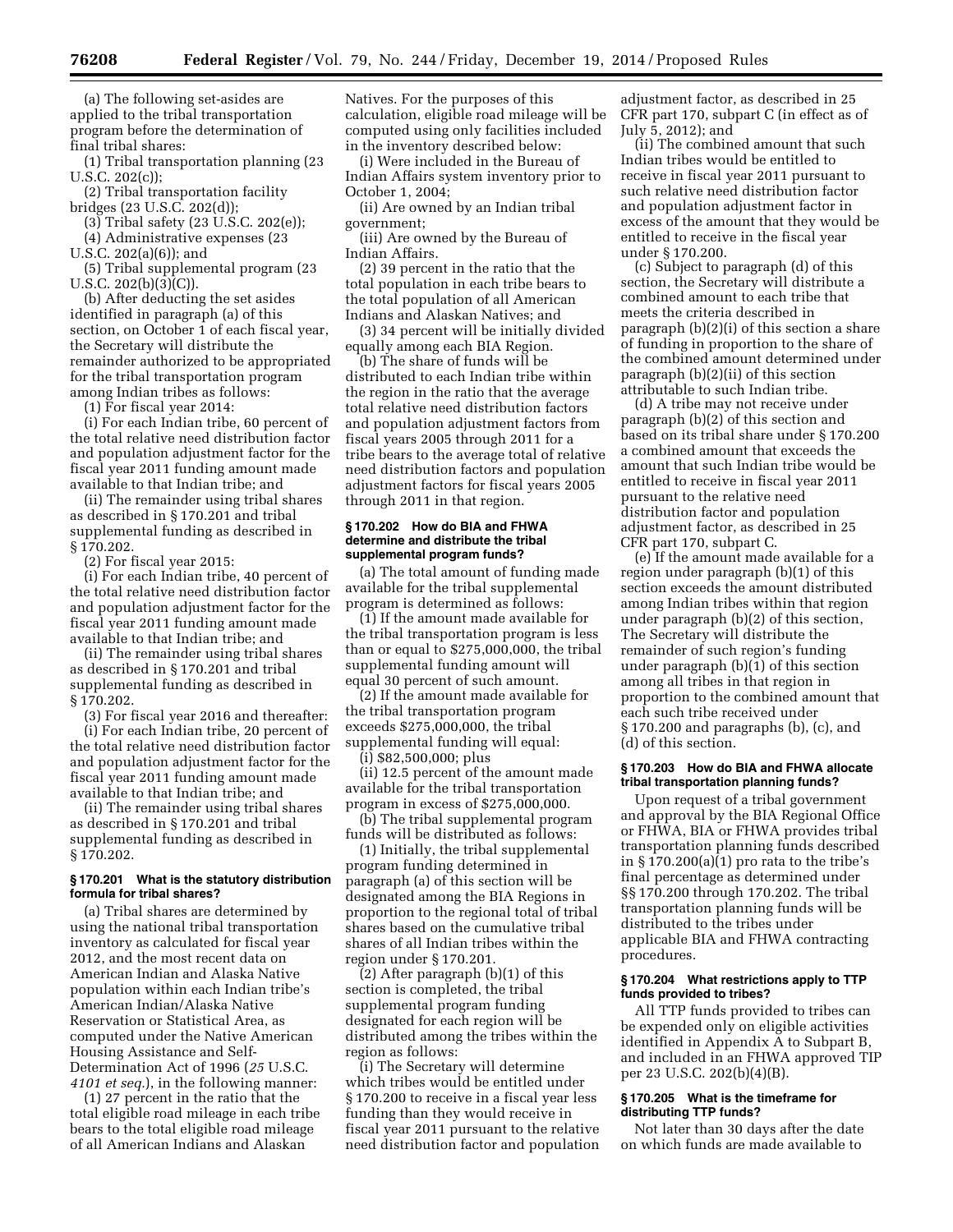(a) The following set-asides are applied to the tribal transportation program before the determination of final tribal shares:

(1) Tribal transportation planning (23 U.S.C. 202(c));

(2) Tribal transportation facility bridges (23 U.S.C. 202(d));

(3) Tribal safety (23 U.S.C. 202(e));

(4) Administrative expenses (23 U.S.C. 202(a)(6)); and

(5) Tribal supplemental program (23 U.S.C. 202(b)(3)(C)).

(b) After deducting the set asides identified in paragraph (a) of this section, on October 1 of each fiscal year, the Secretary will distribute the remainder authorized to be appropriated for the tribal transportation program among Indian tribes as follows:

(1) For fiscal year 2014:

(i) For each Indian tribe, 60 percent of the total relative need distribution factor and population adjustment factor for the fiscal year 2011 funding amount made available to that Indian tribe; and

(ii) The remainder using tribal shares as described in § 170.201 and tribal supplemental funding as described in § 170.202.

(2) For fiscal year 2015:

(i) For each Indian tribe, 40 percent of the total relative need distribution factor and population adjustment factor for the fiscal year 2011 funding amount made available to that Indian tribe; and

(ii) The remainder using tribal shares as described in § 170.201 and tribal supplemental funding as described in § 170.202.

(3) For fiscal year 2016 and thereafter:

(i) For each Indian tribe, 20 percent of the total relative need distribution factor and population adjustment factor for the fiscal year 2011 funding amount made available to that Indian tribe; and

(ii) The remainder using tribal shares as described in § 170.201 and tribal supplemental funding as described in § 170.202.

### § 170.201 What is the statutory distribution formula for tribal shares?

(a) Tribal shares are determined by using the national tribal transportation inventory as calculated for fiscal year 2012, and the most recent data on American Indian and Alaska Native population within each Indian tribe's American Indian/Alaska Native Reservation or Statistical Area, as computed under the Native American Housing Assistance and Self-Determination Act of 1996 (*25* U.S.C. *4101 et seq.*), in the following manner:

(1) 27 percent in the ratio that the total eligible road mileage in each tribe bears to the total eligible road mileage of all American Indians and Alaskan Natives. For the purposes of this calculation, eligible road mileage will be computed using only facilities included in the inventory described below:

(i) Were included in the Bureau of Indian Affairs system inventory prior to October 1, 2004;

(ii) Are owned by an Indian tribal government;

(iii) Are owned by the Bureau of Indian Affairs.

(2) 39 percent in the ratio that the total population in each tribe bears to the total population of all American Indians and Alaskan Natives; and

(3) 34 percent will be initially divided equally among each BIA Region.

(b) The share of funds will be distributed to each Indian tribe within the region in the ratio that the average total relative need distribution factors and population adjustment factors from fiscal years 2005 through 2011 for a tribe bears to the average total of relative need distribution factors and population adjustment factors for fiscal years 2005 through 2011 in that region.

### § 170.202 How do BIA and FHWA determine and distribute the tribal supplemental program funds?

(a) The total amount of funding made available for the tribal supplemental program is determined as follows:

(1) If the amount made available for the tribal transportation program is less than or equal to $275,000,000, the tribal supplemental funding amount will equal 30 percent of such amount.

(2) If the amount made available for the tribal transportation program exceeds $275,000,000, the tribal supplemental funding will equal:

(i) $82,500,000; plus

(ii) 12.5 percent of the amount made available for the tribal transportation program in excess of $275,000,000.

(b) The tribal supplemental program funds will be distributed as follows:

(1) Initially, the tribal supplemental program funding determined in paragraph (a) of this section will be designated among the BIA Regions in proportion to the regional total of tribal shares based on the cumulative tribal shares of all Indian tribes within the region under § 170.201.

(2) After paragraph (b)(1) of this section is completed, the tribal supplemental program funding designated for each region will be distributed among the tribes within the region as follows:

(i) The Secretary will determine which tribes would be entitled under § 170.200 to receive in a fiscal year less funding than they would receive in fiscal year 2011 pursuant to the relative need distribution factor and population adjustment factor, as described in 25 CFR part 170, subpart C (in effect as of July 5, 2012); and

(ii) The combined amount that such Indian tribes would be entitled to receive in fiscal year 2011 pursuant to such relative need distribution factor and population adjustment factor in excess of the amount that they would be entitled to receive in the fiscal year under § 170.200.

(c) Subject to paragraph (d) of this section, the Secretary will distribute a combined amount to each tribe that meets the criteria described in paragraph (b)(2)(i) of this section a share of funding in proportion to the share of the combined amount determined under paragraph (b)(2)(ii) of this section attributable to such Indian tribe.

(d) A tribe may not receive under paragraph (b)(2) of this section and based on its tribal share under § 170.200 a combined amount that exceeds the amount that such Indian tribe would be entitled to receive in fiscal year 2011 pursuant to the relative need distribution factor and population adjustment factor, as described in 25 CFR part 170, subpart C.

(e) If the amount made available for a region under paragraph (b)(1) of this section exceeds the amount distributed among Indian tribes within that region under paragraph (b)(2) of this section, The Secretary will distribute the remainder of such region's funding under paragraph (b)(1) of this section among all tribes in that region in proportion to the combined amount that each such tribe received under § 170.200 and paragraphs (b), (c), and (d) of this section.

### § 170.203 How do BIA and FHWA allocate tribal transportation planning funds?

Upon request of a tribal government and approval by the BIA Regional Office or FHWA, BIA or FHWA provides tribal transportation planning funds described in § 170.200(a)(1) pro rata to the tribe's final percentage as determined under §§ 170.200 through 170.202. The tribal transportation planning funds will be distributed to the tribes under applicable BIA and FHWA contracting procedures.

### § 170.204 What restrictions apply to TTP funds provided to tribes?

All TTP funds provided to tribes can be expended only on eligible activities identified in Appendix A to Subpart B, and included in an FHWA approved TIP per 23 U.S.C. 202(b)(4)(B).

### § 170.205 What is the timeframe for distributing TTP funds?

Not later than 30 days after the date on which funds are made available to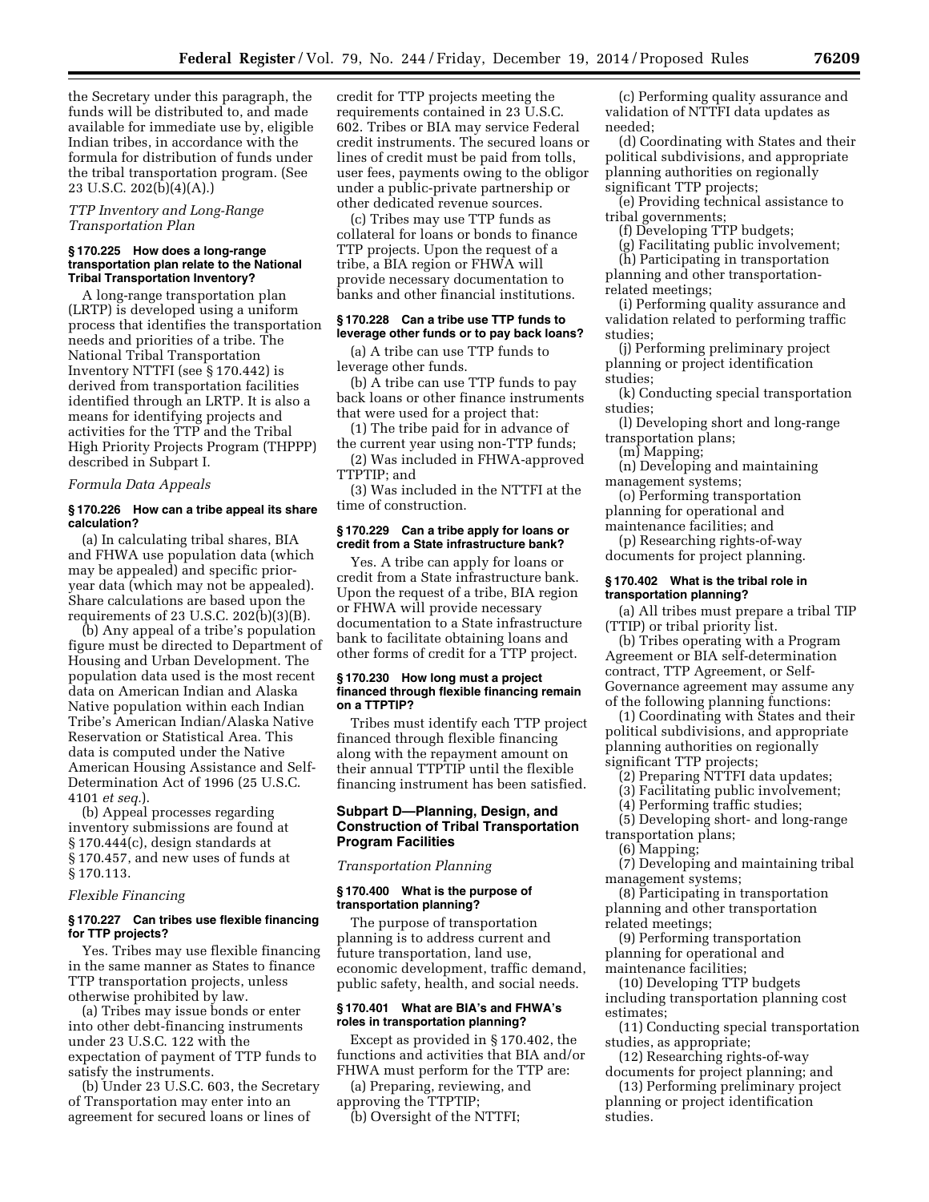the Secretary under this paragraph, the funds will be distributed to, and made available for immediate use by, eligible Indian tribes, in accordance with the formula for distribution of funds under the tribal transportation program. (See 23 U.S.C. 202(b)(4)(A).)

*TTP Inventory and Long-Range Transportation Plan*

#### § 170.225 How does a long-range transportation plan relate to the National Tribal Transportation Inventory?

A long-range transportation plan (LRTP) is developed using a uniform process that identifies the transportation needs and priorities of a tribe. The National Tribal Transportation Inventory NTTFI (see § 170.442) is derived from transportation facilities identified through an LRTP. It is also a means for identifying projects and activities for the TTP and the Tribal High Priority Projects Program (THPPP) described in Subpart I.

*Formula Data Appeals*

#### § 170.226 How can a tribe appeal its share calculation?

(a) In calculating tribal shares, BIA and FHWA use population data (which may be appealed) and specific prior-year data (which may not be appealed). Share calculations are based upon the requirements of 23 U.S.C. 202(b)(3)(B).

(b) Any appeal of a tribe's population figure must be directed to Department of Housing and Urban Development. The population data used is the most recent data on American Indian and Alaska Native population within each Indian Tribe's American Indian/Alaska Native Reservation or Statistical Area. This data is computed under the Native American Housing Assistance and Self-Determination Act of 1996 (25 U.S.C. 4101 *et seq.*).

(b) Appeal processes regarding inventory submissions are found at § 170.444(c), design standards at § 170.457, and new uses of funds at § 170.113.

*Flexible Financing*

#### § 170.227 Can tribes use flexible financing for TTP projects?

Yes. Tribes may use flexible financing in the same manner as States to finance TTP transportation projects, unless otherwise prohibited by law.

(a) Tribes may issue bonds or enter into other debt-financing instruments under 23 U.S.C. 122 with the expectation of payment of TTP funds to satisfy the instruments.

(b) Under 23 U.S.C. 603, the Secretary of Transportation may enter into an agreement for secured loans or lines of credit for TTP projects meeting the requirements contained in 23 U.S.C. 602. Tribes or BIA may service Federal credit instruments. The secured loans or lines of credit must be paid from tolls, user fees, payments owing to the obligor under a public-private partnership or other dedicated revenue sources.

(c) Tribes may use TTP funds as collateral for loans or bonds to finance TTP projects. Upon the request of a tribe, a BIA region or FHWA will provide necessary documentation to banks and other financial institutions.

#### § 170.228 Can a tribe use TTP funds to leverage other funds or to pay back loans?

(a) A tribe can use TTP funds to leverage other funds.

(b) A tribe can use TTP funds to pay back loans or other finance instruments that were used for a project that:

(1) The tribe paid for in advance of the current year using non-TTP funds;

(2) Was included in FHWA-approved TTPTIP; and

(3) Was included in the NTTFI at the time of construction.

#### § 170.229 Can a tribe apply for loans or credit from a State infrastructure bank?

Yes. A tribe can apply for loans or credit from a State infrastructure bank. Upon the request of a tribe, BIA region or FHWA will provide necessary documentation to a State infrastructure bank to facilitate obtaining loans and other forms of credit for a TTP project.

#### § 170.230 How long must a project financed through flexible financing remain on a TTPTIP?

Tribes must identify each TTP project financed through flexible financing along with the repayment amount on their annual TTPTIP until the flexible financing instrument has been satisfied.

### Subpart D—Planning, Design, and Construction of Tribal Transportation Program Facilities

*Transportation Planning*

#### § 170.400 What is the purpose of transportation planning?

The purpose of transportation planning is to address current and future transportation, land use, economic development, traffic demand, public safety, health, and social needs.

#### § 170.401 What are BIA's and FHWA's roles in transportation planning?

Except as provided in § 170.402, the functions and activities that BIA and/or FHWA must perform for the TTP are:

(a) Preparing, reviewing, and approving the TTPTIP;

(b) Oversight of the NTTFI;

(c) Performing quality assurance and validation of NTTFI data updates as needed;

(d) Coordinating with States and their political subdivisions, and appropriate planning authorities on regionally significant TTP projects;

(e) Providing technical assistance to tribal governments;

(f) Developing TTP budgets;

(g) Facilitating public involvement;

(h) Participating in transportation planning and other transportation-related meetings;

(i) Performing quality assurance and validation related to performing traffic studies;

(j) Performing preliminary project planning or project identification studies;

(k) Conducting special transportation studies;

(l) Developing short and long-range transportation plans;

(m) Mapping;

(n) Developing and maintaining management systems;

(o) Performing transportation planning for operational and maintenance facilities; and

(p) Researching rights-of-way documents for project planning.

#### § 170.402 What is the tribal role in transportation planning?

(a) All tribes must prepare a tribal TIP (TTIP) or tribal priority list.

(b) Tribes operating with a Program Agreement or BIA self-determination contract, TTP Agreement, or Self-Governance agreement may assume any of the following planning functions:

(1) Coordinating with States and their political subdivisions, and appropriate planning authorities on regionally significant TTP projects;

(2) Preparing NTTFI data updates;

(3) Facilitating public involvement;

(4) Performing traffic studies;

(5) Developing short- and long-range transportation plans;

(6) Mapping;

(7) Developing and maintaining tribal management systems;

(8) Participating in transportation planning and other transportation related meetings;

(9) Performing transportation planning for operational and maintenance facilities;

(10) Developing TTP budgets including transportation planning cost estimates;

(11) Conducting special transportation studies, as appropriate;

(12) Researching rights-of-way documents for project planning; and

(13) Performing preliminary project planning or project identification studies.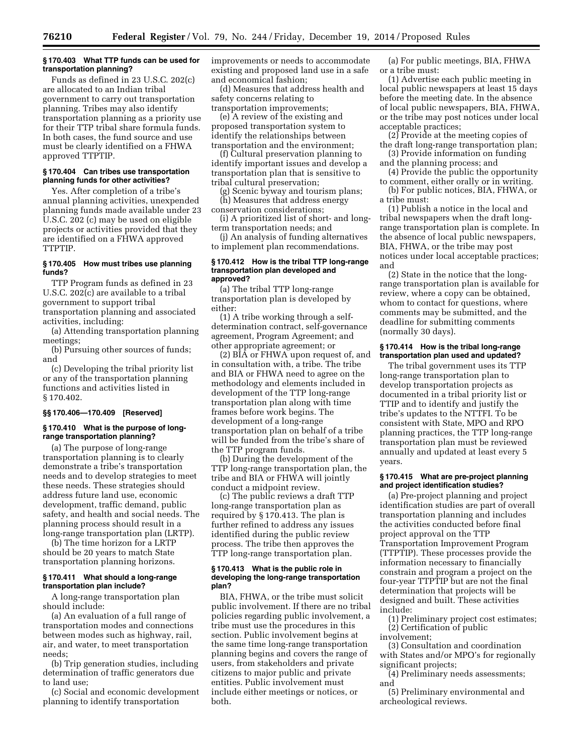### § 170.403 What TTP funds can be used for transportation planning?

Funds as defined in 23 U.S.C. 202(c) are allocated to an Indian tribal government to carry out transportation planning. Tribes may also identify transportation planning as a priority use for their TTP tribal share formula funds. In both cases, the fund source and use must be clearly identified on a FHWA approved TTPTIP.

### § 170.404 Can tribes use transportation planning funds for other activities?

Yes. After completion of a tribe's annual planning activities, unexpended planning funds made available under 23 U.S.C. 202 (c) may be used on eligible projects or activities provided that they are identified on a FHWA approved TTPTIP.

### § 170.405 How must tribes use planning funds?

TTP Program funds as defined in 23 U.S.C. 202(c) are available to a tribal government to support tribal transportation planning and associated activities, including:

(a) Attending transportation planning meetings;

(b) Pursuing other sources of funds; and

(c) Developing the tribal priority list or any of the transportation planning functions and activities listed in § 170.402.

### §§ 170.406—170.409 [Reserved]

### § 170.410 What is the purpose of long-range transportation planning?

(a) The purpose of long-range transportation planning is to clearly demonstrate a tribe's transportation needs and to develop strategies to meet these needs. These strategies should address future land use, economic development, traffic demand, public safety, and health and social needs. The planning process should result in a long-range transportation plan (LRTP).

(b) The time horizon for a LRTP should be 20 years to match State transportation planning horizons.

### § 170.411 What should a long-range transportation plan include?

A long-range transportation plan should include:

(a) An evaluation of a full range of transportation modes and connections between modes such as highway, rail, air, and water, to meet transportation needs;

(b) Trip generation studies, including determination of traffic generators due to land use;

(c) Social and economic development planning to identify transportation improvements or needs to accommodate existing and proposed land use in a safe and economical fashion;

(d) Measures that address health and safety concerns relating to transportation improvements;

(e) A review of the existing and proposed transportation system to identify the relationships between transportation and the environment;

(f) Cultural preservation planning to identify important issues and develop a transportation plan that is sensitive to tribal cultural preservation;

(g) Scenic byway and tourism plans;

(h) Measures that address energy conservation considerations;

(i) A prioritized list of short- and long-term transportation needs; and

(j) An analysis of funding alternatives to implement plan recommendations.

### § 170.412 How is the tribal TTP long-range transportation plan developed and approved?

(a) The tribal TTP long-range transportation plan is developed by either:

(1) A tribe working through a self-determination contract, self-governance agreement, Program Agreement; and other appropriate agreement; or

(2) BIA or FHWA upon request of, and in consultation with, a tribe. The tribe and BIA or FHWA need to agree on the methodology and elements included in development of the TTP long-range transportation plan along with time frames before work begins. The development of a long-range transportation plan on behalf of a tribe will be funded from the tribe's share of the TTP program funds.

(b) During the development of the TTP long-range transportation plan, the tribe and BIA or FHWA will jointly conduct a midpoint review.

(c) The public reviews a draft TTP long-range transportation plan as required by § 170.413. The plan is further refined to address any issues identified during the public review process. The tribe then approves the TTP long-range transportation plan.

### § 170.413 What is the public role in developing the long-range transportation plan?

BIA, FHWA, or the tribe must solicit public involvement. If there are no tribal policies regarding public involvement, a tribe must use the procedures in this section. Public involvement begins at the same time long-range transportation planning begins and covers the range of users, from stakeholders and private citizens to major public and private entities. Public involvement must include either meetings or notices, or both.

(a) For public meetings, BIA, FHWA or a tribe must:

(1) Advertise each public meeting in local public newspapers at least 15 days before the meeting date. In the absence of local public newspapers, BIA, FHWA, or the tribe may post notices under local acceptable practices;

(2) Provide at the meeting copies of the draft long-range transportation plan;

(3) Provide information on funding and the planning process; and

(4) Provide the public the opportunity to comment, either orally or in writing.

(b) For public notices, BIA, FHWA, or a tribe must:

(1) Publish a notice in the local and tribal newspapers when the draft long-range transportation plan is complete. In the absence of local public newspapers, BIA, FHWA, or the tribe may post notices under local acceptable practices; and

(2) State in the notice that the long-range transportation plan is available for review, where a copy can be obtained, whom to contact for questions, where comments may be submitted, and the deadline for submitting comments (normally 30 days).

### § 170.414 How is the tribal long-range transportation plan used and updated?

The tribal government uses its TTP long-range transportation plan to develop transportation projects as documented in a tribal priority list or TTIP and to identify and justify the tribe's updates to the NTTFI. To be consistent with State, MPO and RPO planning practices, the TTP long-range transportation plan must be reviewed annually and updated at least every 5 years.

### § 170.415 What are pre-project planning and project identification studies?

(a) Pre-project planning and project identification studies are part of overall transportation planning and includes the activities conducted before final project approval on the TTP Transportation Improvement Program (TTPTIP). These processes provide the information necessary to financially constrain and program a project on the four-year TTPTIP but are not the final determination that projects will be designed and built. These activities include:

(1) Preliminary project cost estimates;

(2) Certification of public involvement;

(3) Consultation and coordination with States and/or MPO's for regionally significant projects;

(4) Preliminary needs assessments; and

(5) Preliminary environmental and archeological reviews.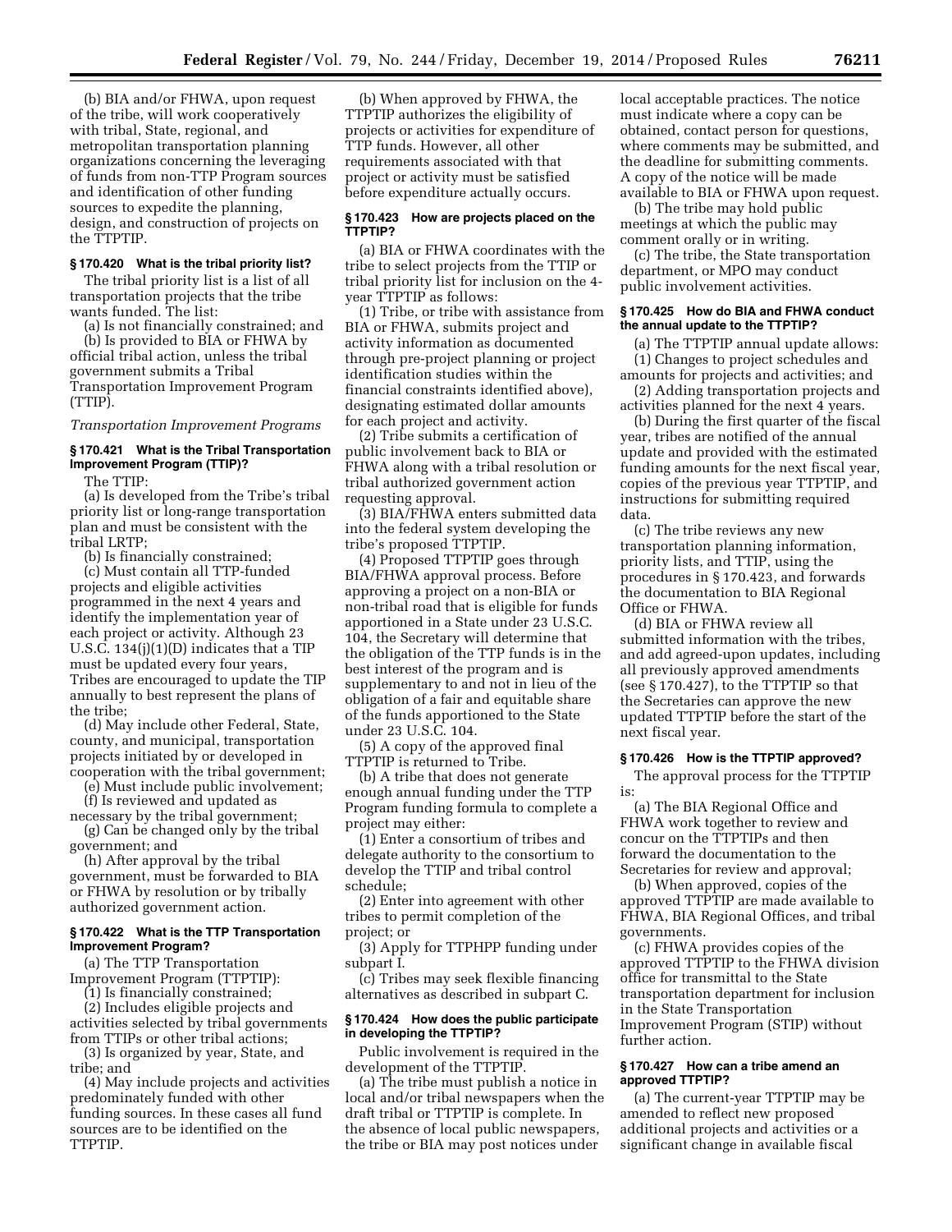(b) BIA and/or FHWA, upon request of the tribe, will work cooperatively with tribal, State, regional, and metropolitan transportation planning organizations concerning the leveraging of funds from non-TTP Program sources and identification of other funding sources to expedite the planning, design, and construction of projects on the TTPTIP.

### § 170.420 What is the tribal priority list?

The tribal priority list is a list of all transportation projects that the tribe wants funded. The list:

(a) Is not financially constrained; and

(b) Is provided to BIA or FHWA by official tribal action, unless the tribal government submits a Tribal Transportation Improvement Program (TTIP).

*Transportation Improvement Programs*

### § 170.421 What is the Tribal Transportation Improvement Program (TTIP)?

The TTIP:

(a) Is developed from the Tribe's tribal priority list or long-range transportation plan and must be consistent with the tribal LRTP;

(b) Is financially constrained;

(c) Must contain all TTP-funded projects and eligible activities programmed in the next 4 years and identify the implementation year of each project or activity. Although 23 U.S.C. 134(j)(1)(D) indicates that a TIP must be updated every four years, Tribes are encouraged to update the TIP annually to best represent the plans of the tribe;

(d) May include other Federal, State, county, and municipal, transportation projects initiated by or developed in cooperation with the tribal government;

(e) Must include public involvement;

(f) Is reviewed and updated as necessary by the tribal government;

(g) Can be changed only by the tribal government; and

(h) After approval by the tribal government, must be forwarded to BIA or FHWA by resolution or by tribally authorized government action.

### § 170.422 What is the TTP Transportation Improvement Program?

(a) The TTP Transportation Improvement Program (TTPTIP):

(1) Is financially constrained;

(2) Includes eligible projects and activities selected by tribal governments from TTIPs or other tribal actions;

(3) Is organized by year, State, and tribe; and

(4) May include projects and activities predominately funded with other funding sources. In these cases all fund sources are to be identified on the TTPTIP.

(b) When approved by FHWA, the TTPTIP authorizes the eligibility of projects or activities for expenditure of TTP funds. However, all other requirements associated with that project or activity must be satisfied before expenditure actually occurs.

### § 170.423 How are projects placed on the TTPTIP?

(a) BIA or FHWA coordinates with the tribe to select projects from the TTIP or tribal priority list for inclusion on the 4-year TTPTIP as follows:

(1) Tribe, or tribe with assistance from BIA or FHWA, submits project and activity information as documented through pre-project planning or project identification studies within the financial constraints identified above), designating estimated dollar amounts for each project and activity.

(2) Tribe submits a certification of public involvement back to BIA or FHWA along with a tribal resolution or tribal authorized government action requesting approval.

(3) BIA/FHWA enters submitted data into the federal system developing the tribe's proposed TTPTIP.

(4) Proposed TTPTIP goes through BIA/FHWA approval process. Before approving a project on a non-BIA or non-tribal road that is eligible for funds apportioned in a State under 23 U.S.C. 104, the Secretary will determine that the obligation of the TTP funds is in the best interest of the program and is supplementary to and not in lieu of the obligation of a fair and equitable share of the funds apportioned to the State under 23 U.S.C. 104.

(5) A copy of the approved final TTPTIP is returned to Tribe.

(b) A tribe that does not generate enough annual funding under the TTP Program funding formula to complete a project may either:

(1) Enter a consortium of tribes and delegate authority to the consortium to develop the TTIP and tribal control schedule;

(2) Enter into agreement with other tribes to permit completion of the project; or

(3) Apply for TTPHPP funding under subpart I.

(c) Tribes may seek flexible financing alternatives as described in subpart C.

### § 170.424 How does the public participate in developing the TTPTIP?

Public involvement is required in the development of the TTPTIP.

(a) The tribe must publish a notice in local and/or tribal newspapers when the draft tribal or TTPTIP is complete. In the absence of local public newspapers, the tribe or BIA may post notices under local acceptable practices. The notice must indicate where a copy can be obtained, contact person for questions, where comments may be submitted, and the deadline for submitting comments. A copy of the notice will be made available to BIA or FHWA upon request.

(b) The tribe may hold public meetings at which the public may comment orally or in writing.

(c) The tribe, the State transportation department, or MPO may conduct public involvement activities.

### § 170.425 How do BIA and FHWA conduct the annual update to the TTPTIP?

(a) The TTPTIP annual update allows:

(1) Changes to project schedules and amounts for projects and activities; and

(2) Adding transportation projects and activities planned for the next 4 years.

(b) During the first quarter of the fiscal year, tribes are notified of the annual update and provided with the estimated funding amounts for the next fiscal year, copies of the previous year TTPTIP, and instructions for submitting required data.

(c) The tribe reviews any new transportation planning information, priority lists, and TTIP, using the procedures in § 170.423, and forwards the documentation to BIA Regional Office or FHWA.

(d) BIA or FHWA review all submitted information with the tribes, and add agreed-upon updates, including all previously approved amendments (see § 170.427), to the TTPTIP so that the Secretaries can approve the new updated TTPTIP before the start of the next fiscal year.

### § 170.426 How is the TTPTIP approved?

The approval process for the TTPTIP is:

(a) The BIA Regional Office and FHWA work together to review and concur on the TTPTIPs and then forward the documentation to the Secretaries for review and approval;

(b) When approved, copies of the approved TTPTIP are made available to FHWA, BIA Regional Offices, and tribal governments.

(c) FHWA provides copies of the approved TTPTIP to the FHWA division office for transmittal to the State transportation department for inclusion in the State Transportation Improvement Program (STIP) without further action.

### § 170.427 How can a tribe amend an approved TTPTIP?

(a) The current-year TTPTIP may be amended to reflect new proposed additional projects and activities or a significant change in available fiscal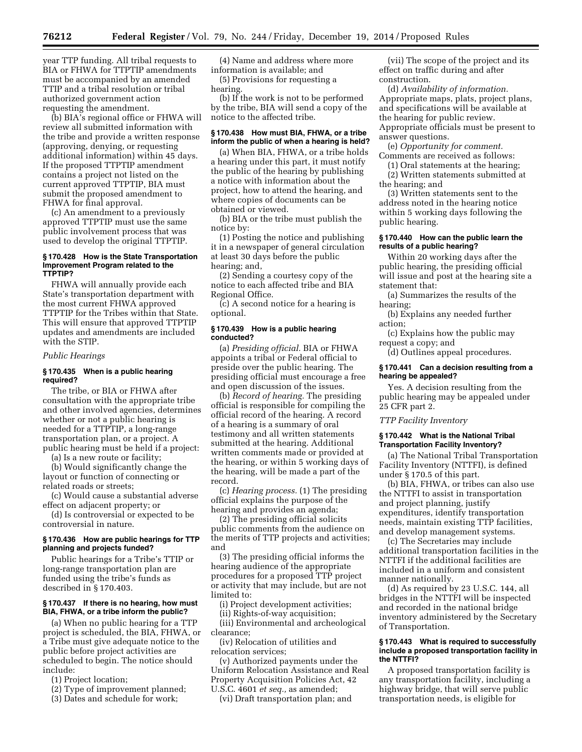year TTP funding. All tribal requests to BIA or FHWA for TTPTIP amendments must be accompanied by an amended TTIP and a tribal resolution or tribal authorized government action requesting the amendment.

(b) BIA's regional office or FHWA will review all submitted information with the tribe and provide a written response (approving, denying, or requesting additional information) within 45 days. If the proposed TTPTIP amendment contains a project not listed on the current approved TTPTIP, BIA must submit the proposed amendment to FHWA for final approval.

(c) An amendment to a previously approved TTPTIP must use the same public involvement process that was used to develop the original TTPTIP.

#### § 170.428 How is the State Transportation Improvement Program related to the TTPTIP?

FHWA will annually provide each State's transportation department with the most current FHWA approved TTPTIP for the Tribes within that State. This will ensure that approved TTPTIP updates and amendments are included with the STIP.

*Public Hearings*

#### § 170.435 When is a public hearing required?

The tribe, or BIA or FHWA after consultation with the appropriate tribe and other involved agencies, determines whether or not a public hearing is needed for a TTPTIP, a long-range transportation plan, or a project. A public hearing must be held if a project:

(a) Is a new route or facility;

(b) Would significantly change the layout or function of connecting or related roads or streets;

(c) Would cause a substantial adverse effect on adjacent property; or

(d) Is controversial or expected to be controversial in nature.

#### § 170.436 How are public hearings for TTP planning and projects funded?

Public hearings for a Tribe's TTIP or long-range transportation plan are funded using the tribe's funds as described in § 170.403.

#### § 170.437 If there is no hearing, how must BIA, FHWA, or a tribe inform the public?

(a) When no public hearing for a TTP project is scheduled, the BIA, FHWA, or a Tribe must give adequate notice to the public before project activities are scheduled to begin. The notice should include:

(1) Project location;

(2) Type of improvement planned;

(3) Dates and schedule for work;

(4) Name and address where more information is available; and

(5) Provisions for requesting a hearing.

(b) If the work is not to be performed by the tribe, BIA will send a copy of the notice to the affected tribe.

#### § 170.438 How must BIA, FHWA, or a tribe inform the public of when a hearing is held?

(a) When BIA, FHWA, or a tribe holds a hearing under this part, it must notify the public of the hearing by publishing a notice with information about the project, how to attend the hearing, and where copies of documents can be obtained or viewed.

(b) BIA or the tribe must publish the notice by:

(1) Posting the notice and publishing it in a newspaper of general circulation at least 30 days before the public hearing; and,

(2) Sending a courtesy copy of the notice to each affected tribe and BIA Regional Office.

(c) A second notice for a hearing is optional.

#### § 170.439 How is a public hearing conducted?

(a) *Presiding official.* BIA or FHWA appoints a tribal or Federal official to preside over the public hearing. The presiding official must encourage a free and open discussion of the issues.

(b) *Record of hearing.* The presiding official is responsible for compiling the official record of the hearing. A record of a hearing is a summary of oral testimony and all written statements submitted at the hearing. Additional written comments made or provided at the hearing, or within 5 working days of the hearing, will be made a part of the record.

(c) *Hearing process.* (1) The presiding official explains the purpose of the hearing and provides an agenda;

(2) The presiding official solicits public comments from the audience on the merits of TTP projects and activities; and

(3) The presiding official informs the hearing audience of the appropriate procedures for a proposed TTP project or activity that may include, but are not limited to:

(i) Project development activities;

(ii) Rights-of-way acquisition;

(iii) Environmental and archeological clearance;

(iv) Relocation of utilities and relocation services;

(v) Authorized payments under the Uniform Relocation Assistance and Real Property Acquisition Policies Act, 42 U.S.C. 4601 *et seq.,* as amended;

(vi) Draft transportation plan; and

(vii) The scope of the project and its effect on traffic during and after construction.

(d) *Availability of information.* Appropriate maps, plats, project plans, and specifications will be available at the hearing for public review. Appropriate officials must be present to answer questions.

(e) *Opportunity for comment.* Comments are received as follows:

(1) Oral statements at the hearing;

(2) Written statements submitted at the hearing; and

(3) Written statements sent to the address noted in the hearing notice within 5 working days following the public hearing.

#### § 170.440 How can the public learn the results of a public hearing?

Within 20 working days after the public hearing, the presiding official will issue and post at the hearing site a statement that:

(a) Summarizes the results of the hearing;

(b) Explains any needed further action;

(c) Explains how the public may request a copy; and

(d) Outlines appeal procedures.

#### § 170.441 Can a decision resulting from a hearing be appealed?

Yes. A decision resulting from the public hearing may be appealed under 25 CFR part 2.

*TTP Facility Inventory*

#### § 170.442 What is the National Tribal Transportation Facility Inventory?

(a) The National Tribal Transportation Facility Inventory (NTTFI), is defined under § 170.5 of this part.

(b) BIA, FHWA, or tribes can also use the NTTFI to assist in transportation and project planning, justify expenditures, identify transportation needs, maintain existing TTP facilities, and develop management systems.

(c) The Secretaries may include additional transportation facilities in the NTTFI if the additional facilities are included in a uniform and consistent manner nationally.

(d) As required by 23 U.S.C. 144, all bridges in the NTTFI will be inspected and recorded in the national bridge inventory administered by the Secretary of Transportation.

#### § 170.443 What is required to successfully include a proposed transportation facility in the NTTFI?

A proposed transportation facility is any transportation facility, including a highway bridge, that will serve public transportation needs, is eligible for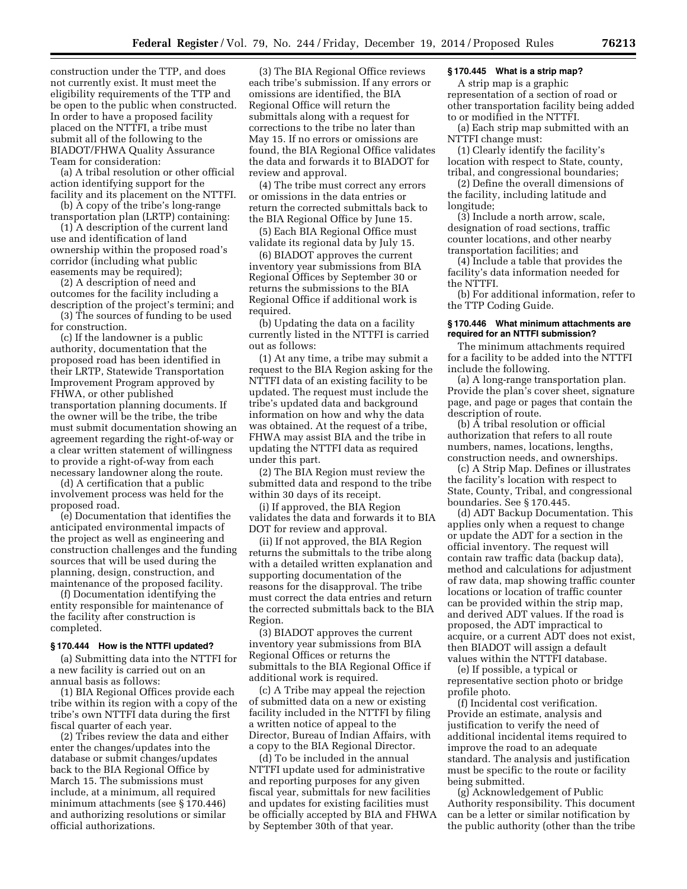construction under the TTP, and does not currently exist. It must meet the eligibility requirements of the TTP and be open to the public when constructed. In order to have a proposed facility placed on the NTTFI, a tribe must submit all of the following to the BIADOT/FHWA Quality Assurance Team for consideration:

(a) A tribal resolution or other official action identifying support for the facility and its placement on the NTTFI.

(b) A copy of the tribe's long-range transportation plan (LRTP) containing:

(1) A description of the current land use and identification of land ownership within the proposed road's corridor (including what public easements may be required);

(2) A description of need and outcomes for the facility including a description of the project's termini; and

(3) The sources of funding to be used for construction.

(c) If the landowner is a public authority, documentation that the proposed road has been identified in their LRTP, Statewide Transportation Improvement Program approved by FHWA, or other published transportation planning documents. If the owner will be the tribe, the tribe must submit documentation showing an agreement regarding the right-of-way or a clear written statement of willingness to provide a right-of-way from each necessary landowner along the route.

(d) A certification that a public involvement process was held for the proposed road.

(e) Documentation that identifies the anticipated environmental impacts of the project as well as engineering and construction challenges and the funding sources that will be used during the planning, design, construction, and maintenance of the proposed facility.

(f) Documentation identifying the entity responsible for maintenance of the facility after construction is completed.

### § 170.444 How is the NTTFI updated?

(a) Submitting data into the NTTFI for a new facility is carried out on an annual basis as follows:

(1) BIA Regional Offices provide each tribe within its region with a copy of the tribe's own NTTFI data during the first fiscal quarter of each year.

(2) Tribes review the data and either enter the changes/updates into the database or submit changes/updates back to the BIA Regional Office by March 15. The submissions must include, at a minimum, all required minimum attachments (see § 170.446) and authorizing resolutions or similar official authorizations.

(3) The BIA Regional Office reviews each tribe's submission. If any errors or omissions are identified, the BIA Regional Office will return the submittals along with a request for corrections to the tribe no later than May 15. If no errors or omissions are found, the BIA Regional Office validates the data and forwards it to BIADOT for review and approval.

(4) The tribe must correct any errors or omissions in the data entries or return the corrected submittals back to the BIA Regional Office by June 15.

(5) Each BIA Regional Office must validate its regional data by July 15.

(6) BIADOT approves the current inventory year submissions from BIA Regional Offices by September 30 or returns the submissions to the BIA Regional Office if additional work is required.

(b) Updating the data on a facility currently listed in the NTTFI is carried out as follows:

(1) At any time, a tribe may submit a request to the BIA Region asking for the NTTFI data of an existing facility to be updated. The request must include the tribe's updated data and background information on how and why the data was obtained. At the request of a tribe, FHWA may assist BIA and the tribe in updating the NTTFI data as required under this part.

(2) The BIA Region must review the submitted data and respond to the tribe within 30 days of its receipt.

(i) If approved, the BIA Region validates the data and forwards it to BIA DOT for review and approval.

(ii) If not approved, the BIA Region returns the submittals to the tribe along with a detailed written explanation and supporting documentation of the reasons for the disapproval. The tribe must correct the data entries and return the corrected submittals back to the BIA Region.

(3) BIADOT approves the current inventory year submissions from BIA Regional Offices or returns the submittals to the BIA Regional Office if additional work is required.

(c) A Tribe may appeal the rejection of submitted data on a new or existing facility included in the NTTFI by filing a written notice of appeal to the Director, Bureau of Indian Affairs, with a copy to the BIA Regional Director.

(d) To be included in the annual NTTFI update used for administrative and reporting purposes for any given fiscal year, submittals for new facilities and updates for existing facilities must be officially accepted by BIA and FHWA by September 30th of that year.

### § 170.445 What is a strip map?

A strip map is a graphic representation of a section of road or other transportation facility being added to or modified in the NTTFI.

(a) Each strip map submitted with an NTTFI change must:

(1) Clearly identify the facility's location with respect to State, county, tribal, and congressional boundaries;

(2) Define the overall dimensions of the facility, including latitude and longitude;

(3) Include a north arrow, scale, designation of road sections, traffic counter locations, and other nearby transportation facilities; and

(4) Include a table that provides the facility's data information needed for the NTTFI.

(b) For additional information, refer to the TTP Coding Guide.

### § 170.446 What minimum attachments are required for an NTTFI submission?

The minimum attachments required for a facility to be added into the NTTFI include the following.

(a) A long-range transportation plan. Provide the plan's cover sheet, signature page, and page or pages that contain the description of route.

(b) A tribal resolution or official authorization that refers to all route numbers, names, locations, lengths, construction needs, and ownerships.

(c) A Strip Map. Defines or illustrates the facility's location with respect to State, County, Tribal, and congressional boundaries. See § 170.445.

(d) ADT Backup Documentation. This applies only when a request to change or update the ADT for a section in the official inventory. The request will contain raw traffic data (backup data), method and calculations for adjustment of raw data, map showing traffic counter locations or location of traffic counter can be provided within the strip map, and derived ADT values. If the road is proposed, the ADT impractical to acquire, or a current ADT does not exist, then BIADOT will assign a default values within the NTTFI database.

(e) If possible, a typical or representative section photo or bridge profile photo.

(f) Incidental cost verification. Provide an estimate, analysis and justification to verify the need of additional incidental items required to improve the road to an adequate standard. The analysis and justification must be specific to the route or facility being submitted.

(g) Acknowledgement of Public Authority responsibility. This document can be a letter or similar notification by the public authority (other than the tribe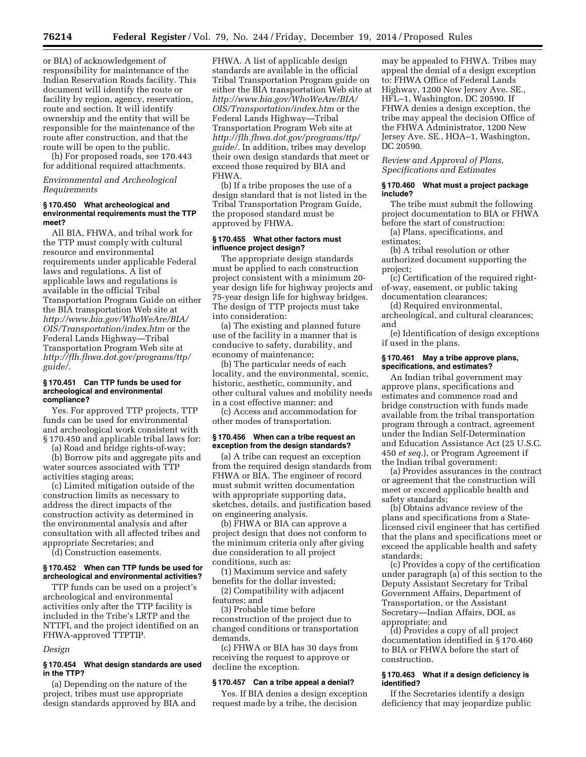or BIA) of acknowledgement of responsibility for maintenance of the Indian Reservation Roads facility. This document will identify the route or facility by region, agency, reservation, route and section. It will identify ownership and the entity that will be responsible for the maintenance of the route after construction, and that the route will be open to the public.

(h) For proposed roads, see 170.443 for additional required attachments.

*Environmental and Archeological Requirements*

#### § 170.450 What archeological and environmental requirements must the TTP meet?

All BIA, FHWA, and tribal work for the TTP must comply with cultural resource and environmental requirements under applicable Federal laws and regulations. A list of applicable laws and regulations is available in the official Tribal Transportation Program Guide on either the BIA transportation Web site at *http://www.bia.gov/WhoWeAre/BIA/OIS/Transportation/index.htm* or the Federal Lands Highway—Tribal Transportation Program Web site at *http://flh.fhwa.dot.gov/programs/ttp/guide/.*

#### § 170.451 Can TTP funds be used for archeological and environmental compliance?

Yes. For approved TTP projects, TTP funds can be used for environmental and archeological work consistent with § 170.450 and applicable tribal laws for:

(a) Road and bridge rights-of-way;

(b) Borrow pits and aggregate pits and water sources associated with TTP activities staging areas;

(c) Limited mitigation outside of the construction limits as necessary to address the direct impacts of the construction activity as determined in the environmental analysis and after consultation with all affected tribes and appropriate Secretaries; and

(d) Construction easements.

#### § 170.452 When can TTP funds be used for archeological and environmental activities?

TTP funds can be used on a project's archeological and environmental activities only after the TTP facility is included in the Tribe's LRTP and the NTTFI, and the project identified on an FHWA-approved TTPTIP.

*Design*

#### § 170.454 What design standards are used in the TTP?

(a) Depending on the nature of the project, tribes must use appropriate design standards approved by BIA and FHWA. A list of applicable design standards are available in the official Tribal Transportation Program guide on either the BIA transportation Web site at *http://www.bia.gov/WhoWeAre/BIA/OIS/Transportation/index.htm* or the Federal Lands Highway—Tribal Transportation Program Web site at *http://flh.fhwa.dot.gov/programs/ttp/guide/.* In addition, tribes may develop their own design standards that meet or exceed those required by BIA and FHWA.

(b) If a tribe proposes the use of a design standard that is not listed in the Tribal Transportation Program Guide, the proposed standard must be approved by FHWA.

#### § 170.455 What other factors must influence project design?

The appropriate design standards must be applied to each construction project consistent with a minimum 20-year design life for highway projects and 75-year design life for highway bridges. The design of TTP projects must take into consideration:

(a) The existing and planned future use of the facility in a manner that is conducive to safety, durability, and economy of maintenance;

(b) The particular needs of each locality, and the environmental, scenic, historic, aesthetic, community, and other cultural values and mobility needs in a cost effective manner; and

(c) Access and accommodation for other modes of transportation.

#### § 170.456 When can a tribe request an exception from the design standards?

(a) A tribe can request an exception from the required design standards from FHWA or BIA. The engineer of record must submit written documentation with appropriate supporting data, sketches, details, and justification based on engineering analysis.

(b) FHWA or BIA can approve a project design that does not conform to the minimum criteria only after giving due consideration to all project conditions, such as:

(1) Maximum service and safety benefits for the dollar invested;

(2) Compatibility with adjacent features; and

(3) Probable time before reconstruction of the project due to changed conditions or transportation demands.

(c) FHWA or BIA has 30 days from receiving the request to approve or decline the exception.

#### § 170.457 Can a tribe appeal a denial?

Yes. If BIA denies a design exception request made by a tribe, the decision may be appealed to FHWA. Tribes may appeal the denial of a design exception to: FHWA Office of Federal Lands Highway, 1200 New Jersey Ave. SE., HFL–1, Washington, DC 20590. If FHWA denies a design exception, the tribe may appeal the decision Office of the FHWA Administrator, 1200 New Jersey Ave. SE., HOA–1, Washington, DC 20590.

*Review and Approval of Plans, Specifications and Estimates*

#### § 170.460 What must a project package include?

The tribe must submit the following project documentation to BIA or FHWA before the start of construction:

(a) Plans, specifications, and estimates;

(b) A tribal resolution or other authorized document supporting the project;

(c) Certification of the required right-of-way, easement, or public taking documentation clearances;

(d) Required environmental, archeological, and cultural clearances; and

(e) Identification of design exceptions if used in the plans.

#### § 170.461 May a tribe approve plans, specifications, and estimates?

An Indian tribal government may approve plans, specifications and estimates and commence road and bridge construction with funds made available from the tribal transportation program through a contract, agreement under the Indian Self-Determination and Education Assistance Act (25 U.S.C. 450 *et seq.*), or Program Agreement if the Indian tribal government:

(a) Provides assurances in the contract or agreement that the construction will meet or exceed applicable health and safety standards;

(b) Obtains advance review of the plans and specifications from a State-licensed civil engineer that has certified that the plans and specifications meet or exceed the applicable health and safety standards;

(c) Provides a copy of the certification under paragraph (a) of this section to the Deputy Assistant Secretary for Tribal Government Affairs, Department of Transportation, or the Assistant Secretary—Indian Affairs, DOI, as appropriate; and

(d) Provides a copy of all project documentation identified in § 170.460 to BIA or FHWA before the start of construction.

#### § 170.463 What if a design deficiency is identified?

If the Secretaries identify a design deficiency that may jeopardize public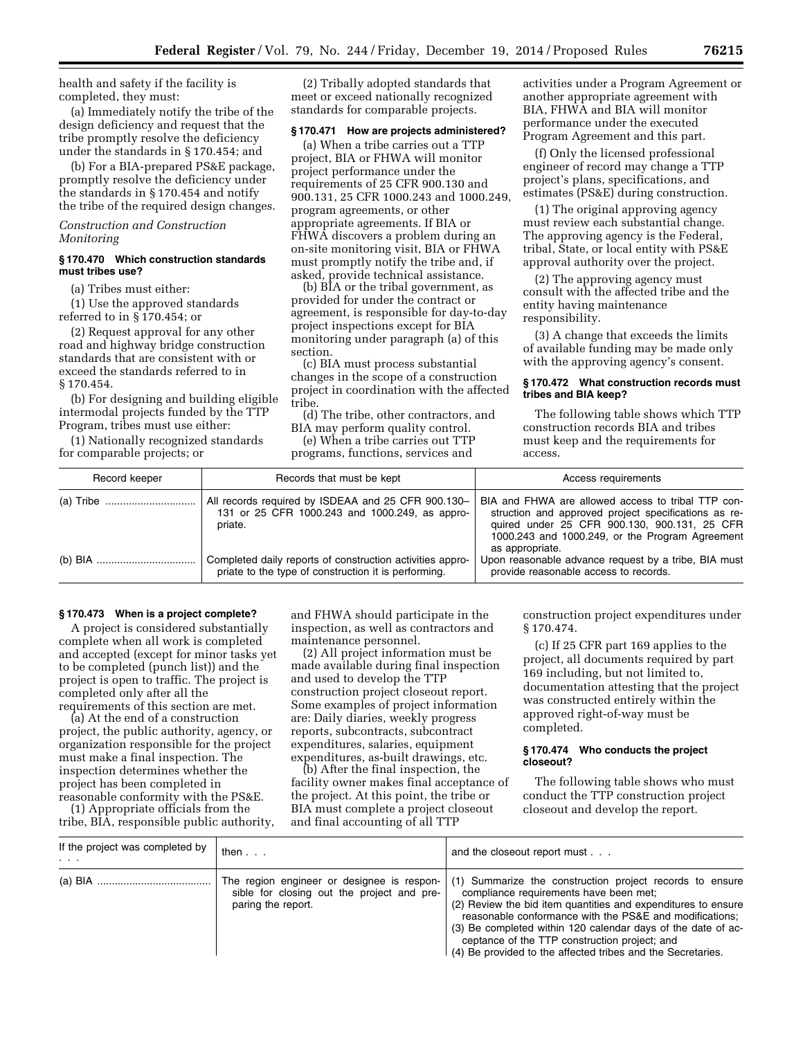health and safety if the facility is completed, they must:

(a) Immediately notify the tribe of the design deficiency and request that the tribe promptly resolve the deficiency under the standards in § 170.454; and

(b) For a BIA-prepared PS&E package, promptly resolve the deficiency under the standards in § 170.454 and notify the tribe of the required design changes.

*Construction and Construction Monitoring*

### § 170.470 Which construction standards must tribes use?

(a) Tribes must either:

(1) Use the approved standards referred to in § 170.454; or

(2) Request approval for any other road and highway bridge construction standards that are consistent with or exceed the standards referred to in § 170.454.

(b) For designing and building eligible intermodal projects funded by the TTP Program, tribes must use either:

(1) Nationally recognized standards for comparable projects; or

(2) Tribally adopted standards that meet or exceed nationally recognized standards for comparable projects.

### § 170.471 How are projects administered?

(a) When a tribe carries out a TTP project, BIA or FHWA will monitor project performance under the requirements of 25 CFR 900.130 and 900.131, 25 CFR 1000.243 and 1000.249, program agreements, or other appropriate agreements. If BIA or FHWA discovers a problem during an on-site monitoring visit, BIA or FHWA must promptly notify the tribe and, if asked, provide technical assistance.

(b) BIA or the tribal government, as provided for under the contract or agreement, is responsible for day-to-day project inspections except for BIA monitoring under paragraph (a) of this section.

(c) BIA must process substantial changes in the scope of a construction project in coordination with the affected tribe.

(d) The tribe, other contractors, and BIA may perform quality control.

(e) When a tribe carries out TTP programs, functions, services and activities under a Program Agreement or another appropriate agreement with BIA, FHWA and BIA will monitor performance under the executed Program Agreement and this part.

(f) Only the licensed professional engineer of record may change a TTP project's plans, specifications, and estimates (PS&E) during construction.

(1) The original approving agency must review each substantial change. The approving agency is the Federal, tribal, State, or local entity with PS&E approval authority over the project.

(2) The approving agency must consult with the affected tribe and the entity having maintenance responsibility.

(3) A change that exceeds the limits of available funding may be made only with the approving agency's consent.

### § 170.472 What construction records must tribes and BIA keep?

The following table shows which TTP construction records BIA and tribes must keep and the requirements for access.

| Record keeper | Records that must be kept | Access requirements |
|---|---|---|
| (a) Tribe | All records required by ISDEAA and 25 CFR 900.130–131 or 25 CFR 1000.243 and 1000.249, as appropriate. | BIA and FHWA are allowed access to tribal TTP construction and approved project specifications as required under 25 CFR 900.130, 900.131, 25 CFR 1000.243 and 1000.249, or the Program Agreement as appropriate. |
| (b) BIA | Completed daily reports of construction activities appropriate to the type of construction it is performing. | Upon reasonable advance request by a tribe, BIA must provide reasonable access to records. |

### § 170.473 When is a project complete?

A project is considered substantially complete when all work is completed and accepted (except for minor tasks yet to be completed (punch list)) and the project is open to traffic. The project is completed only after all the requirements of this section are met.

(a) At the end of a construction project, the public authority, agency, or organization responsible for the project must make a final inspection. The inspection determines whether the project has been completed in reasonable conformity with the PS&E.

(1) Appropriate officials from the tribe, BIA, responsible public authority, and FHWA should participate in the inspection, as well as contractors and maintenance personnel.

(2) All project information must be made available during final inspection and used to develop the TTP construction project closeout report. Some examples of project information are: Daily diaries, weekly progress reports, subcontracts, subcontract expenditures, salaries, equipment expenditures, as-built drawings, etc.

(b) After the final inspection, the facility owner makes final acceptance of the project. At this point, the tribe or BIA must complete a project closeout and final accounting of all TTP construction project expenditures under § 170.474.

(c) If 25 CFR part 169 applies to the project, all documents required by part 169 including, but not limited to, documentation attesting that the project was constructed entirely within the approved right-of-way must be completed.

### § 170.474 Who conducts the project closeout?

The following table shows who must conduct the TTP construction project closeout and develop the report.

| If the project was completed by . . . | then . . . | and the closeout report must . . . |
|---|---|---|
| (a) BIA | The region engineer or designee is responsible for closing out the project and preparing the report. | (1) Summarize the construction project records to ensure compliance requirements have been met;<br>(2) Review the bid item quantities and expenditures to ensure reasonable conformance with the PS&E and modifications;<br>(3) Be completed within 120 calendar days of the date of acceptance of the TTP construction project; and<br>(4) Be provided to the affected tribes and the Secretaries. |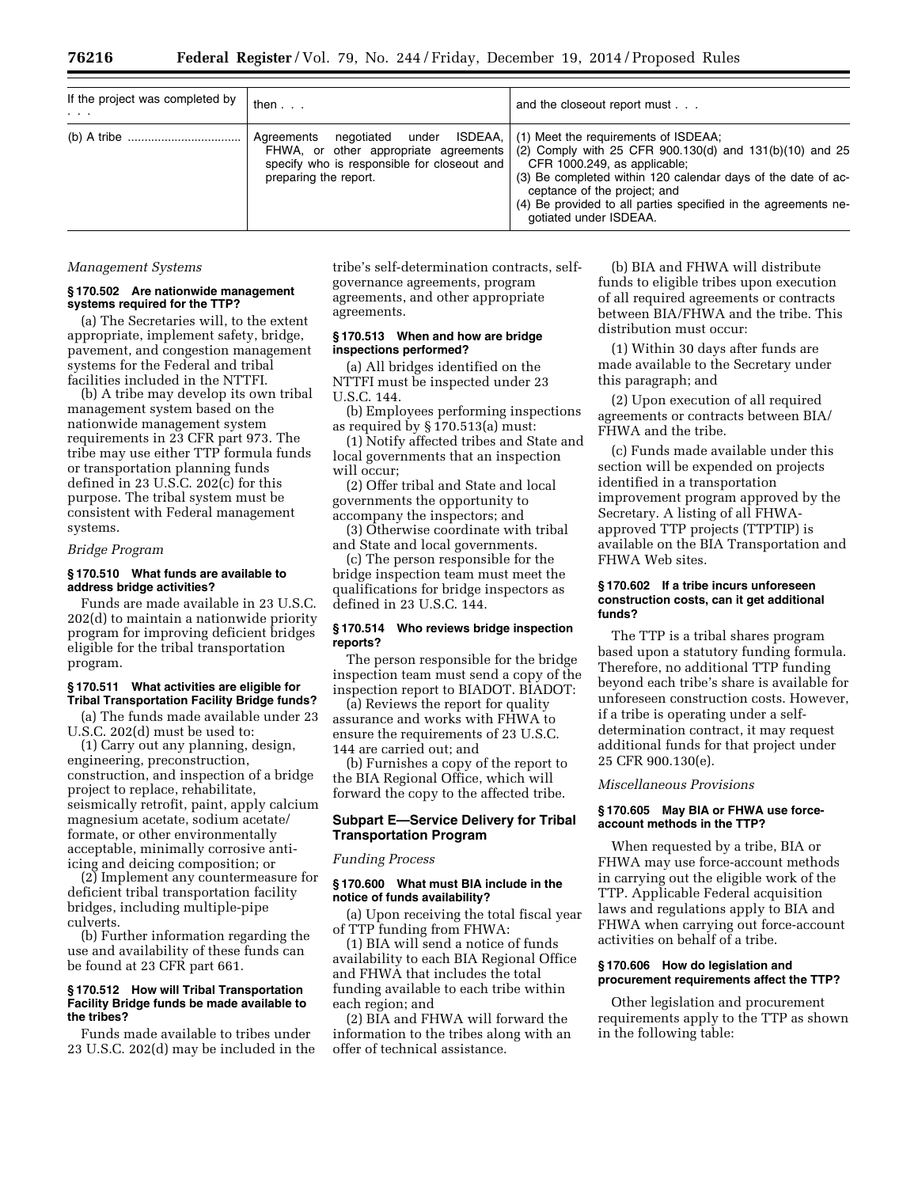| If the project was completed by . . . | then . . . | and the closeout report must . . . |
|---|---|---|
| (b) A tribe | Agreements negotiated under ISDEAA, FHWA, or other appropriate agreements specify who is responsible for closeout and preparing the report. | (1) Meet the requirements of ISDEAA; (2) Comply with 25 CFR 900.130(d) and 131(b)(10) and 25 CFR 1000.249, as applicable; (3) Be completed within 120 calendar days of the date of acceptance of the project; and (4) Be provided to all parties specified in the agreements negotiated under ISDEAA. |

*Management Systems*

**§ 170.502 Are nationwide management systems required for the TTP?**

(a) The Secretaries will, to the extent appropriate, implement safety, bridge, pavement, and congestion management systems for the Federal and tribal facilities included in the NTTFI.

(b) A tribe may develop its own tribal management system based on the nationwide management system requirements in 23 CFR part 973. The tribe may use either TTP formula funds or transportation planning funds defined in 23 U.S.C. 202(c) for this purpose. The tribal system must be consistent with Federal management systems.

*Bridge Program*

**§ 170.510 What funds are available to address bridge activities?**

Funds are made available in 23 U.S.C. 202(d) to maintain a nationwide priority program for improving deficient bridges eligible for the tribal transportation program.

**§ 170.511 What activities are eligible for Tribal Transportation Facility Bridge funds?**

(a) The funds made available under 23 U.S.C. 202(d) must be used to:

(1) Carry out any planning, design, engineering, preconstruction, construction, and inspection of a bridge project to replace, rehabilitate, seismically retrofit, paint, apply calcium magnesium acetate, sodium acetate/formate, or other environmentally acceptable, minimally corrosive anti-icing and deicing composition; or

(2) Implement any countermeasure for deficient tribal transportation facility bridges, including multiple-pipe culverts.

(b) Further information regarding the use and availability of these funds can be found at 23 CFR part 661.

**§ 170.512 How will Tribal Transportation Facility Bridge funds be made available to the tribes?**

Funds made available to tribes under 23 U.S.C. 202(d) may be included in the tribe's self-determination contracts, self-governance agreements, program agreements, and other appropriate agreements.

**§ 170.513 When and how are bridge inspections performed?**

(a) All bridges identified on the NTTFI must be inspected under 23 U.S.C. 144.

(b) Employees performing inspections as required by § 170.513(a) must:

(1) Notify affected tribes and State and local governments that an inspection will occur;

(2) Offer tribal and State and local governments the opportunity to accompany the inspectors; and

(3) Otherwise coordinate with tribal and State and local governments.

(c) The person responsible for the bridge inspection team must meet the qualifications for bridge inspectors as defined in 23 U.S.C. 144.

**§ 170.514 Who reviews bridge inspection reports?**

The person responsible for the bridge inspection team must send a copy of the inspection report to BIADOT. BIADOT:

(a) Reviews the report for quality assurance and works with FHWA to ensure the requirements of 23 U.S.C. 144 are carried out; and

(b) Furnishes a copy of the report to the BIA Regional Office, which will forward the copy to the affected tribe.

## Subpart E—Service Delivery for Tribal Transportation Program

*Funding Process*

**§ 170.600 What must BIA include in the notice of funds availability?**

(a) Upon receiving the total fiscal year of TTP funding from FHWA:

(1) BIA will send a notice of funds availability to each BIA Regional Office and FHWA that includes the total funding available to each tribe within each region; and

(2) BIA and FHWA will forward the information to the tribes along with an offer of technical assistance.

(b) BIA and FHWA will distribute funds to eligible tribes upon execution of all required agreements or contracts between BIA/FHWA and the tribe. This distribution must occur:

(1) Within 30 days after funds are made available to the Secretary under this paragraph; and

(2) Upon execution of all required agreements or contracts between BIA/FHWA and the tribe.

(c) Funds made available under this section will be expended on projects identified in a transportation improvement program approved by the Secretary. A listing of all FHWA-approved TTP projects (TTPTIP) is available on the BIA Transportation and FHWA Web sites.

**§ 170.602 If a tribe incurs unforeseen construction costs, can it get additional funds?**

The TTP is a tribal shares program based upon a statutory funding formula. Therefore, no additional TTP funding beyond each tribe's share is available for unforeseen construction costs. However, if a tribe is operating under a self-determination contract, it may request additional funds for that project under 25 CFR 900.130(e).

*Miscellaneous Provisions*

**§ 170.605 May BIA or FHWA use force-account methods in the TTP?**

When requested by a tribe, BIA or FHWA may use force-account methods in carrying out the eligible work of the TTP. Applicable Federal acquisition laws and regulations apply to BIA and FHWA when carrying out force-account activities on behalf of a tribe.

**§ 170.606 How do legislation and procurement requirements affect the TTP?**

Other legislation and procurement requirements apply to the TTP as shown in the following table: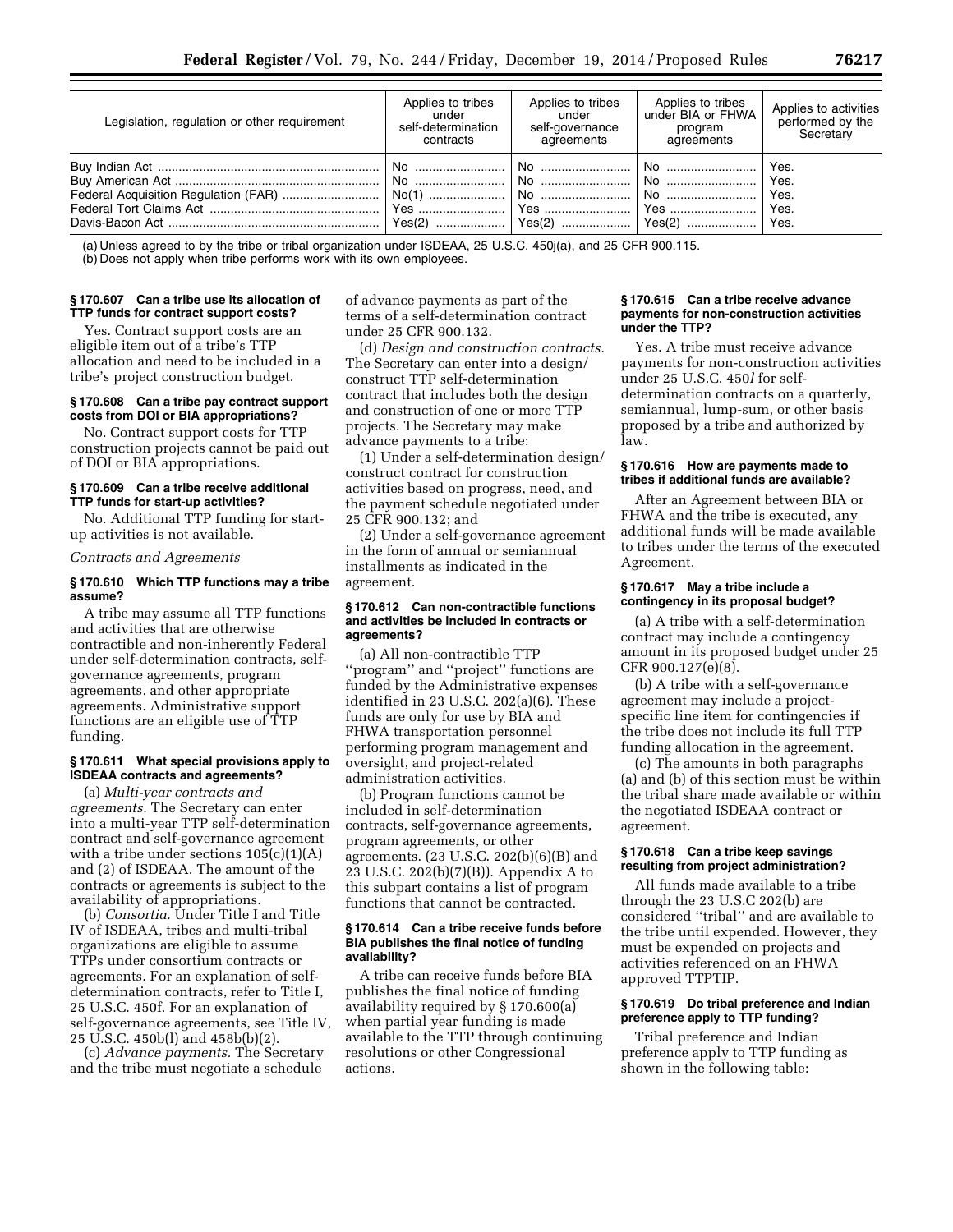| Legislation, regulation or other requirement | Applies to tribes under self-determination contracts | Applies to tribes under self-governance agreements | Applies to tribes under BIA or FHWA program agreements | Applies to activities performed by the Secretary |
|---|---|---|---|---|
| Buy Indian Act | No | No | No | Yes. |
| Buy American Act | No | No | No | Yes. |
| Federal Acquisition Regulation (FAR) | No(1) | No | No | Yes. |
| Federal Tort Claims Act | Yes | Yes | Yes | Yes. |
| Davis-Bacon Act | Yes(2) | Yes(2) | Yes(2) | Yes. |

(a) Unless agreed to by the tribe or tribal organization under ISDEAA, 25 U.S.C. 450j(a), and 25 CFR 900.115.

(b) Does not apply when tribe performs work with its own employees.

#### § 170.607 Can a tribe use its allocation of TTP funds for contract support costs?

Yes. Contract support costs are an eligible item out of a tribe's TTP allocation and need to be included in a tribe's project construction budget.

#### § 170.608 Can a tribe pay contract support costs from DOI or BIA appropriations?

No. Contract support costs for TTP construction projects cannot be paid out of DOI or BIA appropriations.

#### § 170.609 Can a tribe receive additional TTP funds for start-up activities?

No. Additional TTP funding for start-up activities is not available.

*Contracts and Agreements*

#### § 170.610 Which TTP functions may a tribe assume?

A tribe may assume all TTP functions and activities that are otherwise contractible and non-inherently Federal under self-determination contracts, self-governance agreements, program agreements, and other appropriate agreements. Administrative support functions are an eligible use of TTP funding.

#### § 170.611 What special provisions apply to ISDEAA contracts and agreements?

(a) *Multi-year contracts and agreements.* The Secretary can enter into a multi-year TTP self-determination contract and self-governance agreement with a tribe under sections 105(c)(1)(A) and (2) of ISDEAA. The amount of the contracts or agreements is subject to the availability of appropriations.

(b) *Consortia.* Under Title I and Title IV of ISDEAA, tribes and multi-tribal organizations are eligible to assume TTPs under consortium contracts or agreements. For an explanation of self-determination contracts, refer to Title I, 25 U.S.C. 450f. For an explanation of self-governance agreements, see Title IV, 25 U.S.C. 450b(l) and 458b(b)(2).

(c) *Advance payments.* The Secretary and the tribe must negotiate a schedule of advance payments as part of the terms of a self-determination contract under 25 CFR 900.132.

(d) *Design and construction contracts.* The Secretary can enter into a design/construct TTP self-determination contract that includes both the design and construction of one or more TTP projects. The Secretary may make advance payments to a tribe:

(1) Under a self-determination design/construct contract for construction activities based on progress, need, and the payment schedule negotiated under 25 CFR 900.132; and

(2) Under a self-governance agreement in the form of annual or semiannual installments as indicated in the agreement.

#### § 170.612 Can non-contractible functions and activities be included in contracts or agreements?

(a) All non-contractible TTP "program" and "project" functions are funded by the Administrative expenses identified in 23 U.S.C. 202(a)(6). These funds are only for use by BIA and FHWA transportation personnel performing program management and oversight, and project-related administration activities.

(b) Program functions cannot be included in self-determination contracts, self-governance agreements, program agreements, or other agreements. (23 U.S.C. 202(b)(6)(B) and 23 U.S.C. 202(b)(7)(B)). Appendix A to this subpart contains a list of program functions that cannot be contracted.

#### § 170.614 Can a tribe receive funds before BIA publishes the final notice of funding availability?

A tribe can receive funds before BIA publishes the final notice of funding availability required by § 170.600(a) when partial year funding is made available to the TTP through continuing resolutions or other Congressional actions.

#### § 170.615 Can a tribe receive advance payments for non-construction activities under the TTP?

Yes. A tribe must receive advance payments for non-construction activities under 25 U.S.C. 450*l* for self-determination contracts on a quarterly, semiannual, lump-sum, or other basis proposed by a tribe and authorized by law.

#### § 170.616 How are payments made to tribes if additional funds are available?

After an Agreement between BIA or FHWA and the tribe is executed, any additional funds will be made available to tribes under the terms of the executed Agreement.

#### § 170.617 May a tribe include a contingency in its proposal budget?

(a) A tribe with a self-determination contract may include a contingency amount in its proposed budget under 25 CFR 900.127(e)(8).

(b) A tribe with a self-governance agreement may include a project-specific line item for contingencies if the tribe does not include its full TTP funding allocation in the agreement.

(c) The amounts in both paragraphs (a) and (b) of this section must be within the tribal share made available or within the negotiated ISDEAA contract or agreement.

#### § 170.618 Can a tribe keep savings resulting from project administration?

All funds made available to a tribe through the 23 U.S.C 202(b) are considered "tribal" and are available to the tribe until expended. However, they must be expended on projects and activities referenced on an FHWA approved TTPTIP.

#### § 170.619 Do tribal preference and Indian preference apply to TTP funding?

Tribal preference and Indian preference apply to TTP funding as shown in the following table: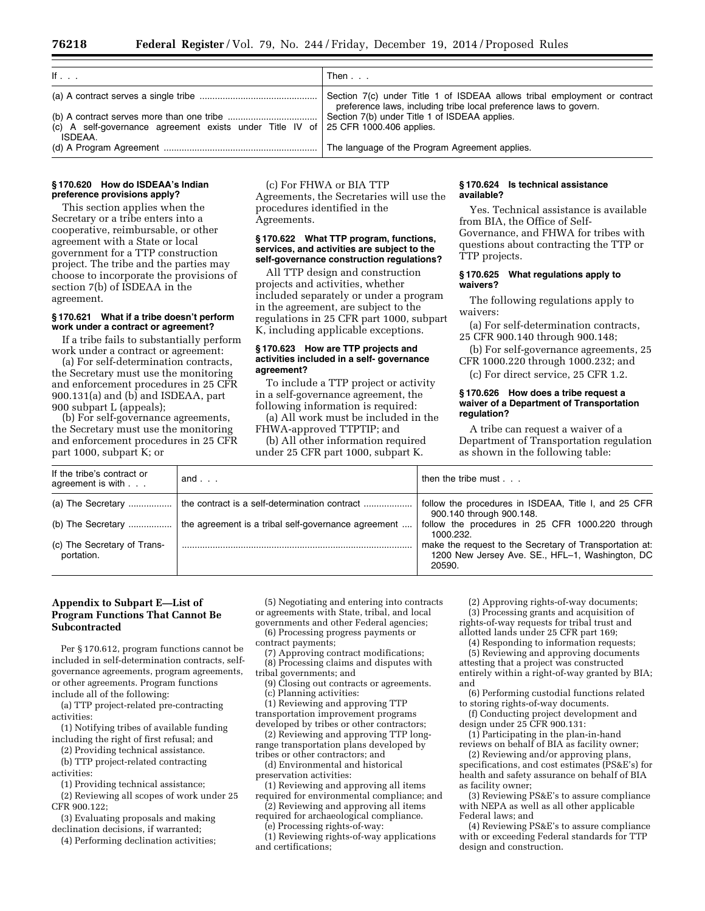| If . . . | Then . . . |
| --- | --- |
| (a) A contract serves a single tribe | Section 7(c) under Title 1 of ISDEAA allows tribal employment or contract preference laws, including tribe local preference laws to govern. |
| (b) A contract serves more than one tribe | Section 7(b) under Title 1 of ISDEAA applies. |
| (c) A self-governance agreement exists under Title IV of ISDEAA. | 25 CFR 1000.406 applies. |
| (d) A Program Agreement | The language of the Program Agreement applies. |

### § 170.620 How do ISDEAA's Indian preference provisions apply?

This section applies when the Secretary or a tribe enters into a cooperative, reimbursable, or other agreement with a State or local government for a TTP construction project. The tribe and the parties may choose to incorporate the provisions of section 7(b) of ISDEAA in the agreement.

### § 170.621 What if a tribe doesn't perform work under a contract or agreement?

If a tribe fails to substantially perform work under a contract or agreement:

(a) For self-determination contracts, the Secretary must use the monitoring and enforcement procedures in 25 CFR 900.131(a) and (b) and ISDEAA, part 900 subpart L (appeals);

(b) For self-governance agreements, the Secretary must use the monitoring and enforcement procedures in 25 CFR part 1000, subpart K; or

(c) For FHWA or BIA TTP Agreements, the Secretaries will use the procedures identified in the Agreements.

### § 170.622 What TTP program, functions, services, and activities are subject to the self-governance construction regulations?

All TTP design and construction projects and activities, whether included separately or under a program in the agreement, are subject to the regulations in 25 CFR part 1000, subpart K, including applicable exceptions.

### § 170.623 How are TTP projects and activities included in a self- governance agreement?

To include a TTP project or activity in a self-governance agreement, the following information is required:

(a) All work must be included in the FHWA-approved TTPTIP; and

(b) All other information required under 25 CFR part 1000, subpart K.

### § 170.624 Is technical assistance available?

Yes. Technical assistance is available from BIA, the Office of Self-Governance, and FHWA for tribes with questions about contracting the TTP or TTP projects.

### § 170.625 What regulations apply to waivers?

The following regulations apply to waivers:

(a) For self-determination contracts, 25 CFR 900.140 through 900.148;

(b) For self-governance agreements, 25 CFR 1000.220 through 1000.232; and

(c) For direct service, 25 CFR 1.2.

### § 170.626 How does a tribe request a waiver of a Department of Transportation regulation?

A tribe can request a waiver of a Department of Transportation regulation as shown in the following table:

| If the tribe's contract or agreement is with . . . | and . . . | then the tribe must . . . |
| --- | --- | --- |
| (a) The Secretary | the contract is a self-determination contract | follow the procedures in ISDEAA, Title I, and 25 CFR 900.140 through 900.148. |
| (b) The Secretary | the agreement is a tribal self-governance agreement | follow the procedures in 25 CFR 1000.220 through 1000.232. |
| (c) The Secretary of Transportation. | | make the request to the Secretary of Transportation at: 1200 New Jersey Ave. SE., HFL–1, Washington, DC 20590. |

## Appendix to Subpart E—List of Program Functions That Cannot Be Subcontracted

Per § 170.612, program functions cannot be included in self-determination contracts, self-governance agreements, program agreements, or other agreements. Program functions include all of the following:

(a) TTP project-related pre-contracting activities:

(1) Notifying tribes of available funding including the right of first refusal; and

(2) Providing technical assistance.

(b) TTP project-related contracting activities:

(1) Providing technical assistance;

(2) Reviewing all scopes of work under 25 CFR 900.122;

(3) Evaluating proposals and making declination decisions, if warranted;

(4) Performing declination activities;

(5) Negotiating and entering into contracts or agreements with State, tribal, and local governments and other Federal agencies;

(6) Processing progress payments or contract payments;

(7) Approving contract modifications;

(8) Processing claims and disputes with tribal governments; and

(9) Closing out contracts or agreements.

(c) Planning activities:

(1) Reviewing and approving TTP transportation improvement programs developed by tribes or other contractors;

(2) Reviewing and approving TTP long-range transportation plans developed by tribes or other contractors; and

(d) Environmental and historical preservation activities:

(1) Reviewing and approving all items required for environmental compliance; and

(2) Reviewing and approving all items required for archaeological compliance.

(e) Processing rights-of-way:

(1) Reviewing rights-of-way applications and certifications;

(2) Approving rights-of-way documents;

(3) Processing grants and acquisition of rights-of-way requests for tribal trust and allotted lands under 25 CFR part 169;

(4) Responding to information requests;

(5) Reviewing and approving documents attesting that a project was constructed entirely within a right-of-way granted by BIA; and

(6) Performing custodial functions related to storing rights-of-way documents.

(f) Conducting project development and design under 25 CFR 900.131:

(1) Participating in the plan-in-hand reviews on behalf of BIA as facility owner;

(2) Reviewing and/or approving plans, specifications, and cost estimates (PS&E's) for health and safety assurance on behalf of BIA as facility owner;

(3) Reviewing PS&E's to assure compliance with NEPA as well as all other applicable Federal laws; and

(4) Reviewing PS&E's to assure compliance with or exceeding Federal standards for TTP design and construction.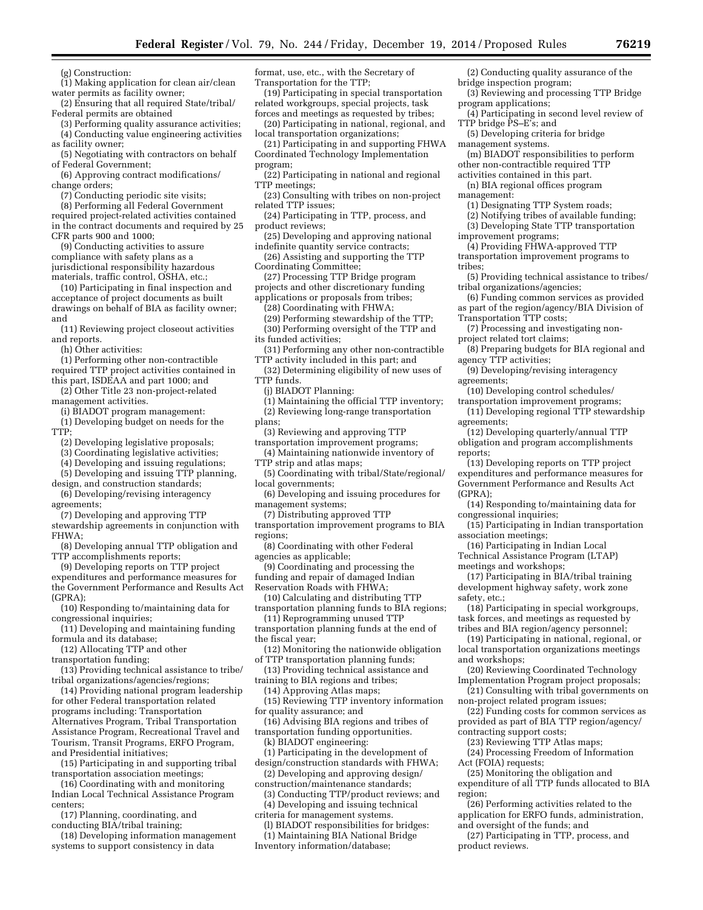(g) Construction:

(1) Making application for clean air/clean water permits as facility owner;

(2) Ensuring that all required State/tribal/Federal permits are obtained

(3) Performing quality assurance activities;

(4) Conducting value engineering activities as facility owner;

(5) Negotiating with contractors on behalf of Federal Government;

(6) Approving contract modifications/change orders;

(7) Conducting periodic site visits;

(8) Performing all Federal Government required project-related activities contained in the contract documents and required by 25 CFR parts 900 and 1000;

(9) Conducting activities to assure compliance with safety plans as a jurisdictional responsibility hazardous materials, traffic control, OSHA, etc.;

(10) Participating in final inspection and acceptance of project documents as built drawings on behalf of BIA as facility owner; and

(11) Reviewing project closeout activities and reports.

(h) Other activities:

(1) Performing other non-contractible required TTP project activities contained in this part, ISDEAA and part 1000; and

(2) Other Title 23 non-project-related management activities.

(i) BIADOT program management:

(1) Developing budget on needs for the TTP;

(2) Developing legislative proposals;

(3) Coordinating legislative activities;

(4) Developing and issuing regulations;

(5) Developing and issuing TTP planning, design, and construction standards;

(6) Developing/revising interagency agreements;

(7) Developing and approving TTP stewardship agreements in conjunction with FHWA;

(8) Developing annual TTP obligation and TTP accomplishments reports;

(9) Developing reports on TTP project expenditures and performance measures for the Government Performance and Results Act (GPRA);

(10) Responding to/maintaining data for congressional inquiries;

(11) Developing and maintaining funding formula and its database;

(12) Allocating TTP and other transportation funding;

(13) Providing technical assistance to tribe/tribal organizations/agencies/regions;

(14) Providing national program leadership for other Federal transportation related programs including: Transportation Alternatives Program, Tribal Transportation Assistance Program, Recreational Travel and Tourism, Transit Programs, ERFO Program, and Presidential initiatives;

(15) Participating in and supporting tribal transportation association meetings;

(16) Coordinating with and monitoring Indian Local Technical Assistance Program centers;

(17) Planning, coordinating, and conducting BIA/tribal training;

(18) Developing information management systems to support consistency in data format, use, etc., with the Secretary of Transportation for the TTP;

(19) Participating in special transportation related workgroups, special projects, task forces and meetings as requested by tribes;

(20) Participating in national, regional, and local transportation organizations;

(21) Participating in and supporting FHWA Coordinated Technology Implementation program;

(22) Participating in national and regional TTP meetings;

(23) Consulting with tribes on non-project related TTP issues;

(24) Participating in TTP, process, and product reviews;

(25) Developing and approving national indefinite quantity service contracts;

(26) Assisting and supporting the TTP Coordinating Committee;

(27) Processing TTP Bridge program projects and other discretionary funding applications or proposals from tribes;

(28) Coordinating with FHWA;

(29) Performing stewardship of the TTP;

(30) Performing oversight of the TTP and its funded activities;

(31) Performing any other non-contractible TTP activity included in this part; and

(32) Determining eligibility of new uses of TTP funds.

(j) BIADOT Planning:

(1) Maintaining the official TTP inventory;

(2) Reviewing long-range transportation plans;

(3) Reviewing and approving TTP transportation improvement programs;

(4) Maintaining nationwide inventory of TTP strip and atlas maps;

(5) Coordinating with tribal/State/regional/local governments;

(6) Developing and issuing procedures for management systems;

(7) Distributing approved TTP transportation improvement programs to BIA regions;

(8) Coordinating with other Federal agencies as applicable;

(9) Coordinating and processing the funding and repair of damaged Indian Reservation Roads with FHWA;

(10) Calculating and distributing TTP transportation planning funds to BIA regions;

(11) Reprogramming unused TTP transportation planning funds at the end of the fiscal year;

(12) Monitoring the nationwide obligation of TTP transportation planning funds;

(13) Providing technical assistance and training to BIA regions and tribes;

(14) Approving Atlas maps;

(15) Reviewing TTP inventory information for quality assurance; and

(16) Advising BIA regions and tribes of transportation funding opportunities.

(k) BIADOT engineering:

(1) Participating in the development of design/construction standards with FHWA;

(2) Developing and approving design/construction/maintenance standards;

(3) Conducting TTP/product reviews; and

(4) Developing and issuing technical criteria for management systems.

(l) BIADOT responsibilities for bridges:

(1) Maintaining BIA National Bridge Inventory information/database;

(2) Conducting quality assurance of the bridge inspection program;

(3) Reviewing and processing TTP Bridge program applications;

(4) Participating in second level review of TTP bridge PS–E's; and

(5) Developing criteria for bridge management systems.

(m) BIADOT responsibilities to perform other non-contractible required TTP activities contained in this part.

(n) BIA regional offices program management:

(1) Designating TTP System roads;

(2) Notifying tribes of available funding;

(3) Developing State TTP transportation improvement programs;

(4) Providing FHWA-approved TTP transportation improvement programs to tribes;

(5) Providing technical assistance to tribes/tribal organizations/agencies;

(6) Funding common services as provided as part of the region/agency/BIA Division of Transportation TTP costs;

(7) Processing and investigating non-project related tort claims;

(8) Preparing budgets for BIA regional and agency TTP activities;

(9) Developing/revising interagency agreements;

(10) Developing control schedules/transportation improvement programs;

(11) Developing regional TTP stewardship agreements;

(12) Developing quarterly/annual TTP obligation and program accomplishments reports;

(13) Developing reports on TTP project expenditures and performance measures for Government Performance and Results Act (GPRA);

(14) Responding to/maintaining data for congressional inquiries;

(15) Participating in Indian transportation association meetings;

(16) Participating in Indian Local Technical Assistance Program (LTAP) meetings and workshops;

(17) Participating in BIA/tribal training development highway safety, work zone safety, etc.;

(18) Participating in special workgroups, task forces, and meetings as requested by tribes and BIA region/agency personnel;

(19) Participating in national, regional, or local transportation organizations meetings and workshops;

(20) Reviewing Coordinated Technology Implementation Program project proposals;

(21) Consulting with tribal governments on non-project related program issues;

(22) Funding costs for common services as provided as part of BIA TTP region/agency/contracting support costs;

(23) Reviewing TTP Atlas maps;

(24) Processing Freedom of Information Act (FOIA) requests;

(25) Monitoring the obligation and expenditure of all TTP funds allocated to BIA region;

(26) Performing activities related to the application for ERFO funds, administration, and oversight of the funds; and

(27) Participating in TTP, process, and product reviews.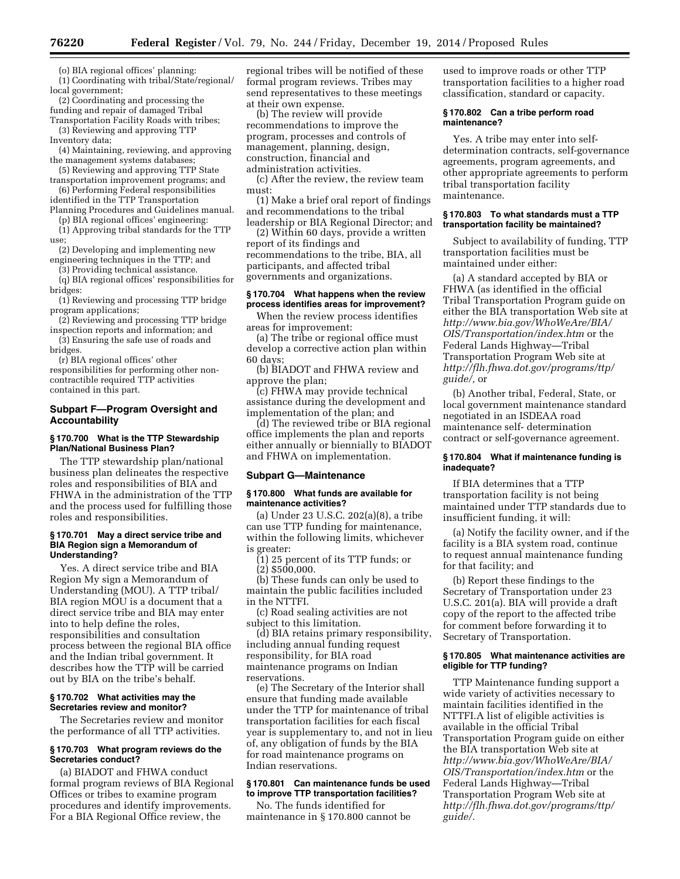(o) BIA regional offices' planning:

(1) Coordinating with tribal/State/regional/local government;

(2) Coordinating and processing the funding and repair of damaged Tribal Transportation Facility Roads with tribes;

(3) Reviewing and approving TTP Inventory data;

(4) Maintaining, reviewing, and approving the management systems databases;

(5) Reviewing and approving TTP State transportation improvement programs; and

(6) Performing Federal responsibilities identified in the TTP Transportation Planning Procedures and Guidelines manual.

(p) BIA regional offices' engineering:

(1) Approving tribal standards for the TTP use;

(2) Developing and implementing new engineering techniques in the TTP; and

(3) Providing technical assistance.

(q) BIA regional offices' responsibilities for bridges:

(1) Reviewing and processing TTP bridge program applications;

(2) Reviewing and processing TTP bridge inspection reports and information; and

(3) Ensuring the safe use of roads and bridges.

(r) BIA regional offices' other responsibilities for performing other non-contractible required TTP activities contained in this part.

## Subpart F—Program Oversight and Accountability

### § 170.700 What is the TTP Stewardship Plan/National Business Plan?

The TTP stewardship plan/national business plan delineates the respective roles and responsibilities of BIA and FHWA in the administration of the TTP and the process used for fulfilling those roles and responsibilities.

### § 170.701 May a direct service tribe and BIA Region sign a Memorandum of Understanding?

Yes. A direct service tribe and BIA Region My sign a Memorandum of Understanding (MOU). A TTP tribal/BIA region MOU is a document that a direct service tribe and BIA may enter into to help define the roles, responsibilities and consultation process between the regional BIA office and the Indian tribal government. It describes how the TTP will be carried out by BIA on the tribe's behalf.

### § 170.702 What activities may the Secretaries review and monitor?

The Secretaries review and monitor the performance of all TTP activities.

### § 170.703 What program reviews do the Secretaries conduct?

(a) BIADOT and FHWA conduct formal program reviews of BIA Regional Offices or tribes to examine program procedures and identify improvements. For a BIA Regional Office review, the regional tribes will be notified of these formal program reviews. Tribes may send representatives to these meetings at their own expense.

(b) The review will provide recommendations to improve the program, processes and controls of management, planning, design, construction, financial and administration activities.

(c) After the review, the review team must:

(1) Make a brief oral report of findings and recommendations to the tribal leadership or BIA Regional Director; and

(2) Within 60 days, provide a written report of its findings and recommendations to the tribe, BIA, all participants, and affected tribal governments and organizations.

### § 170.704 What happens when the review process identifies areas for improvement?

When the review process identifies areas for improvement:

(a) The tribe or regional office must develop a corrective action plan within 60 days;

(b) BIADOT and FHWA review and approve the plan;

(c) FHWA may provide technical assistance during the development and implementation of the plan; and

(d) The reviewed tribe or BIA regional office implements the plan and reports either annually or biennially to BIADOT and FHWA on implementation.

## Subpart G—Maintenance

### § 170.800 What funds are available for maintenance activities?

(a) Under 23 U.S.C. 202(a)(8), a tribe can use TTP funding for maintenance, within the following limits, whichever is greater:

(1) 25 percent of its TTP funds; or

(2) $500,000.

(b) These funds can only be used to maintain the public facilities included in the NTTFI.

(c) Road sealing activities are not subject to this limitation.

(d) BIA retains primary responsibility, including annual funding request responsibility, for BIA road maintenance programs on Indian reservations.

(e) The Secretary of the Interior shall ensure that funding made available under the TTP for maintenance of tribal transportation facilities for each fiscal year is supplementary to, and not in lieu of, any obligation of funds by the BIA for road maintenance programs on Indian reservations.

### § 170.801 Can maintenance funds be used to improve TTP transportation facilities?

No. The funds identified for maintenance in § 170.800 cannot be used to improve roads or other TTP transportation facilities to a higher road classification, standard or capacity.

### § 170.802 Can a tribe perform road maintenance?

Yes. A tribe may enter into self-determination contracts, self-governance agreements, program agreements, and other appropriate agreements to perform tribal transportation facility maintenance.

### § 170.803 To what standards must a TTP transportation facility be maintained?

Subject to availability of funding, TTP transportation facilities must be maintained under either:

(a) A standard accepted by BIA or FHWA (as identified in the official Tribal Transportation Program guide on either the BIA transportation Web site at *http://www.bia.gov/WhoWeAre/BIA/OIS/Transportation/index.htm* or the Federal Lands Highway—Tribal Transportation Program Web site at *http://flh.fhwa.dot.gov/programs/ttp/guide/,* or

(b) Another tribal, Federal, State, or local government maintenance standard negotiated in an ISDEAA road maintenance self- determination contract or self-governance agreement.

### § 170.804 What if maintenance funding is inadequate?

If BIA determines that a TTP transportation facility is not being maintained under TTP standards due to insufficient funding, it will:

(a) Notify the facility owner, and if the facility is a BIA system road, continue to request annual maintenance funding for that facility; and

(b) Report these findings to the Secretary of Transportation under 23 U.S.C. 201(a). BIA will provide a draft copy of the report to the affected tribe for comment before forwarding it to Secretary of Transportation.

### § 170.805 What maintenance activities are eligible for TTP funding?

TTP Maintenance funding support a wide variety of activities necessary to maintain facilities identified in the NTTFI.A list of eligible activities is available in the official Tribal Transportation Program guide on either the BIA transportation Web site at *http://www.bia.gov/WhoWeAre/BIA/OIS/Transportation/index.htm* or the Federal Lands Highway—Tribal Transportation Program Web site at *http://flh.fhwa.dot.gov/programs/ttp/guide/.*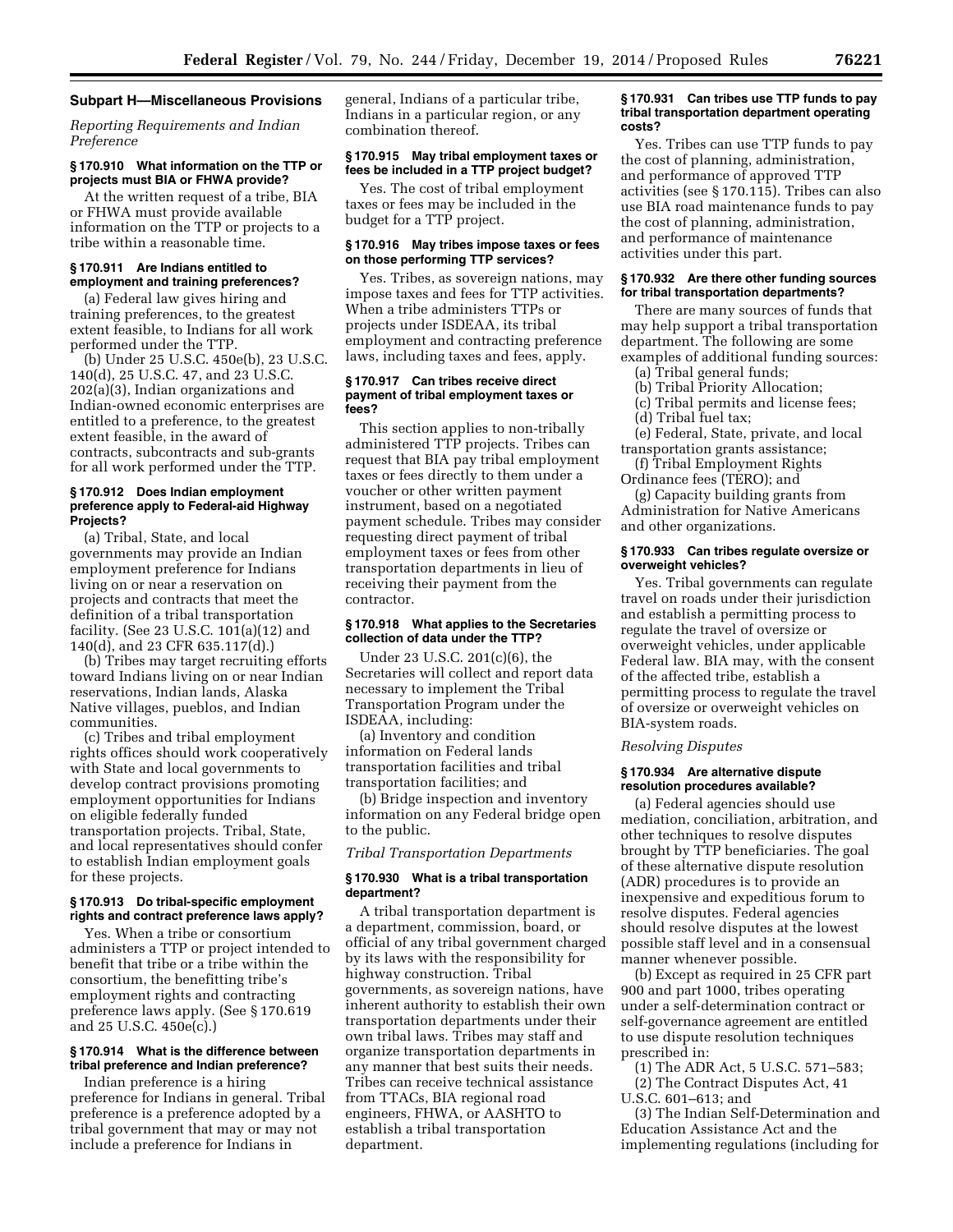### Subpart H—Miscellaneous Provisions

*Reporting Requirements and Indian Preference*

#### § 170.910 What information on the TTP or projects must BIA or FHWA provide?

At the written request of a tribe, BIA or FHWA must provide available information on the TTP or projects to a tribe within a reasonable time.

#### § 170.911 Are Indians entitled to employment and training preferences?

(a) Federal law gives hiring and training preferences, to the greatest extent feasible, to Indians for all work performed under the TTP.

(b) Under 25 U.S.C. 450e(b), 23 U.S.C. 140(d), 25 U.S.C. 47, and 23 U.S.C. 202(a)(3), Indian organizations and Indian-owned economic enterprises are entitled to a preference, to the greatest extent feasible, in the award of contracts, subcontracts and sub-grants for all work performed under the TTP.

#### § 170.912 Does Indian employment preference apply to Federal-aid Highway Projects?

(a) Tribal, State, and local governments may provide an Indian employment preference for Indians living on or near a reservation on projects and contracts that meet the definition of a tribal transportation facility. (See 23 U.S.C. 101(a)(12) and 140(d), and 23 CFR 635.117(d).)

(b) Tribes may target recruiting efforts toward Indians living on or near Indian reservations, Indian lands, Alaska Native villages, pueblos, and Indian communities.

(c) Tribes and tribal employment rights offices should work cooperatively with State and local governments to develop contract provisions promoting employment opportunities for Indians on eligible federally funded transportation projects. Tribal, State, and local representatives should confer to establish Indian employment goals for these projects.

#### § 170.913 Do tribal-specific employment rights and contract preference laws apply?

Yes. When a tribe or consortium administers a TTP or project intended to benefit that tribe or a tribe within the consortium, the benefitting tribe's employment rights and contracting preference laws apply. (See § 170.619 and 25 U.S.C. 450e(c).)

#### § 170.914 What is the difference between tribal preference and Indian preference?

Indian preference is a hiring preference for Indians in general. Tribal preference is a preference adopted by a tribal government that may or may not include a preference for Indians in general, Indians of a particular tribe, Indians in a particular region, or any combination thereof.

#### § 170.915 May tribal employment taxes or fees be included in a TTP project budget?

Yes. The cost of tribal employment taxes or fees may be included in the budget for a TTP project.

#### § 170.916 May tribes impose taxes or fees on those performing TTP services?

Yes. Tribes, as sovereign nations, may impose taxes and fees for TTP activities. When a tribe administers TTPs or projects under ISDEAA, its tribal employment and contracting preference laws, including taxes and fees, apply.

#### § 170.917 Can tribes receive direct payment of tribal employment taxes or fees?

This section applies to non-tribally administered TTP projects. Tribes can request that BIA pay tribal employment taxes or fees directly to them under a voucher or other written payment instrument, based on a negotiated payment schedule. Tribes may consider requesting direct payment of tribal employment taxes or fees from other transportation departments in lieu of receiving their payment from the contractor.

#### § 170.918 What applies to the Secretaries collection of data under the TTP?

Under 23 U.S.C. 201(c)(6), the Secretaries will collect and report data necessary to implement the Tribal Transportation Program under the ISDEAA, including:

(a) Inventory and condition information on Federal lands transportation facilities and tribal transportation facilities; and

(b) Bridge inspection and inventory information on any Federal bridge open to the public.

*Tribal Transportation Departments*

#### § 170.930 What is a tribal transportation department?

A tribal transportation department is a department, commission, board, or official of any tribal government charged by its laws with the responsibility for highway construction. Tribal governments, as sovereign nations, have inherent authority to establish their own transportation departments under their own tribal laws. Tribes may staff and organize transportation departments in any manner that best suits their needs. Tribes can receive technical assistance from TTACs, BIA regional road engineers, FHWA, or AASHTO to establish a tribal transportation department.

#### § 170.931 Can tribes use TTP funds to pay tribal transportation department operating costs?

Yes. Tribes can use TTP funds to pay the cost of planning, administration, and performance of approved TTP activities (see § 170.115). Tribes can also use BIA road maintenance funds to pay the cost of planning, administration, and performance of maintenance activities under this part.

#### § 170.932 Are there other funding sources for tribal transportation departments?

There are many sources of funds that may help support a tribal transportation department. The following are some examples of additional funding sources:

(a) Tribal general funds;

(b) Tribal Priority Allocation;

(c) Tribal permits and license fees;

(d) Tribal fuel tax;

(e) Federal, State, private, and local transportation grants assistance;

(f) Tribal Employment Rights Ordinance fees (TERO); and

(g) Capacity building grants from Administration for Native Americans and other organizations.

#### § 170.933 Can tribes regulate oversize or overweight vehicles?

Yes. Tribal governments can regulate travel on roads under their jurisdiction and establish a permitting process to regulate the travel of oversize or overweight vehicles, under applicable Federal law. BIA may, with the consent of the affected tribe, establish a permitting process to regulate the travel of oversize or overweight vehicles on BIA-system roads.

*Resolving Disputes*

#### § 170.934 Are alternative dispute resolution procedures available?

(a) Federal agencies should use mediation, conciliation, arbitration, and other techniques to resolve disputes brought by TTP beneficiaries. The goal of these alternative dispute resolution (ADR) procedures is to provide an inexpensive and expeditious forum to resolve disputes. Federal agencies should resolve disputes at the lowest possible staff level and in a consensual manner whenever possible.

(b) Except as required in 25 CFR part 900 and part 1000, tribes operating under a self-determination contract or self-governance agreement are entitled to use dispute resolution techniques prescribed in:

(1) The ADR Act, 5 U.S.C. 571–583;

(2) The Contract Disputes Act, 41 U.S.C. 601–613; and

(3) The Indian Self-Determination and Education Assistance Act and the implementing regulations (including for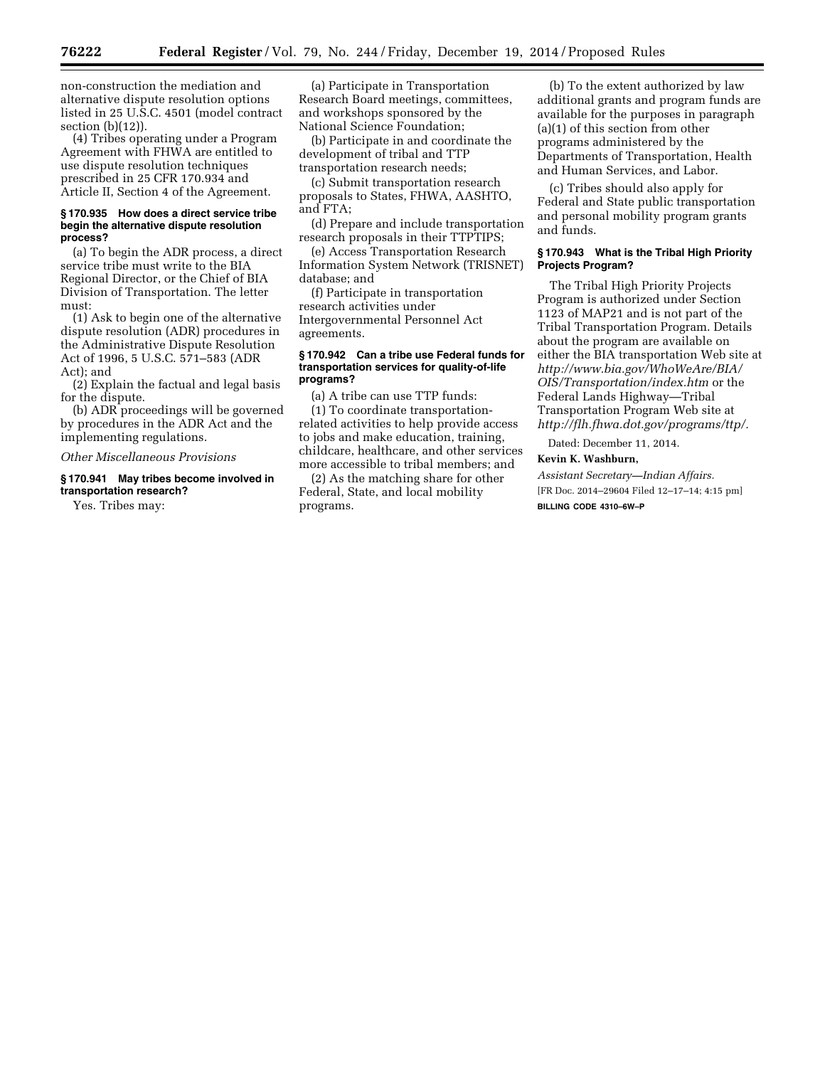non-construction the mediation and alternative dispute resolution options listed in 25 U.S.C. 4501 (model contract section (b)(12)).

(4) Tribes operating under a Program Agreement with FHWA are entitled to use dispute resolution techniques prescribed in 25 CFR 170.934 and Article II, Section 4 of the Agreement.

#### § 170.935 How does a direct service tribe begin the alternative dispute resolution process?

(a) To begin the ADR process, a direct service tribe must write to the BIA Regional Director, or the Chief of BIA Division of Transportation. The letter must:

(1) Ask to begin one of the alternative dispute resolution (ADR) procedures in the Administrative Dispute Resolution Act of 1996, 5 U.S.C. 571–583 (ADR Act); and

(2) Explain the factual and legal basis for the dispute.

(b) ADR proceedings will be governed by procedures in the ADR Act and the implementing regulations.

*Other Miscellaneous Provisions*

#### § 170.941 May tribes become involved in transportation research?

Yes. Tribes may:

(a) Participate in Transportation Research Board meetings, committees, and workshops sponsored by the National Science Foundation;

(b) Participate in and coordinate the development of tribal and TTP transportation research needs;

(c) Submit transportation research proposals to States, FHWA, AASHTO, and FTA;

(d) Prepare and include transportation research proposals in their TTPTIPS;

(e) Access Transportation Research Information System Network (TRISNET) database; and

(f) Participate in transportation research activities under Intergovernmental Personnel Act agreements.

#### § 170.942 Can a tribe use Federal funds for transportation services for quality-of-life programs?

(a) A tribe can use TTP funds:

(1) To coordinate transportation-related activities to help provide access to jobs and make education, training, childcare, healthcare, and other services more accessible to tribal members; and

(2) As the matching share for other Federal, State, and local mobility programs.

(b) To the extent authorized by law additional grants and program funds are available for the purposes in paragraph (a)(1) of this section from other programs administered by the Departments of Transportation, Health and Human Services, and Labor.

(c) Tribes should also apply for Federal and State public transportation and personal mobility program grants and funds.

#### § 170.943 What is the Tribal High Priority Projects Program?

The Tribal High Priority Projects Program is authorized under Section 1123 of MAP21 and is not part of the Tribal Transportation Program. Details about the program are available on either the BIA transportation Web site at *http://www.bia.gov/WhoWeAre/BIA/OIS/Transportation/index.htm* or the Federal Lands Highway—Tribal Transportation Program Web site at *http://flh.fhwa.dot.gov/programs/ttp/.*

Dated: December 11, 2014.

**Kevin K. Washburn,**

*Assistant Secretary—Indian Affairs.*

[FR Doc. 2014–29604 Filed 12–17–14; 4:15 pm]

**BILLING CODE 4310–6W–P**